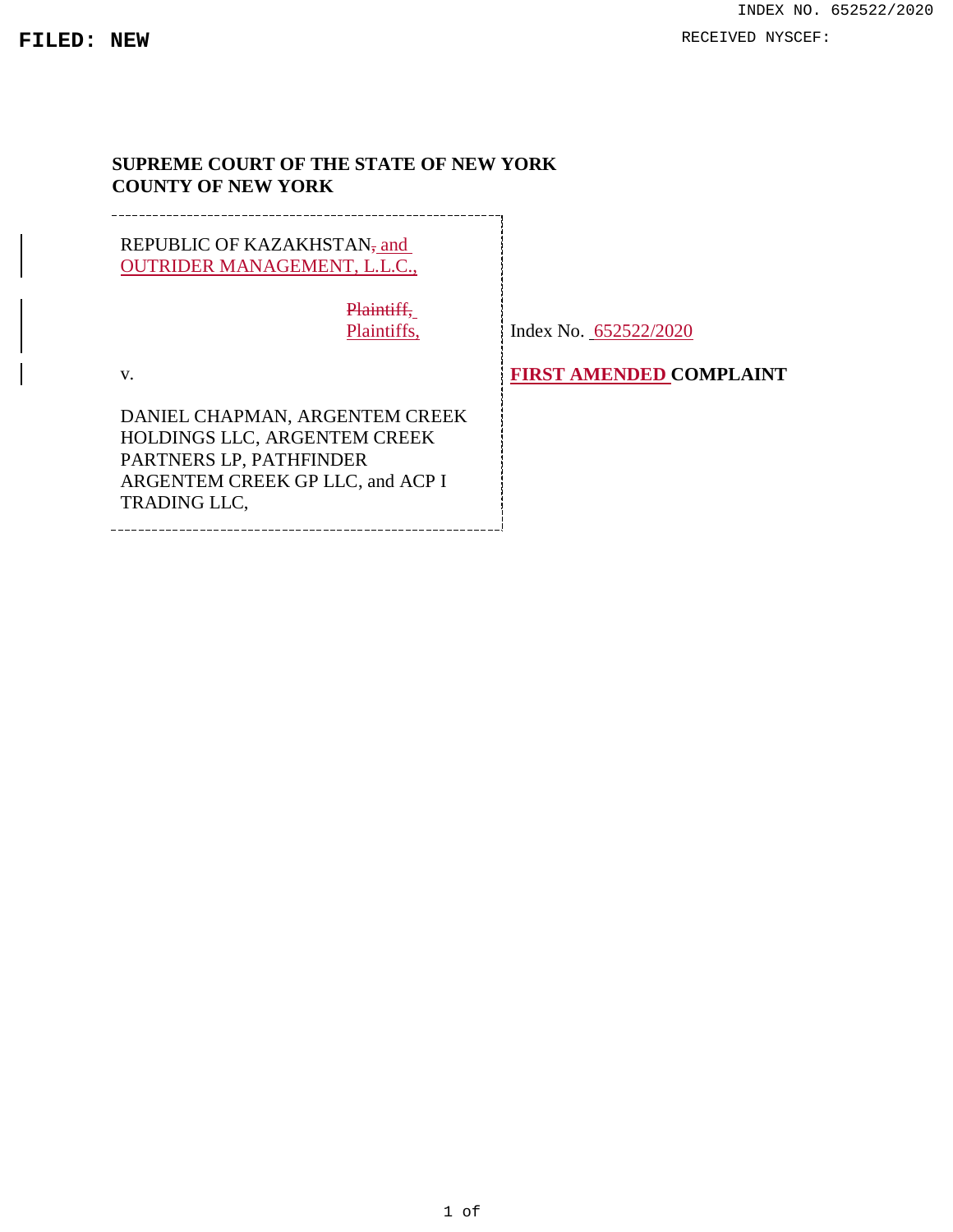FILED: NEW

INDEX NO. 652522/2020

RECEIVED NYSCEF:

**SUPREME COURT OF THE STATE OF NEW YORK**
**COUNTY OF NEW YORK**

| | |
|---|---|
| REPUBLIC OF KAZAKHSTAN, and OUTRIDER MANAGEMENT, L.L.C., | |
| Plaintiff, Plaintiffs, | Index No. 652522/2020 |
| v. | **FIRST AMENDED COMPLAINT** |
| DANIEL CHAPMAN, ARGENTEM CREEK HOLDINGS LLC, ARGENTEM CREEK PARTNERS LP, PATHFINDER ARGENTEM CREEK GP LLC, and ACP I TRADING LLC, | |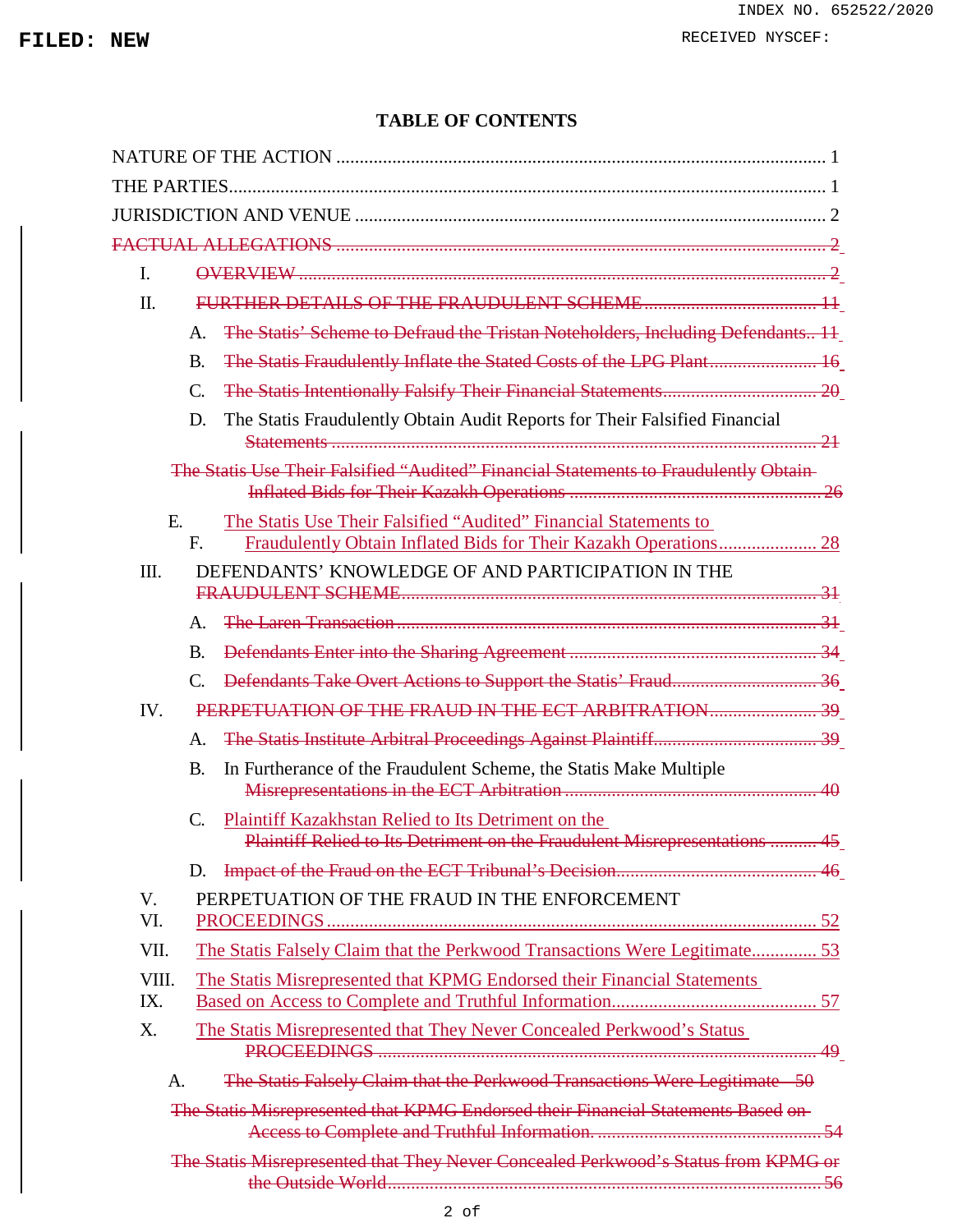# TABLE OF CONTENTS

NATURE OF THE ACTION ........................................................................................................ 1

THE PARTIES............................................................................................................................... 1

JURISDICTION AND VENUE .................................................................................................... 2

~~FACTUAL ALLEGATIONS ....................................................................................................... 2~~

I. ~~OVERVIEW ................................................................................................................ 2~~

II. ~~FURTHER DETAILS OF THE FRAUDULENT SCHEME.................................... 11~~

A. ~~The Statis' Scheme to Defraud the Tristan Noteholders, Including Defendants.. 11~~

B. ~~The Statis Fraudulently Inflate the Stated Costs of the LPG Plant...................... 16~~

C. ~~The Statis Intentionally Falsify Their Financial Statements................................ 20~~

D. The Statis Fraudulently Obtain Audit Reports for Their Falsified Financial ~~Statements ........................................................................................................... 21~~

~~The Statis Use Their Falsified "Audited" Financial Statements to Fraudulently Obtain Inflated Bids for Their Kazakh Operations ...................................................... 26~~

E. F. The Statis Use Their Falsified "Audited" Financial Statements to Fraudulently Obtain Inflated Bids for Their Kazakh Operations..................... 28

III. DEFENDANTS' KNOWLEDGE OF AND PARTICIPATION IN THE ~~FRAUDULENT SCHEME........................................................................................ 31~~

A. ~~The Laren Transaction ........................................................................................ 31~~

B. ~~Defendants Enter into the Sharing Agreement .................................................... 34~~

C. ~~Defendants Take Overt Actions to Support the Statis' Fraud.............................. 36~~

IV. ~~PERPETUATION OF THE FRAUD IN THE ECT ARBITRATION...................... 39~~

A. ~~The Statis Institute Arbitral Proceedings Against Plaintiff.................................. 39~~

B. In Furtherance of the Fraudulent Scheme, the Statis Make Multiple ~~Misrepresentations in the ECT Arbitration ......................................................... 40~~

C. Plaintiff Kazakhstan Relied to Its Detriment on the ~~Plaintiff Relied to Its Detriment on the Fraudulent Misrepresentations .......... 45~~

D. ~~Impact of the Fraud on the ECT Tribunal's Decision.......................................... 46~~

V. VI. PERPETUATION OF THE FRAUD IN THE ENFORCEMENT PROCEEDINGS........................................................................................................ 52

VII. The Statis Falsely Claim that the Perkwood Transactions Were Legitimate.............. 53

VIII. IX. The Statis Misrepresented that KPMG Endorsed their Financial Statements Based on Access to Complete and Truthful Information............................................ 57

X. The Statis Misrepresented that They Never Concealed Perkwood's Status ~~PROCEEDINGS ............................................................................................ 49~~

A. ~~The Statis Falsely Claim that the Perkwood Transactions Were Legitimate 50~~

~~The Statis Misrepresented that KPMG Endorsed their Financial Statements Based on Access to Complete and Truthful Information. ............................................... 54~~

~~The Statis Misrepresented that They Never Concealed Perkwood's Status from KPMG or the Outside World............................................................................................ 56~~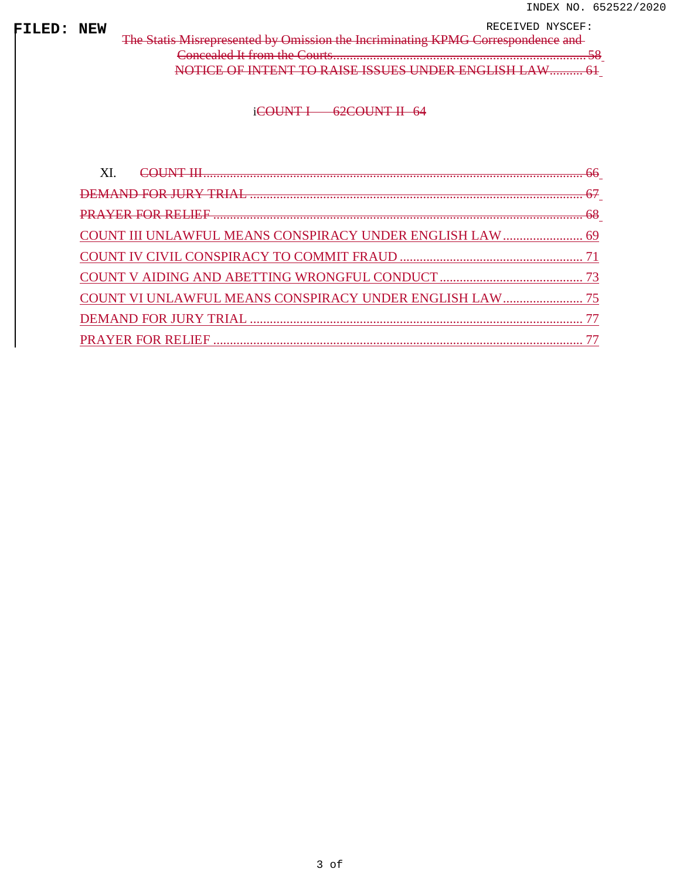~~The Statis Misrepresented by Omission the Incriminating KPMG Correspondence and Concealed It from the Courts........................................................................... 58~~

~~NOTICE OF INTENT TO RAISE ISSUES UNDER ENGLISH LAW.......... 61~~

i~~COUNT I ........ 62~~~~COUNT II 64~~

XI. ~~COUNT III................................................................................................................. 66~~

~~DEMAND FOR JURY TRIAL ................................................................................................... 67~~

~~PRAYER FOR RELIEF .............................................................................................................. 68~~

COUNT III UNLAWFUL MEANS CONSPIRACY UNDER ENGLISH LAW........................ 69

COUNT IV CIVIL CONSPIRACY TO COMMIT FRAUD ...................................................... 71

COUNT V AIDING AND ABETTING WRONGFUL CONDUCT ........................................... 73

COUNT VI UNLAWFUL MEANS CONSPIRACY UNDER ENGLISH LAW........................ 75

DEMAND FOR JURY TRIAL ................................................................................................... 77

PRAYER FOR RELIEF .............................................................................................................. 77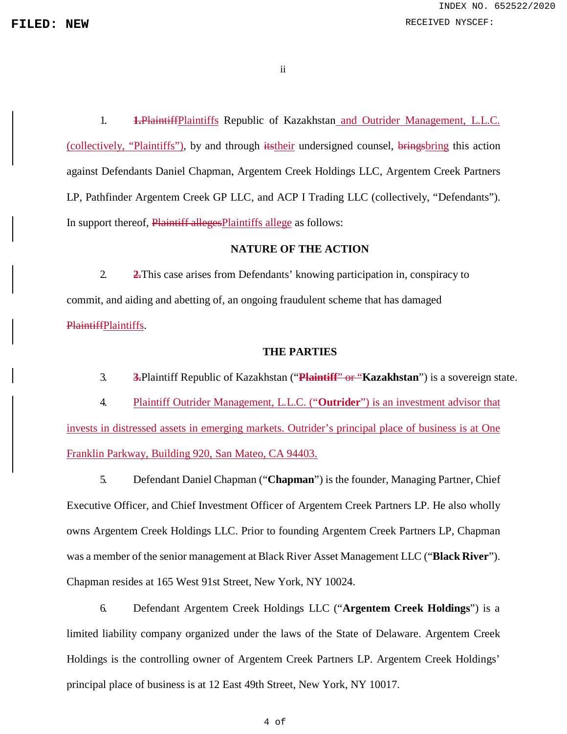1. ~~1.Plaintiff~~Plaintiffs Republic of Kazakhstan and Outrider Management, L.L.C. (collectively, "Plaintiffs"), by and through ~~its~~their undersigned counsel, ~~brings~~bring this action against Defendants Daniel Chapman, Argentem Creek Holdings LLC, Argentem Creek Partners LP, Pathfinder Argentem Creek GP LLC, and ACP I Trading LLC (collectively, "Defendants"). In support thereof, ~~Plaintiff alleges~~Plaintiffs allege as follows:

## NATURE OF THE ACTION

2. ~~2.~~This case arises from Defendants' knowing participation in, conspiracy to commit, and aiding and abetting of, an ongoing fraudulent scheme that has damaged ~~Plaintiff~~Plaintiffs.

## THE PARTIES

3. ~~3.~~Plaintiff Republic of Kazakhstan ("~~**Plaintiff**" or "~~**Kazakhstan**") is a sovereign state.

4. Plaintiff Outrider Management, L.L.C. ("**Outrider**") is an investment advisor that invests in distressed assets in emerging markets. Outrider's principal place of business is at One Franklin Parkway, Building 920, San Mateo, CA 94403.

5. Defendant Daniel Chapman ("**Chapman**") is the founder, Managing Partner, Chief Executive Officer, and Chief Investment Officer of Argentem Creek Partners LP. He also wholly owns Argentem Creek Holdings LLC. Prior to founding Argentem Creek Partners LP, Chapman was a member of the senior management at Black River Asset Management LLC ("**Black River**"). Chapman resides at 165 West 91st Street, New York, NY 10024.

6. Defendant Argentem Creek Holdings LLC ("**Argentem Creek Holdings**") is a limited liability company organized under the laws of the State of Delaware. Argentem Creek Holdings is the controlling owner of Argentem Creek Partners LP. Argentem Creek Holdings' principal place of business is at 12 East 49th Street, New York, NY 10017.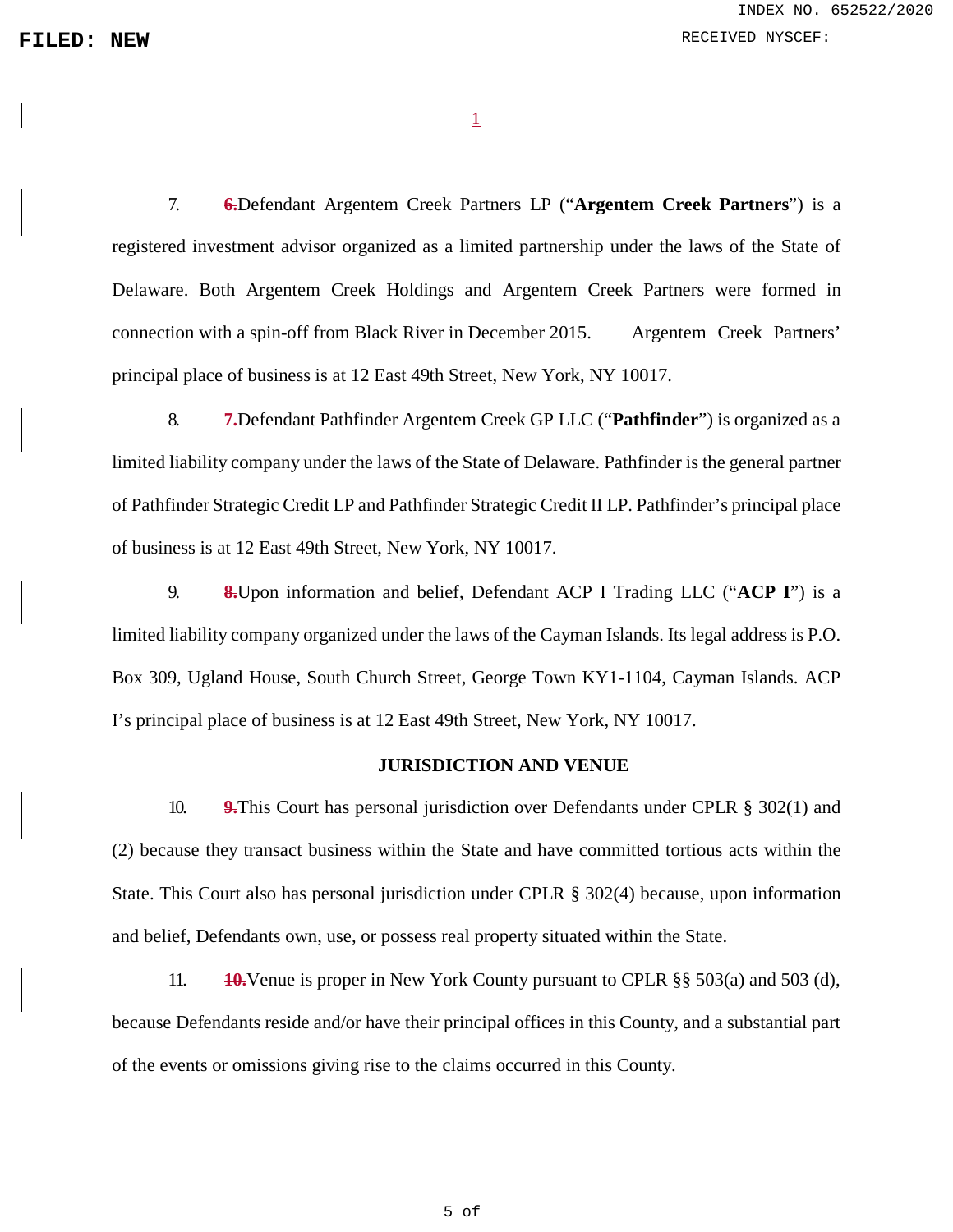7. ~~6.~~Defendant Argentem Creek Partners LP ("**Argentem Creek Partners**") is a registered investment advisor organized as a limited partnership under the laws of the State of Delaware. Both Argentem Creek Holdings and Argentem Creek Partners were formed in connection with a spin-off from Black River in December 2015. Argentem Creek Partners' principal place of business is at 12 East 49th Street, New York, NY 10017.

8. ~~7.~~Defendant Pathfinder Argentem Creek GP LLC ("**Pathfinder**") is organized as a limited liability company under the laws of the State of Delaware. Pathfinder is the general partner of Pathfinder Strategic Credit LP and Pathfinder Strategic Credit II LP. Pathfinder's principal place of business is at 12 East 49th Street, New York, NY 10017.

9. ~~8.~~Upon information and belief, Defendant ACP I Trading LLC ("**ACP I**") is a limited liability company organized under the laws of the Cayman Islands. Its legal address is P.O. Box 309, Ugland House, South Church Street, George Town KY1-1104, Cayman Islands. ACP I's principal place of business is at 12 East 49th Street, New York, NY 10017.

## JURISDICTION AND VENUE

10. ~~9.~~This Court has personal jurisdiction over Defendants under CPLR § 302(1) and (2) because they transact business within the State and have committed tortious acts within the State. This Court also has personal jurisdiction under CPLR § 302(4) because, upon information and belief, Defendants own, use, or possess real property situated within the State.

11. ~~10.~~Venue is proper in New York County pursuant to CPLR §§ 503(a) and 503 (d), because Defendants reside and/or have their principal offices in this County, and a substantial part of the events or omissions giving rise to the claims occurred in this County.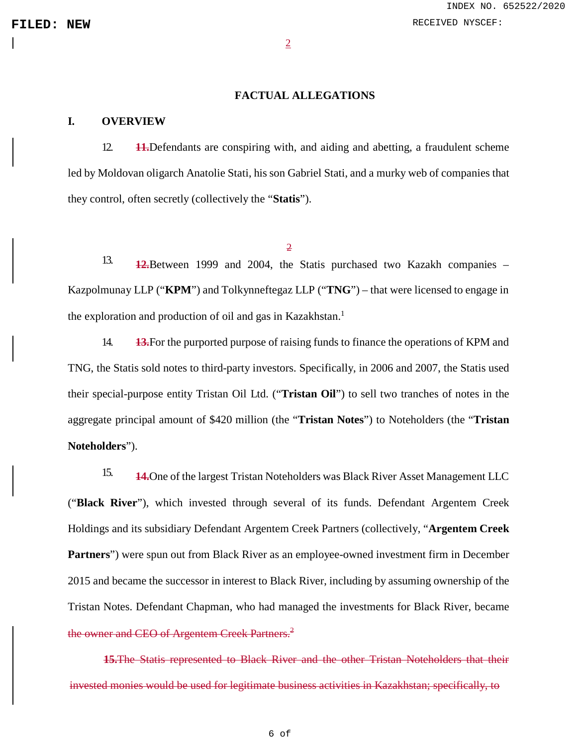## FACTUAL ALLEGATIONS

### I. OVERVIEW

12. ~~11.~~Defendants are conspiring with, and aiding and abetting, a fraudulent scheme led by Moldovan oligarch Anatolie Stati, his son Gabriel Stati, and a murky web of companies that they control, often secretly (collectively the "**Statis**").

13. ~~12.~~Between 1999 and 2004, the Statis purchased two Kazakh companies – Kazpolmunay LLP ("**KPM**") and Tolkynneftegaz LLP ("**TNG**") – that were licensed to engage in the exploration and production of oil and gas in Kazakhstan.[1]

14. ~~13.~~For the purported purpose of raising funds to finance the operations of KPM and TNG, the Statis sold notes to third-party investors. Specifically, in 2006 and 2007, the Statis used their special-purpose entity Tristan Oil Ltd. ("**Tristan Oil**") to sell two tranches of notes in the aggregate principal amount of $420 million (the "**Tristan Notes**") to Noteholders (the "**Tristan Noteholders**").

15. ~~14.~~One of the largest Tristan Noteholders was Black River Asset Management LLC ("**Black River**"), which invested through several of its funds. Defendant Argentem Creek Holdings and its subsidiary Defendant Argentem Creek Partners (collectively, "**Argentem Creek Partners**") were spun out from Black River as an employee-owned investment firm in December 2015 and became the successor in interest to Black River, including by assuming ownership of the Tristan Notes. Defendant Chapman, who had managed the investments for Black River, became ~~the owner and CEO of Argentem Creek Partners.~~[2]

~~**15.**The Statis represented to Black River and the other Tristan Noteholders that their invested monies would be used for legitimate business activities in Kazakhstan; specifically, to~~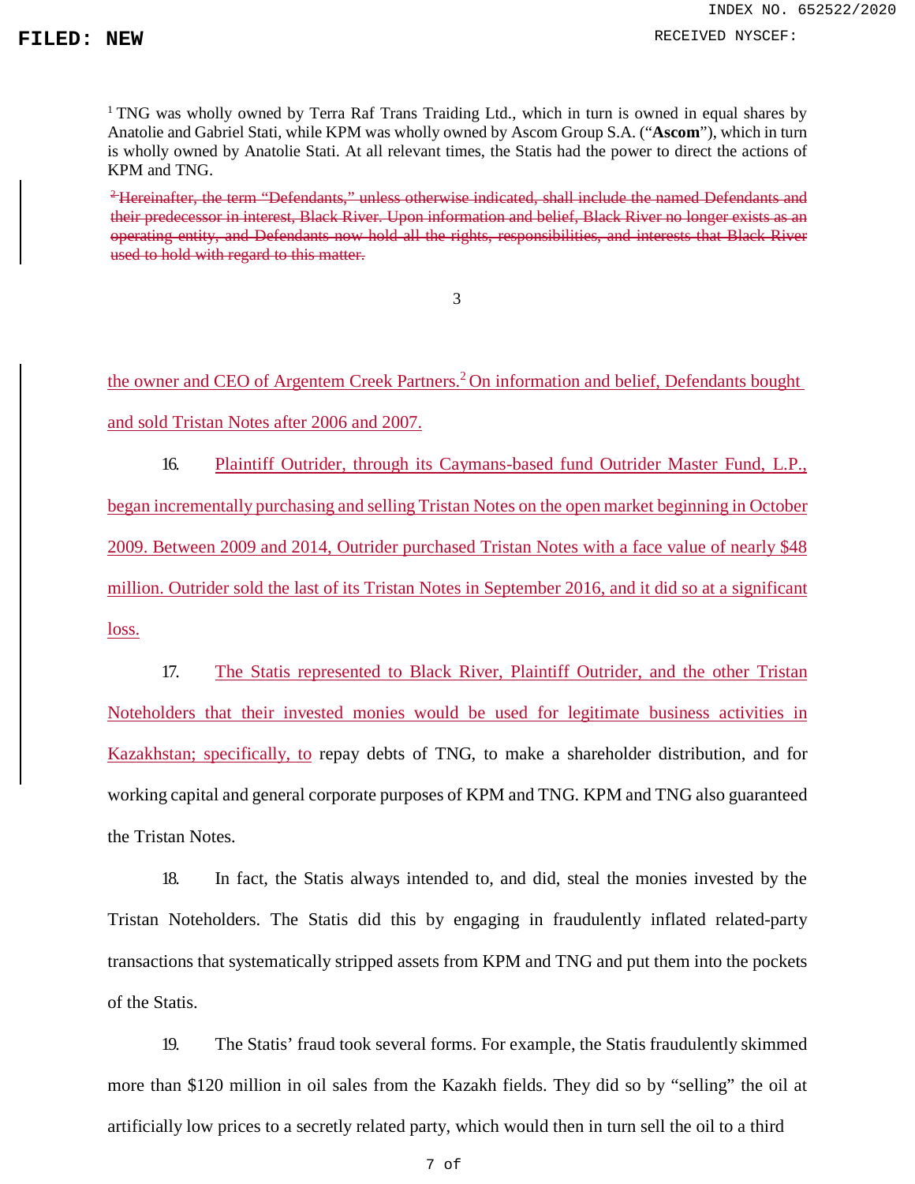[1] TNG was wholly owned by Terra Raf Trans Traiding Ltd., which in turn is owned in equal shares by Anatolie and Gabriel Stati, while KPM was wholly owned by Ascom Group S.A. ("**Ascom**"), which in turn is wholly owned by Anatolie Stati. At all relevant times, the Statis had the power to direct the actions of KPM and TNG.

~~[2] Hereinafter, the term "Defendants," unless otherwise indicated, shall include the named Defendants and their predecessor in interest, Black River. Upon information and belief, Black River no longer exists as an operating entity, and Defendants now hold all the rights, responsibilities, and interests that Black River used to hold with regard to this matter.~~

the owner and CEO of Argentem Creek Partners.[2] On information and belief, Defendants bought and sold Tristan Notes after 2006 and 2007.

16. Plaintiff Outrider, through its Caymans-based fund Outrider Master Fund, L.P., began incrementally purchasing and selling Tristan Notes on the open market beginning in October 2009. Between 2009 and 2014, Outrider purchased Tristan Notes with a face value of nearly $48 million. Outrider sold the last of its Tristan Notes in September 2016, and it did so at a significant loss.

17. The Statis represented to Black River, Plaintiff Outrider, and the other Tristan Noteholders that their invested monies would be used for legitimate business activities in Kazakhstan; specifically, to repay debts of TNG, to make a shareholder distribution, and for working capital and general corporate purposes of KPM and TNG. KPM and TNG also guaranteed the Tristan Notes.

18. In fact, the Statis always intended to, and did, steal the monies invested by the Tristan Noteholders. The Statis did this by engaging in fraudulently inflated related-party transactions that systematically stripped assets from KPM and TNG and put them into the pockets of the Statis.

19. The Statis' fraud took several forms. For example, the Statis fraudulently skimmed more than $120 million in oil sales from the Kazakh fields. They did so by "selling" the oil at artificially low prices to a secretly related party, which would then in turn sell the oil to a third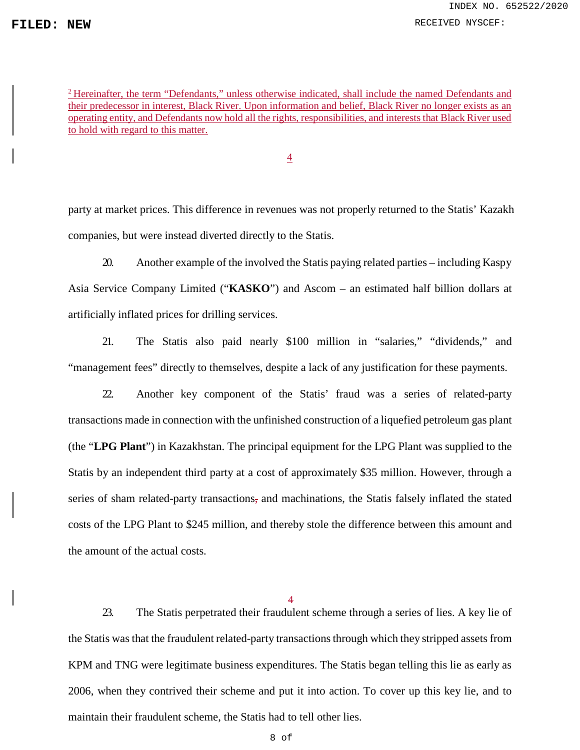[2] Hereinafter, the term "Defendants," unless otherwise indicated, shall include the named Defendants and their predecessor in interest, Black River. Upon information and belief, Black River no longer exists as an operating entity, and Defendants now hold all the rights, responsibilities, and interests that Black River used to hold with regard to this matter.

party at market prices. This difference in revenues was not properly returned to the Statis' Kazakh companies, but were instead diverted directly to the Statis.

20. Another example of the involved the Statis paying related parties – including Kaspy Asia Service Company Limited ("**KASKO**") and Ascom – an estimated half billion dollars at artificially inflated prices for drilling services.

21. The Statis also paid nearly $100 million in "salaries," "dividends," and "management fees" directly to themselves, despite a lack of any justification for these payments.

22. Another key component of the Statis' fraud was a series of related-party transactions made in connection with the unfinished construction of a liquefied petroleum gas plant (the "**LPG Plant**") in Kazakhstan. The principal equipment for the LPG Plant was supplied to the Statis by an independent third party at a cost of approximately $35 million. However, through a series of sham related-party transactions and machinations, the Statis falsely inflated the stated costs of the LPG Plant to $245 million, and thereby stole the difference between this amount and the amount of the actual costs.

23. The Statis perpetrated their fraudulent scheme through a series of lies. A key lie of the Statis was that the fraudulent related-party transactions through which they stripped assets from KPM and TNG were legitimate business expenditures. The Statis began telling this lie as early as 2006, when they contrived their scheme and put it into action. To cover up this key lie, and to maintain their fraudulent scheme, the Statis had to tell other lies.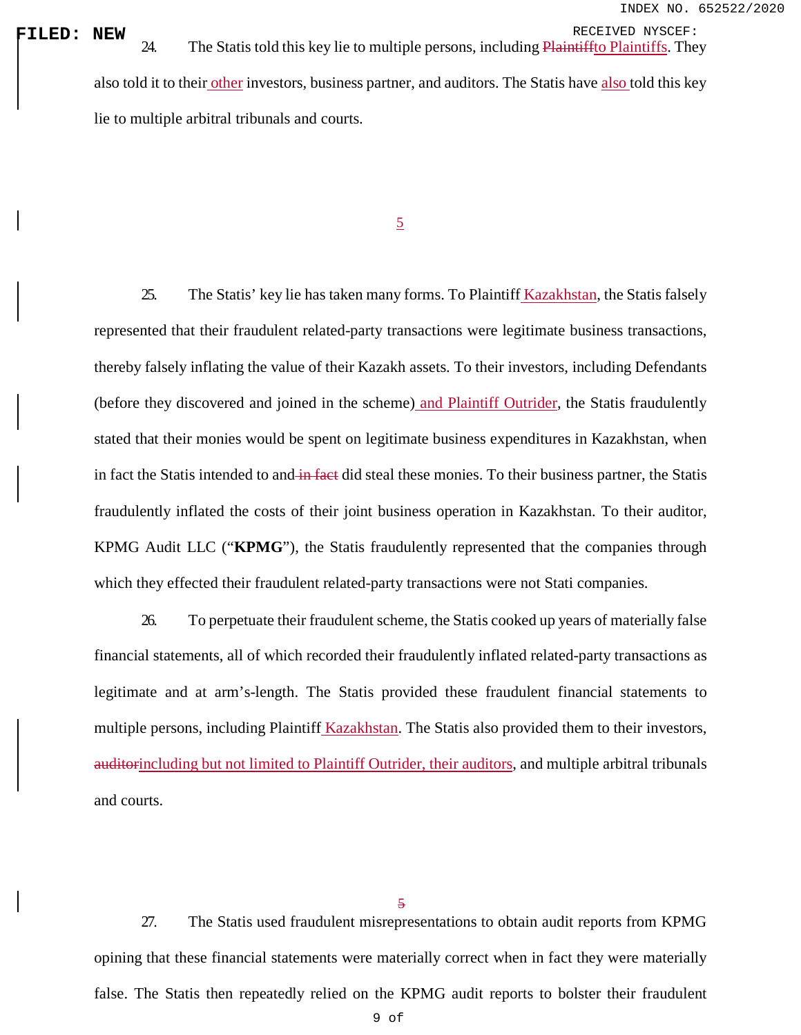24. The Statis told this key lie to multiple persons, including Plaintiffto Plaintiffs. They also told it to their other investors, business partner, and auditors. The Statis have also told this key lie to multiple arbitral tribunals and courts.

25. The Statis' key lie has taken many forms. To Plaintiff Kazakhstan, the Statis falsely represented that their fraudulent related-party transactions were legitimate business transactions, thereby falsely inflating the value of their Kazakh assets. To their investors, including Defendants (before they discovered and joined in the scheme) and Plaintiff Outrider, the Statis fraudulently stated that their monies would be spent on legitimate business expenditures in Kazakhstan, when in fact the Statis intended to and in fact did steal these monies. To their business partner, the Statis fraudulently inflated the costs of their joint business operation in Kazakhstan. To their auditor, KPMG Audit LLC ("**KPMG**"), the Statis fraudulently represented that the companies through which they effected their fraudulent related-party transactions were not Stati companies.

26. To perpetuate their fraudulent scheme, the Statis cooked up years of materially false financial statements, all of which recorded their fraudulently inflated related-party transactions as legitimate and at arm's-length. The Statis provided these fraudulent financial statements to multiple persons, including Plaintiff Kazakhstan. The Statis also provided them to their investors, auditorincluding but not limited to Plaintiff Outrider, their auditors, and multiple arbitral tribunals and courts.

27. The Statis used fraudulent misrepresentations to obtain audit reports from KPMG opining that these financial statements were materially correct when in fact they were materially false. The Statis then repeatedly relied on the KPMG audit reports to bolster their fraudulent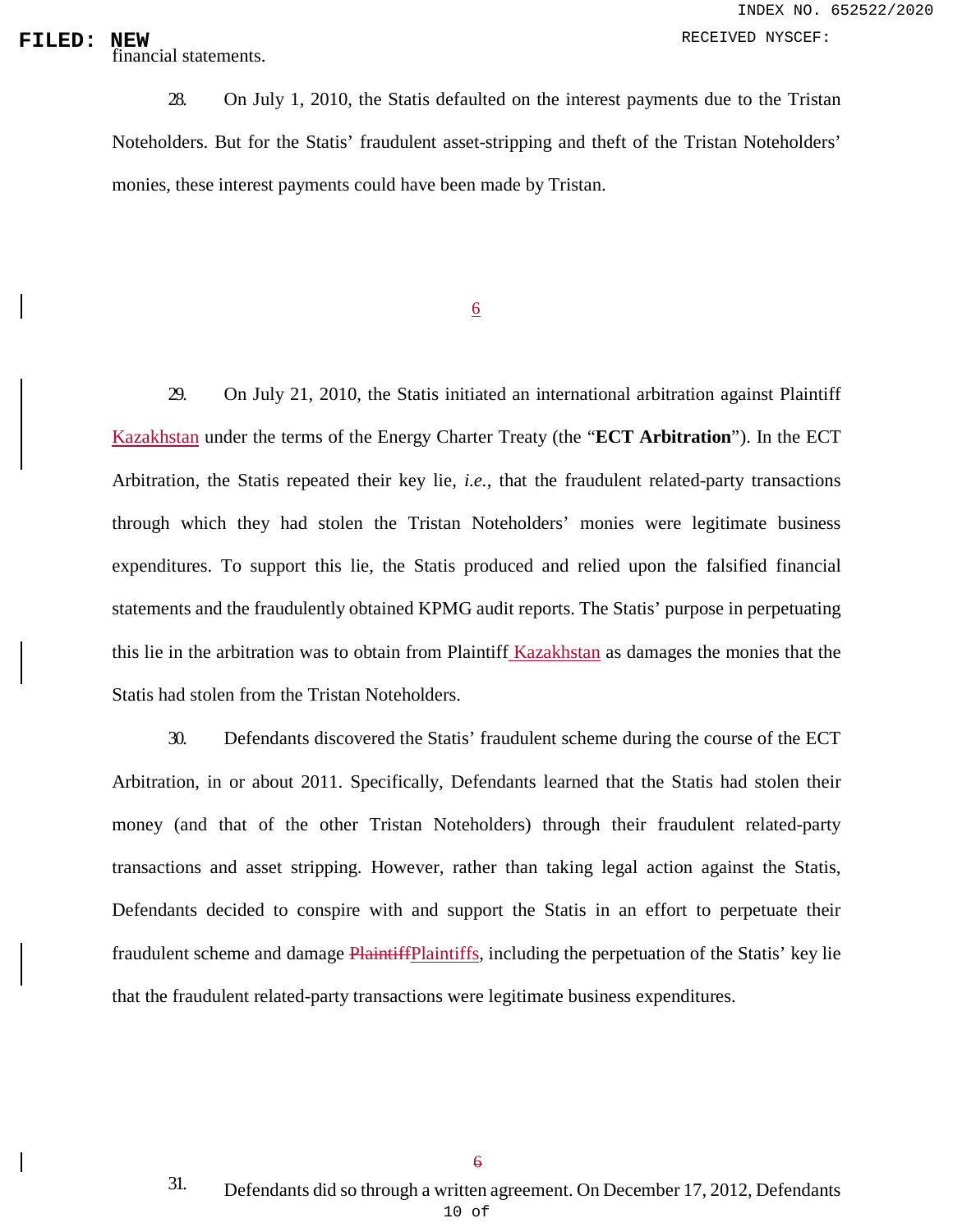financial statements.

28. On July 1, 2010, the Statis defaulted on the interest payments due to the Tristan Noteholders. But for the Statis' fraudulent asset-stripping and theft of the Tristan Noteholders' monies, these interest payments could have been made by Tristan.

29. On July 21, 2010, the Statis initiated an international arbitration against Plaintiff Kazakhstan under the terms of the Energy Charter Treaty (the "**ECT Arbitration**"). In the ECT Arbitration, the Statis repeated their key lie, *i.e.*, that the fraudulent related-party transactions through which they had stolen the Tristan Noteholders' monies were legitimate business expenditures. To support this lie, the Statis produced and relied upon the falsified financial statements and the fraudulently obtained KPMG audit reports. The Statis' purpose in perpetuating this lie in the arbitration was to obtain from Plaintiff Kazakhstan as damages the monies that the Statis had stolen from the Tristan Noteholders.

30. Defendants discovered the Statis' fraudulent scheme during the course of the ECT Arbitration, in or about 2011. Specifically, Defendants learned that the Statis had stolen their money (and that of the other Tristan Noteholders) through their fraudulent related-party transactions and asset stripping. However, rather than taking legal action against the Statis, Defendants decided to conspire with and support the Statis in an effort to perpetuate their fraudulent scheme and damage ~~Plaintiff~~Plaintiffs, including the perpetuation of the Statis' key lie that the fraudulent related-party transactions were legitimate business expenditures.

31. Defendants did so through a written agreement. On December 17, 2012, Defendants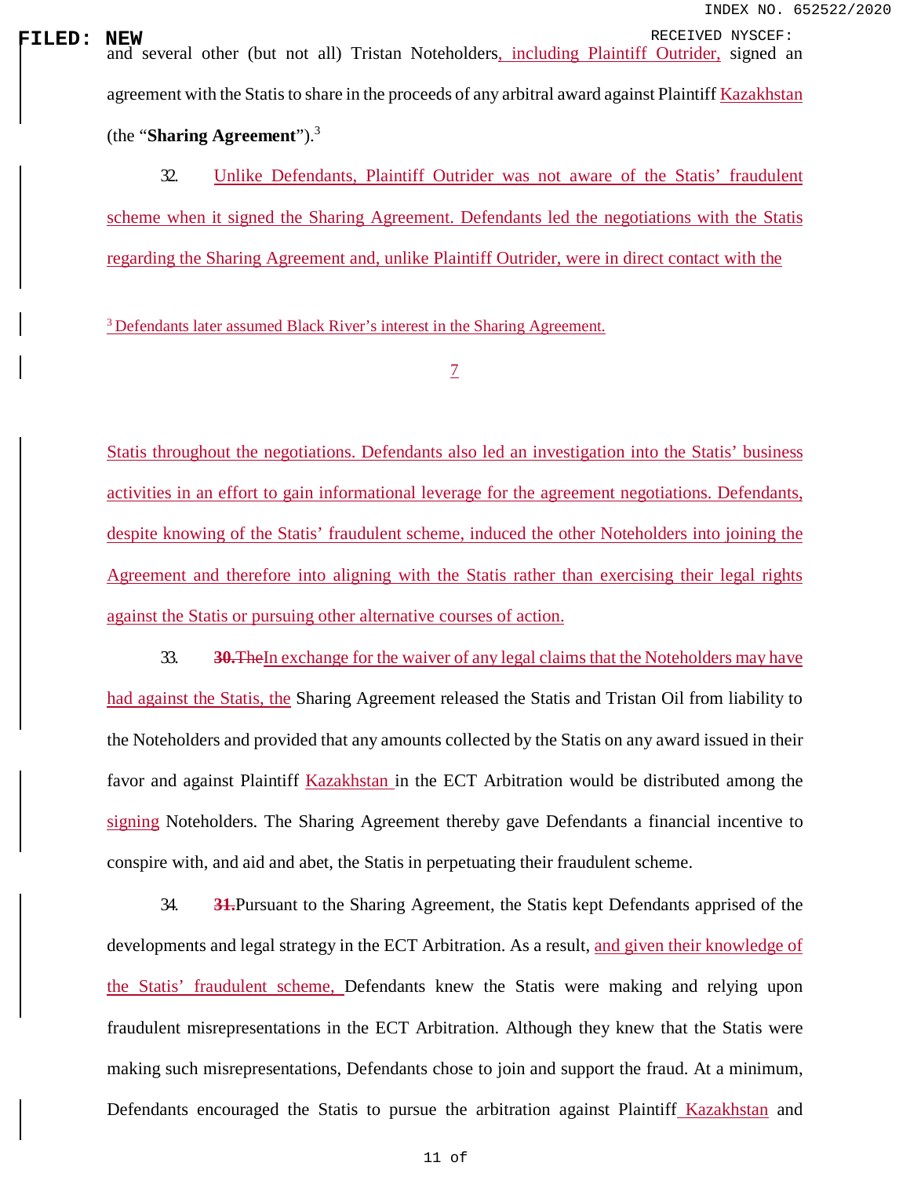and several other (but not all) Tristan Noteholders, including Plaintiff Outrider, signed an agreement with the Statis to share in the proceeds of any arbitral award against Plaintiff Kazakhstan (the "**Sharing Agreement**").[3]

32. Unlike Defendants, Plaintiff Outrider was not aware of the Statis' fraudulent scheme when it signed the Sharing Agreement. Defendants led the negotiations with the Statis regarding the Sharing Agreement and, unlike Plaintiff Outrider, were in direct contact with the Statis throughout the negotiations. Defendants also led an investigation into the Statis' business activities in an effort to gain informational leverage for the agreement negotiations. Defendants, despite knowing of the Statis' fraudulent scheme, induced the other Noteholders into joining the Agreement and therefore into aligning with the Statis rather than exercising their legal rights against the Statis or pursuing other alternative courses of action.

33. ~~**30.**The~~In exchange for the waiver of any legal claims that the Noteholders may have had against the Statis, the Sharing Agreement released the Statis and Tristan Oil from liability to the Noteholders and provided that any amounts collected by the Statis on any award issued in their favor and against Plaintiff Kazakhstan in the ECT Arbitration would be distributed among the signing Noteholders. The Sharing Agreement thereby gave Defendants a financial incentive to conspire with, and aid and abet, the Statis in perpetuating their fraudulent scheme.

34. ~~**31.**~~Pursuant to the Sharing Agreement, the Statis kept Defendants apprised of the developments and legal strategy in the ECT Arbitration. As a result, and given their knowledge of the Statis' fraudulent scheme, Defendants knew the Statis were making and relying upon fraudulent misrepresentations in the ECT Arbitration. Although they knew that the Statis were making such misrepresentations, Defendants chose to join and support the fraud. At a minimum, Defendants encouraged the Statis to pursue the arbitration against Plaintiff Kazakhstan and

[3] Defendants later assumed Black River's interest in the Sharing Agreement.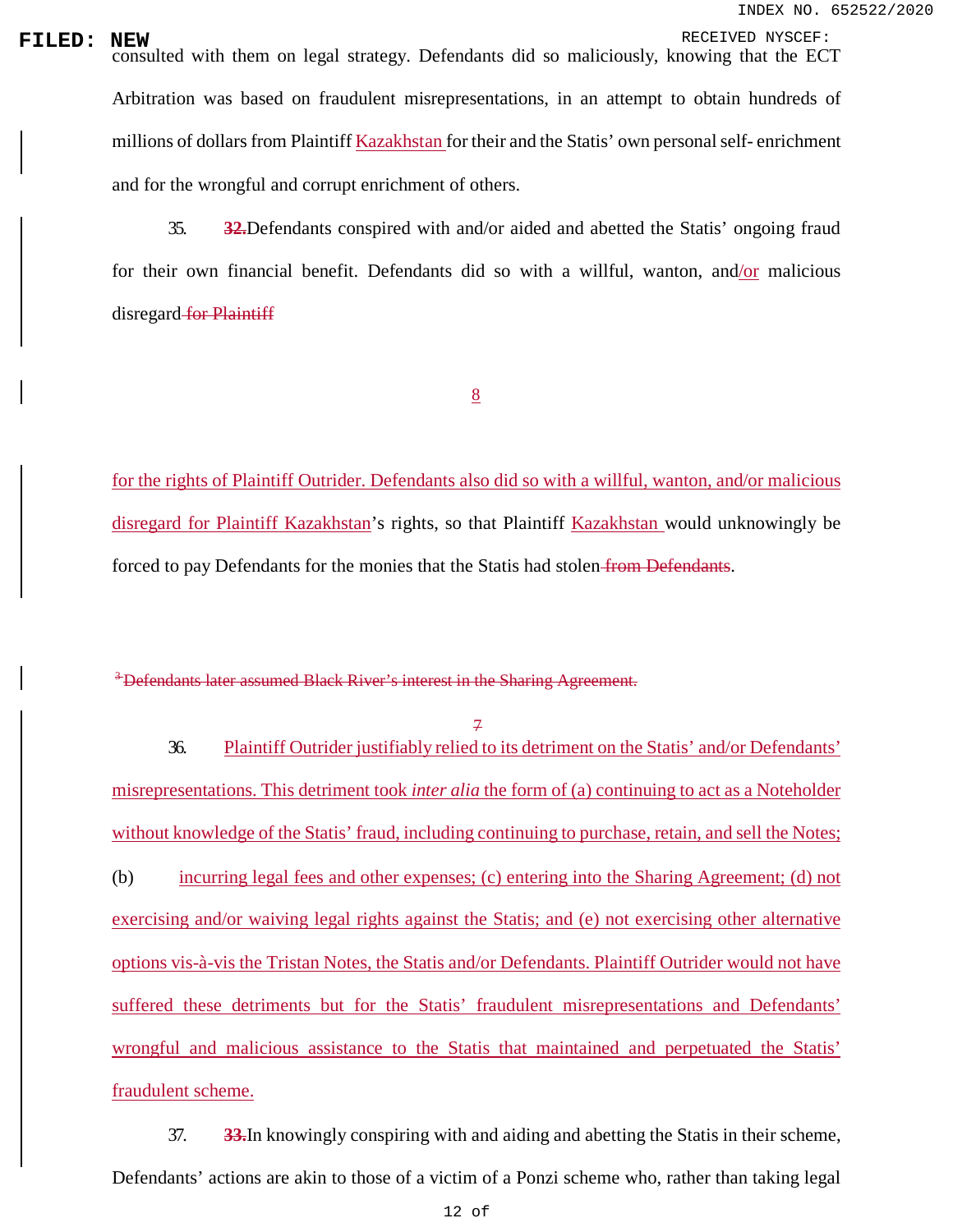consulted with them on legal strategy. Defendants did so maliciously, knowing that the ECT Arbitration was based on fraudulent misrepresentations, in an attempt to obtain hundreds of millions of dollars from Plaintiff Kazakhstan for their and the Statis' own personal self- enrichment and for the wrongful and corrupt enrichment of others.

35. ~~**32.**~~Defendants conspired with and/or aided and abetted the Statis' ongoing fraud for their own financial benefit. Defendants did so with a willful, wanton, and/or malicious disregard ~~for Plaintiff~~

for the rights of Plaintiff Outrider. Defendants also did so with a willful, wanton, and/or malicious disregard for Plaintiff Kazakhstan's rights, so that Plaintiff Kazakhstan would unknowingly be forced to pay Defendants for the monies that the Statis had stolen ~~from Defendants~~.

~~[3] Defendants later assumed Black River's interest in the Sharing Agreement.~~

36. Plaintiff Outrider justifiably relied to its detriment on the Statis' and/or Defendants' misrepresentations. This detriment took *inter alia* the form of (a) continuing to act as a Noteholder without knowledge of the Statis' fraud, including continuing to purchase, retain, and sell the Notes; (b) incurring legal fees and other expenses; (c) entering into the Sharing Agreement; (d) not exercising and/or waiving legal rights against the Statis; and (e) not exercising other alternative options vis-à-vis the Tristan Notes, the Statis and/or Defendants. Plaintiff Outrider would not have suffered these detriments but for the Statis' fraudulent misrepresentations and Defendants' wrongful and malicious assistance to the Statis that maintained and perpetuated the Statis' fraudulent scheme.

37. ~~**33.**~~In knowingly conspiring with and aiding and abetting the Statis in their scheme, Defendants' actions are akin to those of a victim of a Ponzi scheme who, rather than taking legal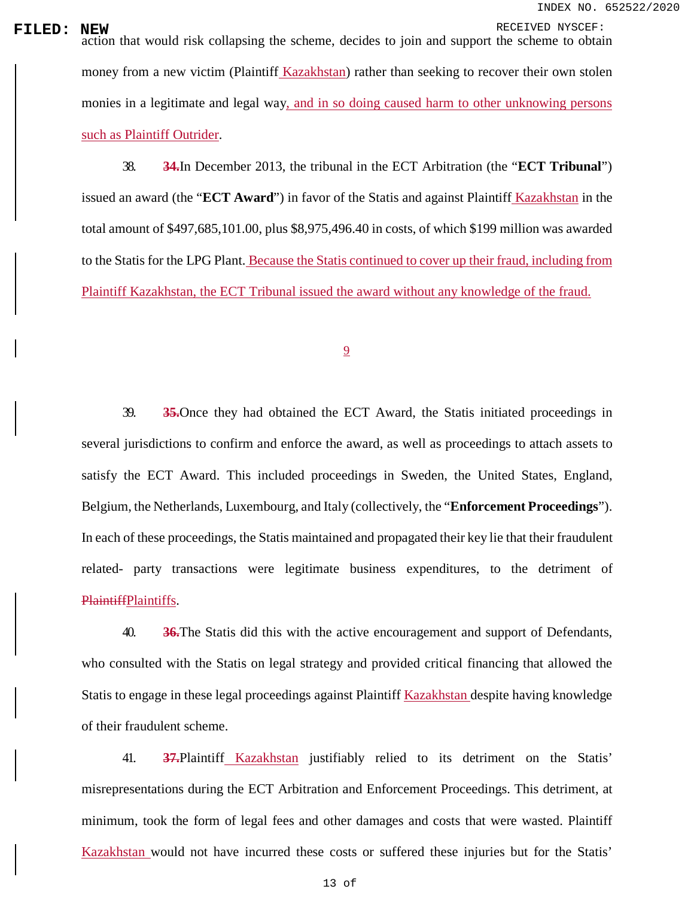action that would risk collapsing the scheme, decides to join and support the scheme to obtain money from a new victim (Plaintiff Kazakhstan) rather than seeking to recover their own stolen monies in a legitimate and legal way, and in so doing caused harm to other unknowing persons such as Plaintiff Outrider.

38. ~~34.~~In December 2013, the tribunal in the ECT Arbitration (the "**ECT Tribunal**") issued an award (the "**ECT Award**") in favor of the Statis and against Plaintiff Kazakhstan in the total amount of $497,685,101.00, plus $8,975,496.40 in costs, of which $199 million was awarded to the Statis for the LPG Plant. Because the Statis continued to cover up their fraud, including from Plaintiff Kazakhstan, the ECT Tribunal issued the award without any knowledge of the fraud.

39. ~~35.~~Once they had obtained the ECT Award, the Statis initiated proceedings in several jurisdictions to confirm and enforce the award, as well as proceedings to attach assets to satisfy the ECT Award. This included proceedings in Sweden, the United States, England, Belgium, the Netherlands, Luxembourg, and Italy (collectively, the "**Enforcement Proceedings**"). In each of these proceedings, the Statis maintained and propagated their key lie that their fraudulent related- party transactions were legitimate business expenditures, to the detriment of ~~Plaintiff~~Plaintiffs.

40. ~~36.~~The Statis did this with the active encouragement and support of Defendants, who consulted with the Statis on legal strategy and provided critical financing that allowed the Statis to engage in these legal proceedings against Plaintiff Kazakhstan despite having knowledge of their fraudulent scheme.

41. ~~37.~~Plaintiff Kazakhstan justifiably relied to its detriment on the Statis' misrepresentations during the ECT Arbitration and Enforcement Proceedings. This detriment, at minimum, took the form of legal fees and other damages and costs that were wasted. Plaintiff Kazakhstan would not have incurred these costs or suffered these injuries but for the Statis'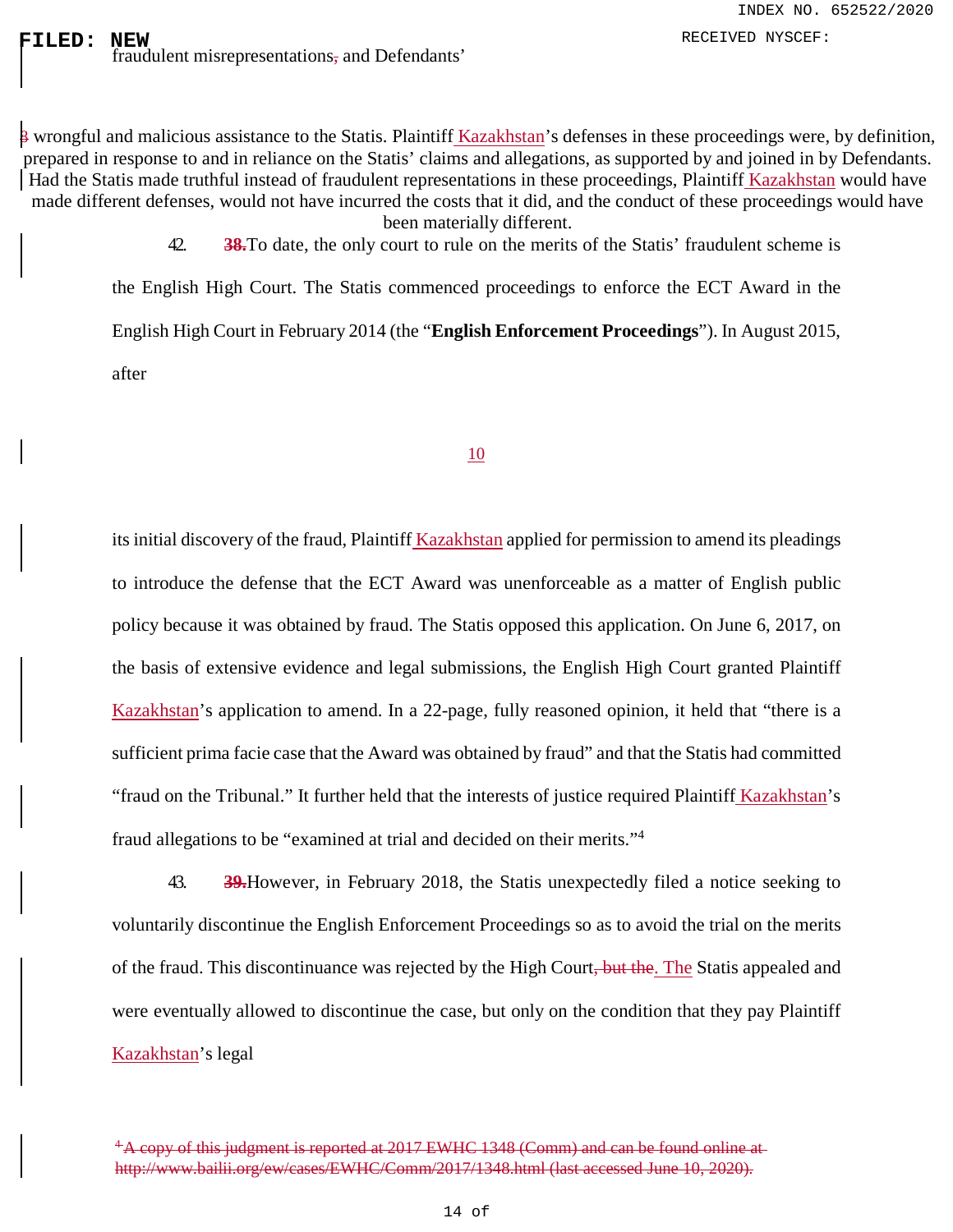fraudulent misrepresentations, and Defendants'

wrongful and malicious assistance to the Statis. Plaintiff Kazakhstan's defenses in these proceedings were, by definition, prepared in response to and in reliance on the Statis' claims and allegations, as supported by and joined in by Defendants. Had the Statis made truthful instead of fraudulent representations in these proceedings, Plaintiff Kazakhstan would have made different defenses, would not have incurred the costs that it did, and the conduct of these proceedings would have been materially different.

42. ~~**38.**~~To date, the only court to rule on the merits of the Statis' fraudulent scheme is the English High Court. The Statis commenced proceedings to enforce the ECT Award in the English High Court in February 2014 (the "**English Enforcement Proceedings**"). In August 2015, after its initial discovery of the fraud, Plaintiff Kazakhstan applied for permission to amend its pleadings to introduce the defense that the ECT Award was unenforceable as a matter of English public policy because it was obtained by fraud. The Statis opposed this application. On June 6, 2017, on the basis of extensive evidence and legal submissions, the English High Court granted Plaintiff Kazakhstan's application to amend. In a 22-page, fully reasoned opinion, it held that "there is a sufficient prima facie case that the Award was obtained by fraud" and that the Statis had committed "fraud on the Tribunal." It further held that the interests of justice required Plaintiff Kazakhstan's fraud allegations to be "examined at trial and decided on their merits."[4]

43. ~~**39.**~~However, in February 2018, the Statis unexpectedly filed a notice seeking to voluntarily discontinue the English Enforcement Proceedings so as to avoid the trial on the merits of the fraud. This discontinuance was rejected by the High Court~~, but the~~. The Statis appealed and were eventually allowed to discontinue the case, but only on the condition that they pay Plaintiff Kazakhstan's legal

~~[4] A copy of this judgment is reported at 2017 EWHC 1348 (Comm) and can be found online at http://www.bailii.org/ew/cases/EWHC/Comm/2017/1348.html (last accessed June 10, 2020).~~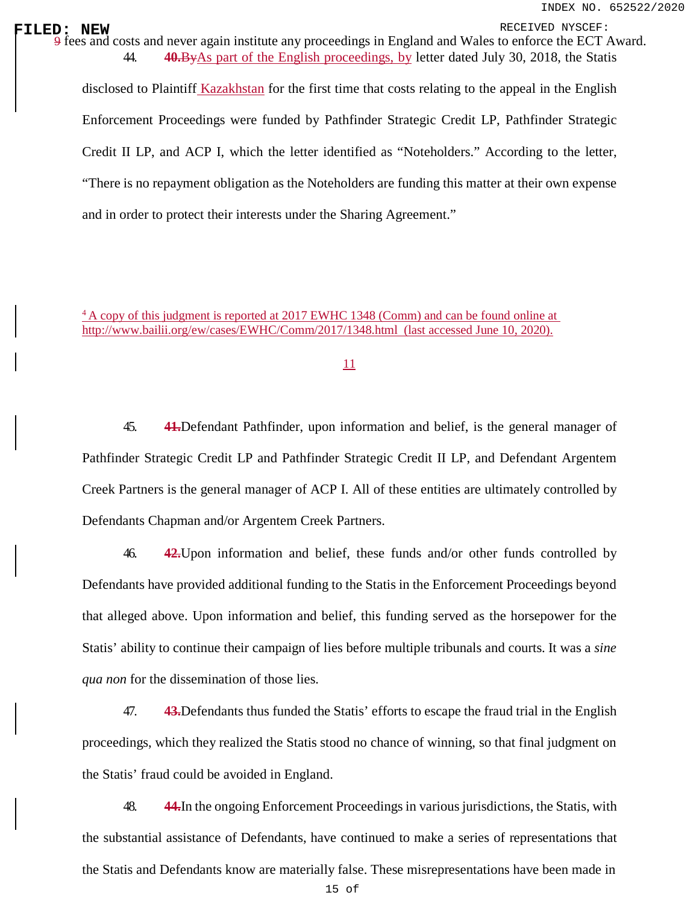~~9~~ fees and costs and never again institute any proceedings in England and Wales to enforce the ECT Award.

44. ~~**40.**By~~As part of the English proceedings, by letter dated July 30, 2018, the Statis disclosed to Plaintiff Kazakhstan for the first time that costs relating to the appeal in the English Enforcement Proceedings were funded by Pathfinder Strategic Credit LP, Pathfinder Strategic Credit II LP, and ACP I, which the letter identified as "Noteholders." According to the letter, "There is no repayment obligation as the Noteholders are funding this matter at their own expense and in order to protect their interests under the Sharing Agreement."

[4] A copy of this judgment is reported at 2017 EWHC 1348 (Comm) and can be found online at http://www.bailii.org/ew/cases/EWHC/Comm/2017/1348.html (last accessed June 10, 2020).

45. ~~**41.**~~Defendant Pathfinder, upon information and belief, is the general manager of Pathfinder Strategic Credit LP and Pathfinder Strategic Credit II LP, and Defendant Argentem Creek Partners is the general manager of ACP I. All of these entities are ultimately controlled by Defendants Chapman and/or Argentem Creek Partners.

46. ~~**42.**~~Upon information and belief, these funds and/or other funds controlled by Defendants have provided additional funding to the Statis in the Enforcement Proceedings beyond that alleged above. Upon information and belief, this funding served as the horsepower for the Statis' ability to continue their campaign of lies before multiple tribunals and courts. It was a *sine qua non* for the dissemination of those lies.

47. ~~**43.**~~Defendants thus funded the Statis' efforts to escape the fraud trial in the English proceedings, which they realized the Statis stood no chance of winning, so that final judgment on the Statis' fraud could be avoided in England.

48. ~~**44.**~~In the ongoing Enforcement Proceedings in various jurisdictions, the Statis, with the substantial assistance of Defendants, have continued to make a series of representations that the Statis and Defendants know are materially false. These misrepresentations have been made in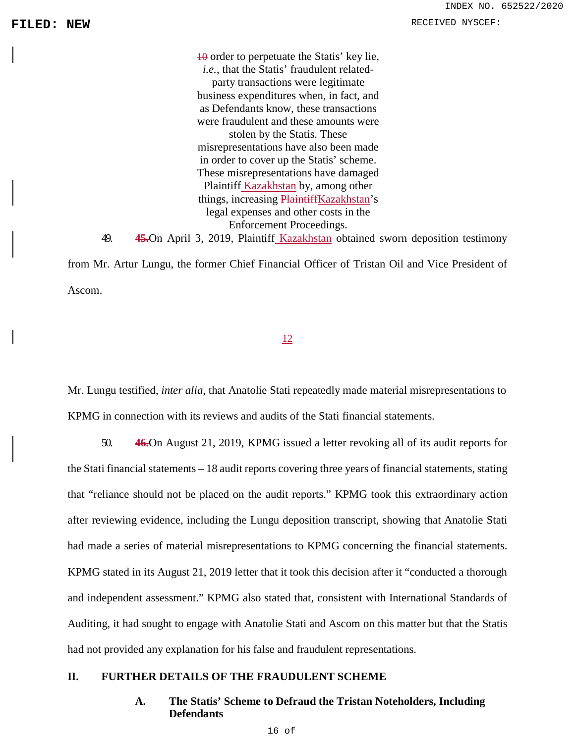~~10~~ order to perpetuate the Statis' key lie, *i.e.*, that the Statis' fraudulent related-party transactions were legitimate business expenditures when, in fact, and as Defendants know, these transactions were fraudulent and these amounts were stolen by the Statis. These misrepresentations have also been made in order to cover up the Statis' scheme. These misrepresentations have damaged Plaintiff Kazakhstan by, among other things, increasing ~~Plaintiff~~Kazakhstan's legal expenses and other costs in the Enforcement Proceedings.

49. ~~**45.**~~On April 3, 2019, Plaintiff Kazakhstan obtained sworn deposition testimony from Mr. Artur Lungu, the former Chief Financial Officer of Tristan Oil and Vice President of Ascom.

Mr. Lungu testified, *inter alia*, that Anatolie Stati repeatedly made material misrepresentations to KPMG in connection with its reviews and audits of the Stati financial statements.

50. ~~**46.**~~On August 21, 2019, KPMG issued a letter revoking all of its audit reports for the Stati financial statements – 18 audit reports covering three years of financial statements, stating that "reliance should not be placed on the audit reports." KPMG took this extraordinary action after reviewing evidence, including the Lungu deposition transcript, showing that Anatolie Stati had made a series of material misrepresentations to KPMG concerning the financial statements. KPMG stated in its August 21, 2019 letter that it took this decision after it "conducted a thorough and independent assessment." KPMG also stated that, consistent with International Standards of Auditing, it had sought to engage with Anatolie Stati and Ascom on this matter but that the Statis had not provided any explanation for his false and fraudulent representations.

## II. FURTHER DETAILS OF THE FRAUDULENT SCHEME

### A. The Statis' Scheme to Defraud the Tristan Noteholders, Including Defendants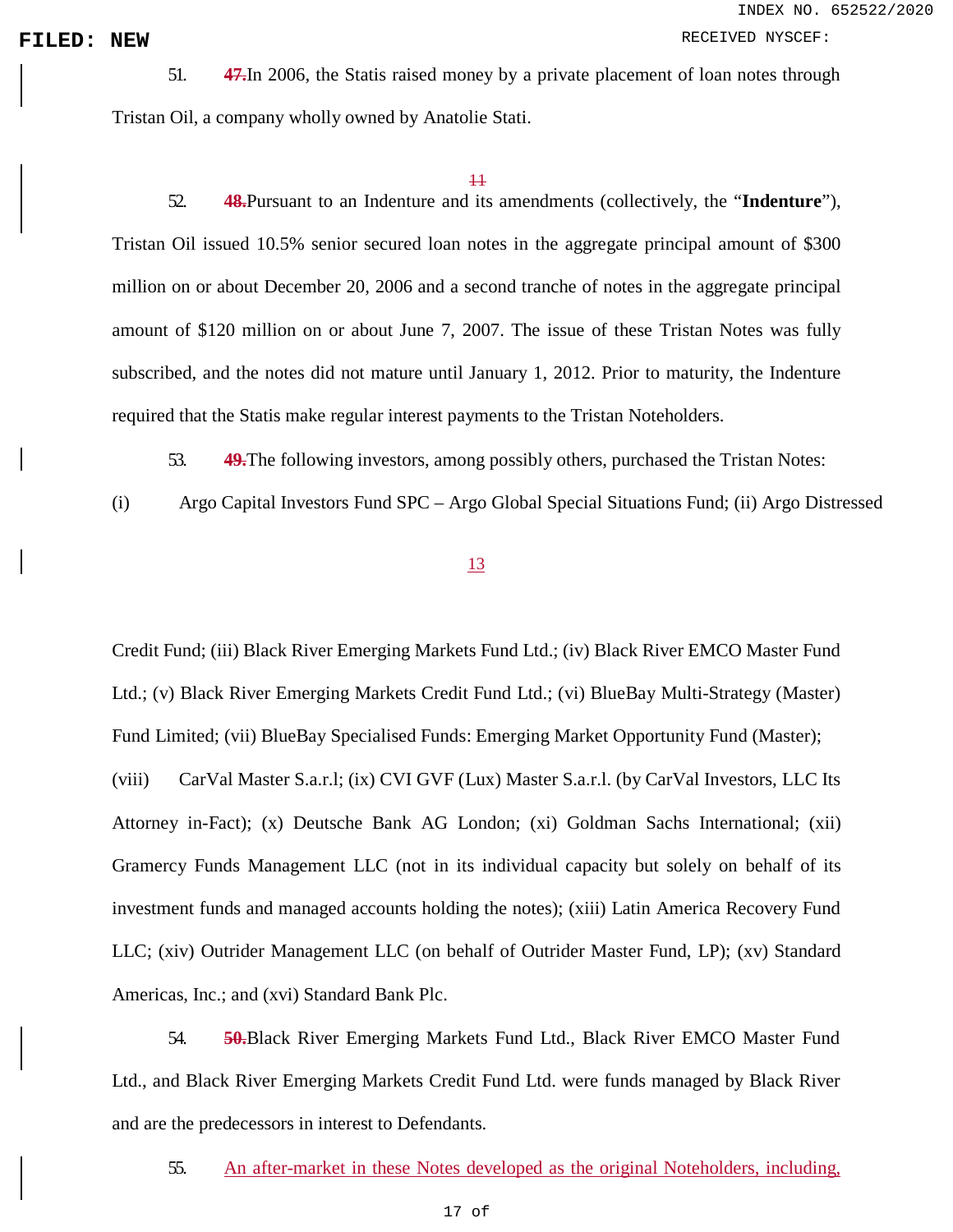51. ~~47.~~In 2006, the Statis raised money by a private placement of loan notes through Tristan Oil, a company wholly owned by Anatolie Stati.

52. ~~48.~~Pursuant to an Indenture and its amendments (collectively, the "**Indenture**"), Tristan Oil issued 10.5% senior secured loan notes in the aggregate principal amount of $300 million on or about December 20, 2006 and a second tranche of notes in the aggregate principal amount of $120 million on or about June 7, 2007. The issue of these Tristan Notes was fully subscribed, and the notes did not mature until January 1, 2012. Prior to maturity, the Indenture required that the Statis make regular interest payments to the Tristan Noteholders.

53. ~~49.~~The following investors, among possibly others, purchased the Tristan Notes: (i) Argo Capital Investors Fund SPC – Argo Global Special Situations Fund; (ii) Argo Distressed Credit Fund; (iii) Black River Emerging Markets Fund Ltd.; (iv) Black River EMCO Master Fund Ltd.; (v) Black River Emerging Markets Credit Fund Ltd.; (vi) BlueBay Multi-Strategy (Master) Fund Limited; (vii) BlueBay Specialised Funds: Emerging Market Opportunity Fund (Master); (viii) CarVal Master S.a.r.l; (ix) CVI GVF (Lux) Master S.a.r.l. (by CarVal Investors, LLC Its Attorney in-Fact); (x) Deutsche Bank AG London; (xi) Goldman Sachs International; (xii) Gramercy Funds Management LLC (not in its individual capacity but solely on behalf of its investment funds and managed accounts holding the notes); (xiii) Latin America Recovery Fund LLC; (xiv) Outrider Management LLC (on behalf of Outrider Master Fund, LP); (xv) Standard Americas, Inc.; and (xvi) Standard Bank Plc.

54. ~~50.~~Black River Emerging Markets Fund Ltd., Black River EMCO Master Fund Ltd., and Black River Emerging Markets Credit Fund Ltd. were funds managed by Black River and are the predecessors in interest to Defendants.

55. An after-market in these Notes developed as the original Noteholders, including,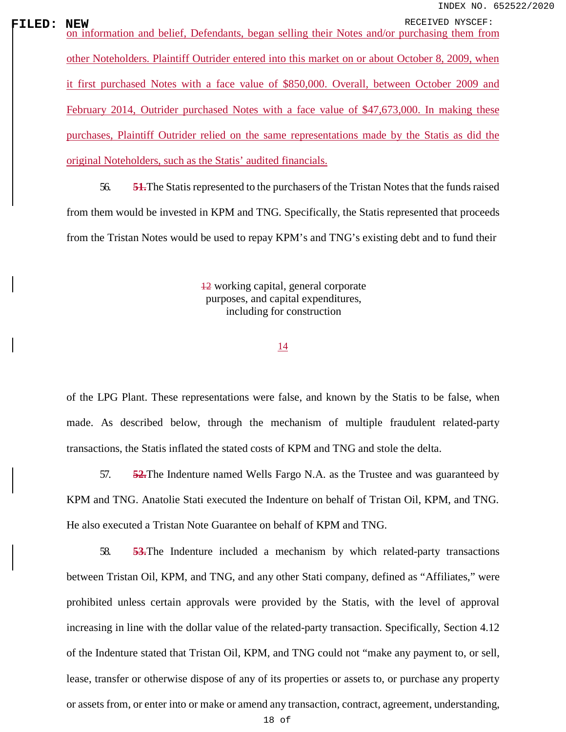on information and belief, Defendants, began selling their Notes and/or purchasing them from other Noteholders. Plaintiff Outrider entered into this market on or about October 8, 2009, when it first purchased Notes with a face value of $850,000. Overall, between October 2009 and February 2014, Outrider purchased Notes with a face value of $47,673,000. In making these purchases, Plaintiff Outrider relied on the same representations made by the Statis as did the original Noteholders, such as the Statis' audited financials.

56. ~~**51.**~~The Statis represented to the purchasers of the Tristan Notes that the funds raised from them would be invested in KPM and TNG. Specifically, the Statis represented that proceeds from the Tristan Notes would be used to repay KPM's and TNG's existing debt and to fund their working capital, general corporate purposes, and capital expenditures, including for construction of the LPG Plant. These representations were false, and known by the Statis to be false, when made. As described below, through the mechanism of multiple fraudulent related-party transactions, the Statis inflated the stated costs of KPM and TNG and stole the delta.

57. ~~**52.**~~The Indenture named Wells Fargo N.A. as the Trustee and was guaranteed by KPM and TNG. Anatolie Stati executed the Indenture on behalf of Tristan Oil, KPM, and TNG. He also executed a Tristan Note Guarantee on behalf of KPM and TNG.

58. ~~**53.**~~The Indenture included a mechanism by which related-party transactions between Tristan Oil, KPM, and TNG, and any other Stati company, defined as "Affiliates," were prohibited unless certain approvals were provided by the Statis, with the level of approval increasing in line with the dollar value of the related-party transaction. Specifically, Section 4.12 of the Indenture stated that Tristan Oil, KPM, and TNG could not "make any payment to, or sell, lease, transfer or otherwise dispose of any of its properties or assets to, or purchase any property or assets from, or enter into or make or amend any transaction, contract, agreement, understanding,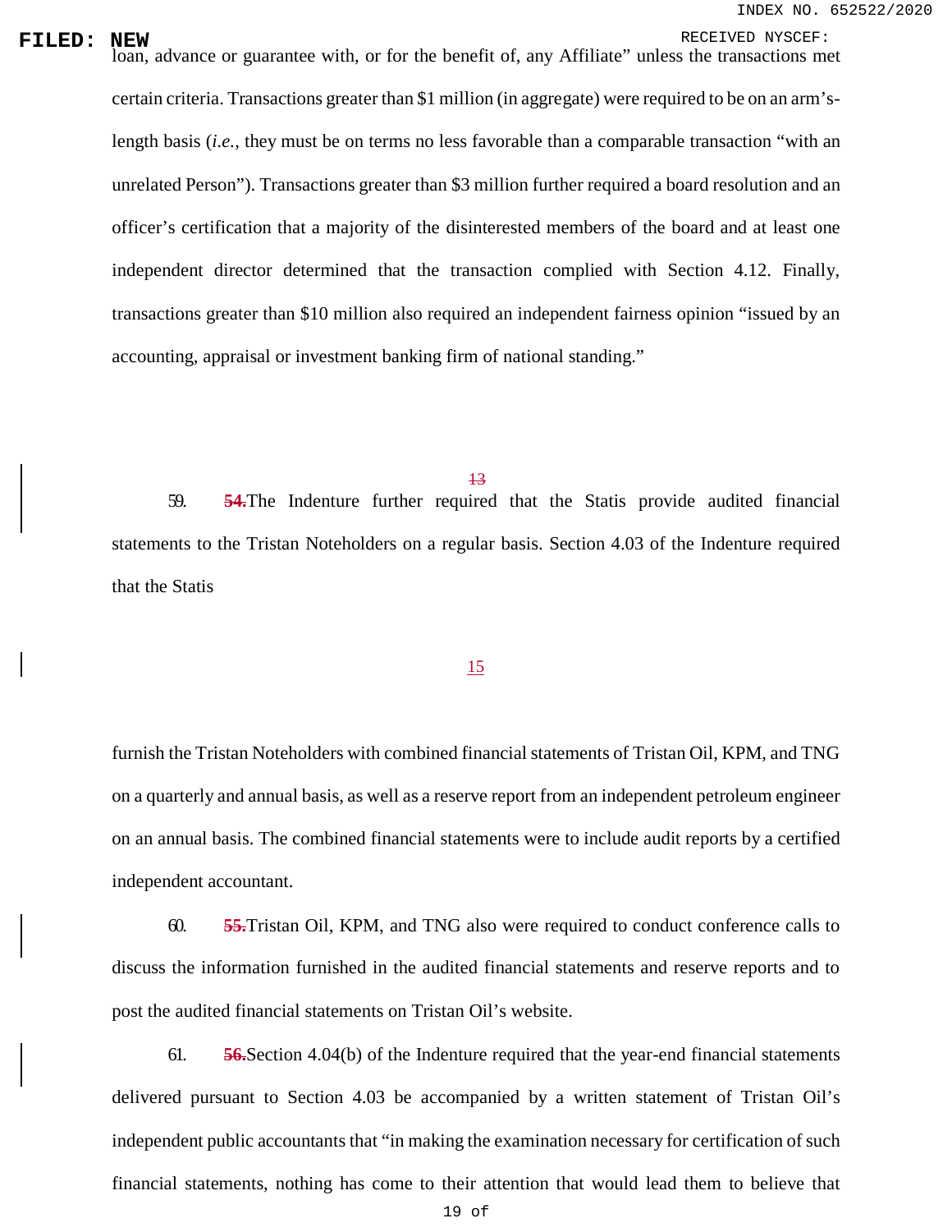loan, advance or guarantee with, or for the benefit of, any Affiliate" unless the transactions met certain criteria. Transactions greater than $1 million (in aggregate) were required to be on an arm's-length basis (*i.e.*, they must be on terms no less favorable than a comparable transaction "with an unrelated Person"). Transactions greater than $3 million further required a board resolution and an officer's certification that a majority of the disinterested members of the board and at least one independent director determined that the transaction complied with Section 4.12. Finally, transactions greater than $10 million also required an independent fairness opinion "issued by an accounting, appraisal or investment banking firm of national standing."

59. ~~54.~~The Indenture further required that the Statis provide audited financial statements to the Tristan Noteholders on a regular basis. Section 4.03 of the Indenture required that the Statis furnish the Tristan Noteholders with combined financial statements of Tristan Oil, KPM, and TNG on a quarterly and annual basis, as well as a reserve report from an independent petroleum engineer on an annual basis. The combined financial statements were to include audit reports by a certified independent accountant.

60. ~~55.~~Tristan Oil, KPM, and TNG also were required to conduct conference calls to discuss the information furnished in the audited financial statements and reserve reports and to post the audited financial statements on Tristan Oil's website.

61. ~~56.~~Section 4.04(b) of the Indenture required that the year-end financial statements delivered pursuant to Section 4.03 be accompanied by a written statement of Tristan Oil's independent public accountants that "in making the examination necessary for certification of such financial statements, nothing has come to their attention that would lead them to believe that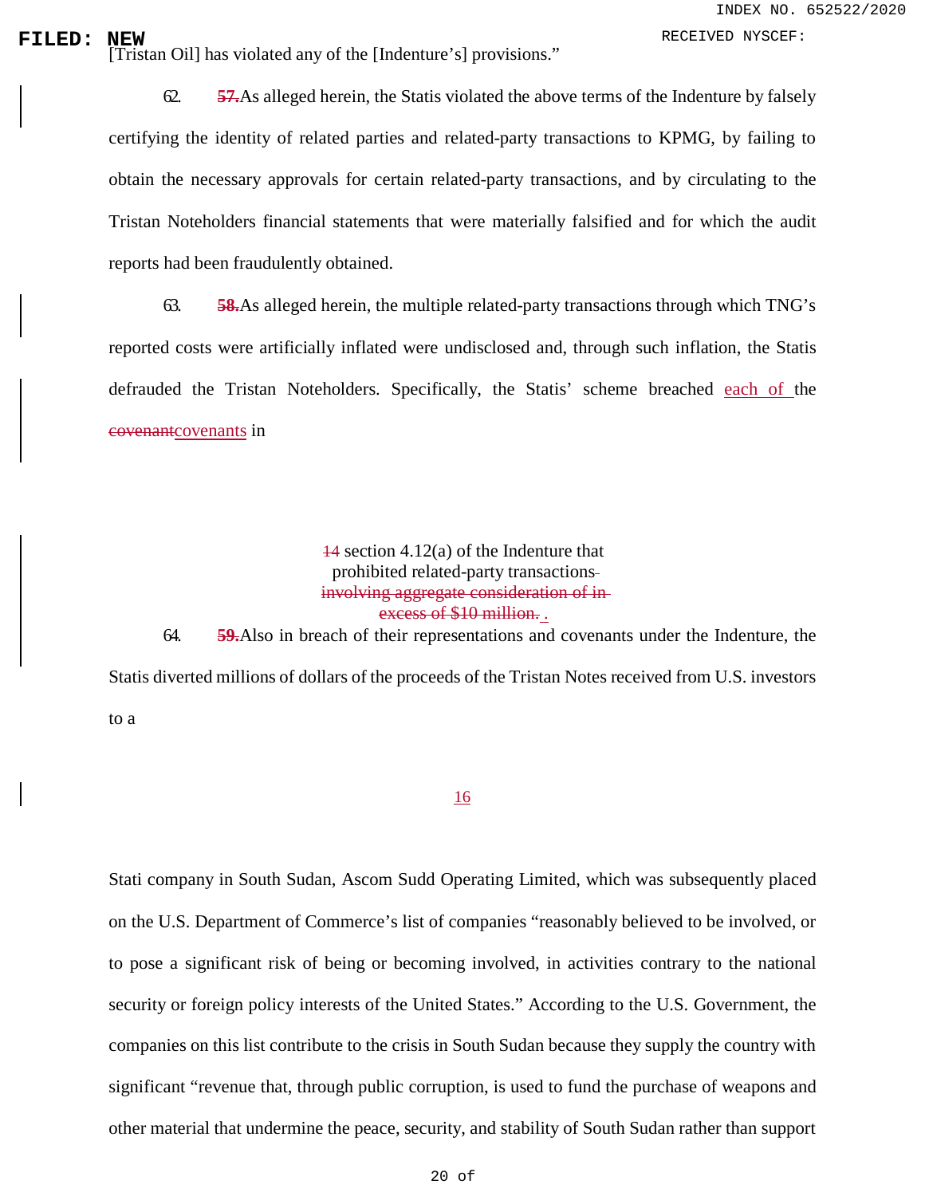[Tristan Oil] has violated any of the [Indenture's] provisions."

62. ~~57.~~ As alleged herein, the Statis violated the above terms of the Indenture by falsely certifying the identity of related parties and related-party transactions to KPMG, by failing to obtain the necessary approvals for certain related-party transactions, and by circulating to the Tristan Noteholders financial statements that were materially falsified and for which the audit reports had been fraudulently obtained.

63. ~~58.~~ As alleged herein, the multiple related-party transactions through which TNG's reported costs were artificially inflated were undisclosed and, through such inflation, the Statis defrauded the Tristan Noteholders. Specifically, the Statis' scheme breached each of the ~~covenant~~covenants in ~~14~~ section 4.12(a) of the Indenture that prohibited related-party transactions ~~involving aggregate consideration of in excess of $10 million.~~ .

64. ~~59.~~ Also in breach of their representations and covenants under the Indenture, the Statis diverted millions of dollars of the proceeds of the Tristan Notes received from U.S. investors to a Stati company in South Sudan, Ascom Sudd Operating Limited, which was subsequently placed on the U.S. Department of Commerce's list of companies "reasonably believed to be involved, or to pose a significant risk of being or becoming involved, in activities contrary to the national security or foreign policy interests of the United States." According to the U.S. Government, the companies on this list contribute to the crisis in South Sudan because they supply the country with significant "revenue that, through public corruption, is used to fund the purchase of weapons and other material that undermine the peace, security, and stability of South Sudan rather than support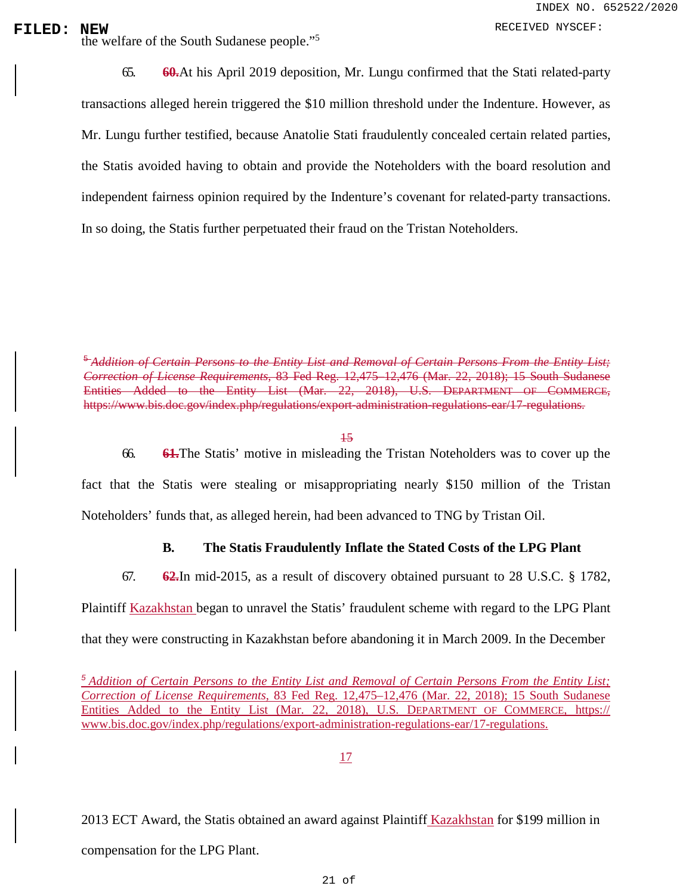the welfare of the South Sudanese people."[5]

65. ~~60.~~At his April 2019 deposition, Mr. Lungu confirmed that the Stati related-party transactions alleged herein triggered the $10 million threshold under the Indenture. However, as Mr. Lungu further testified, because Anatolie Stati fraudulently concealed certain related parties, the Statis avoided having to obtain and provide the Noteholders with the board resolution and independent fairness opinion required by the Indenture's covenant for related-party transactions. In so doing, the Statis further perpetuated their fraud on the Tristan Noteholders.

~~[5] *Addition of Certain Persons to the Entity List and Removal of Certain Persons From the Entity List; Correction of License Requirements*, 83 Fed Reg. 12,475–12,476 (Mar. 22, 2018); 15 South Sudanese Entities Added to the Entity List (Mar. 22, 2018), U.S. DEPARTMENT OF COMMERCE, https://www.bis.doc.gov/index.php/regulations/export-administration-regulations-ear/17-regulations.~~

~~15~~

66. ~~61.~~The Statis' motive in misleading the Tristan Noteholders was to cover up the fact that the Statis were stealing or misappropriating nearly $150 million of the Tristan Noteholders' funds that, as alleged herein, had been advanced to TNG by Tristan Oil.

### B. The Statis Fraudulently Inflate the Stated Costs of the LPG Plant

67. ~~62.~~In mid-2015, as a result of discovery obtained pursuant to 28 U.S.C. § 1782, Plaintiff Kazakhstan began to unravel the Statis' fraudulent scheme with regard to the LPG Plant that they were constructing in Kazakhstan before abandoning it in March 2009. In the December 2013 ECT Award, the Statis obtained an award against Plaintiff Kazakhstan for $199 million in compensation for the LPG Plant.

[5] *Addition of Certain Persons to the Entity List and Removal of Certain Persons From the Entity List; Correction of License Requirements*, 83 Fed Reg. 12,475–12,476 (Mar. 22, 2018); 15 South Sudanese Entities Added to the Entity List (Mar. 22, 2018), U.S. DEPARTMENT OF COMMERCE, https://www.bis.doc.gov/index.php/regulations/export-administration-regulations-ear/17-regulations.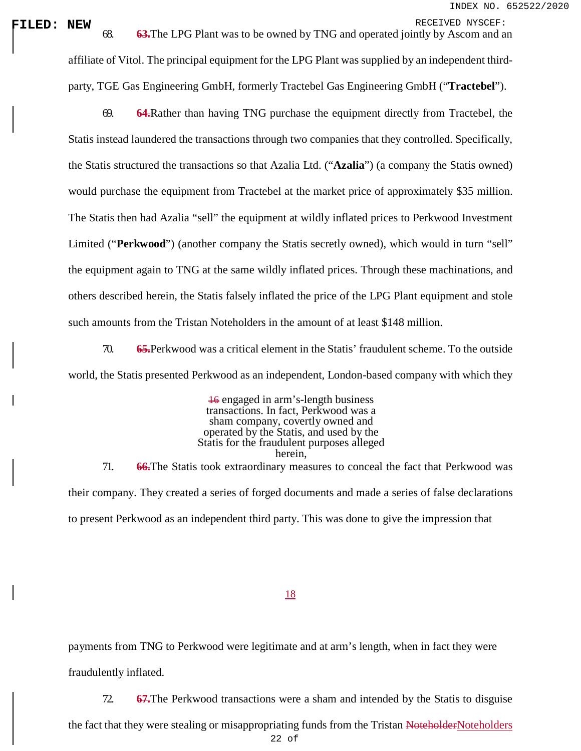68. ~~63.~~The LPG Plant was to be owned by TNG and operated jointly by Ascom and an affiliate of Vitol. The principal equipment for the LPG Plant was supplied by an independent third-party, TGE Gas Engineering GmbH, formerly Tractebel Gas Engineering GmbH ("**Tractebel**").

69. ~~64.~~Rather than having TNG purchase the equipment directly from Tractebel, the Statis instead laundered the transactions through two companies that they controlled. Specifically, the Statis structured the transactions so that Azalia Ltd. ("**Azalia**") (a company the Statis owned) would purchase the equipment from Tractebel at the market price of approximately $35 million. The Statis then had Azalia "sell" the equipment at wildly inflated prices to Perkwood Investment Limited ("**Perkwood**") (another company the Statis secretly owned), which would in turn "sell" the equipment again to TNG at the same wildly inflated prices. Through these machinations, and others described herein, the Statis falsely inflated the price of the LPG Plant equipment and stole such amounts from the Tristan Noteholders in the amount of at least $148 million.

70. ~~65.~~Perkwood was a critical element in the Statis' fraudulent scheme. To the outside world, the Statis presented Perkwood as an independent, London-based company with which they engaged in arm's-length business transactions. In fact, Perkwood was a sham company, covertly owned and operated by the Statis, and used by the Statis for the fraudulent purposes alleged herein,

71. ~~66.~~The Statis took extraordinary measures to conceal the fact that Perkwood was their company. They created a series of forged documents and made a series of false declarations to present Perkwood as an independent third party. This was done to give the impression that payments from TNG to Perkwood were legitimate and at arm's length, when in fact they were fraudulently inflated.

72. ~~67.~~The Perkwood transactions were a sham and intended by the Statis to disguise the fact that they were stealing or misappropriating funds from the Tristan ~~Noteholder~~Noteholders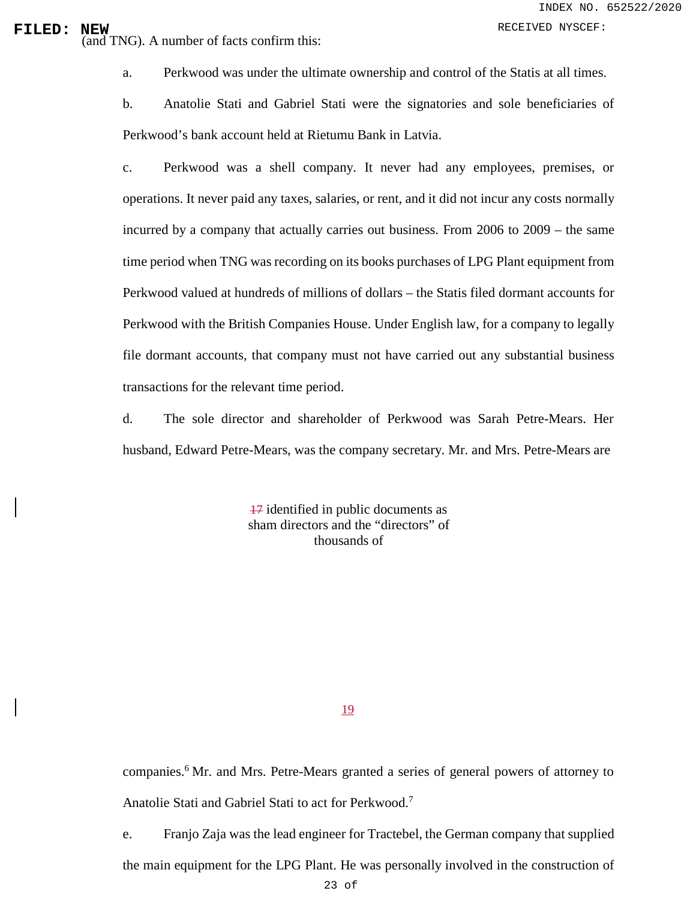(and TNG). A number of facts confirm this:

a. Perkwood was under the ultimate ownership and control of the Statis at all times.

b. Anatolie Stati and Gabriel Stati were the signatories and sole beneficiaries of Perkwood's bank account held at Rietumu Bank in Latvia.

c. Perkwood was a shell company. It never had any employees, premises, or operations. It never paid any taxes, salaries, or rent, and it did not incur any costs normally incurred by a company that actually carries out business. From 2006 to 2009 – the same time period when TNG was recording on its books purchases of LPG Plant equipment from Perkwood valued at hundreds of millions of dollars – the Statis filed dormant accounts for Perkwood with the British Companies House. Under English law, for a company to legally file dormant accounts, that company must not have carried out any substantial business transactions for the relevant time period.

d. The sole director and shareholder of Perkwood was Sarah Petre-Mears. Her husband, Edward Petre-Mears, was the company secretary. Mr. and Mrs. Petre-Mears are identified in public documents as sham directors and the "directors" of thousands of companies.[6] Mr. and Mrs. Petre-Mears granted a series of general powers of attorney to Anatolie Stati and Gabriel Stati to act for Perkwood.[7]

e. Franjo Zaja was the lead engineer for Tractebel, the German company that supplied the main equipment for the LPG Plant. He was personally involved in the construction of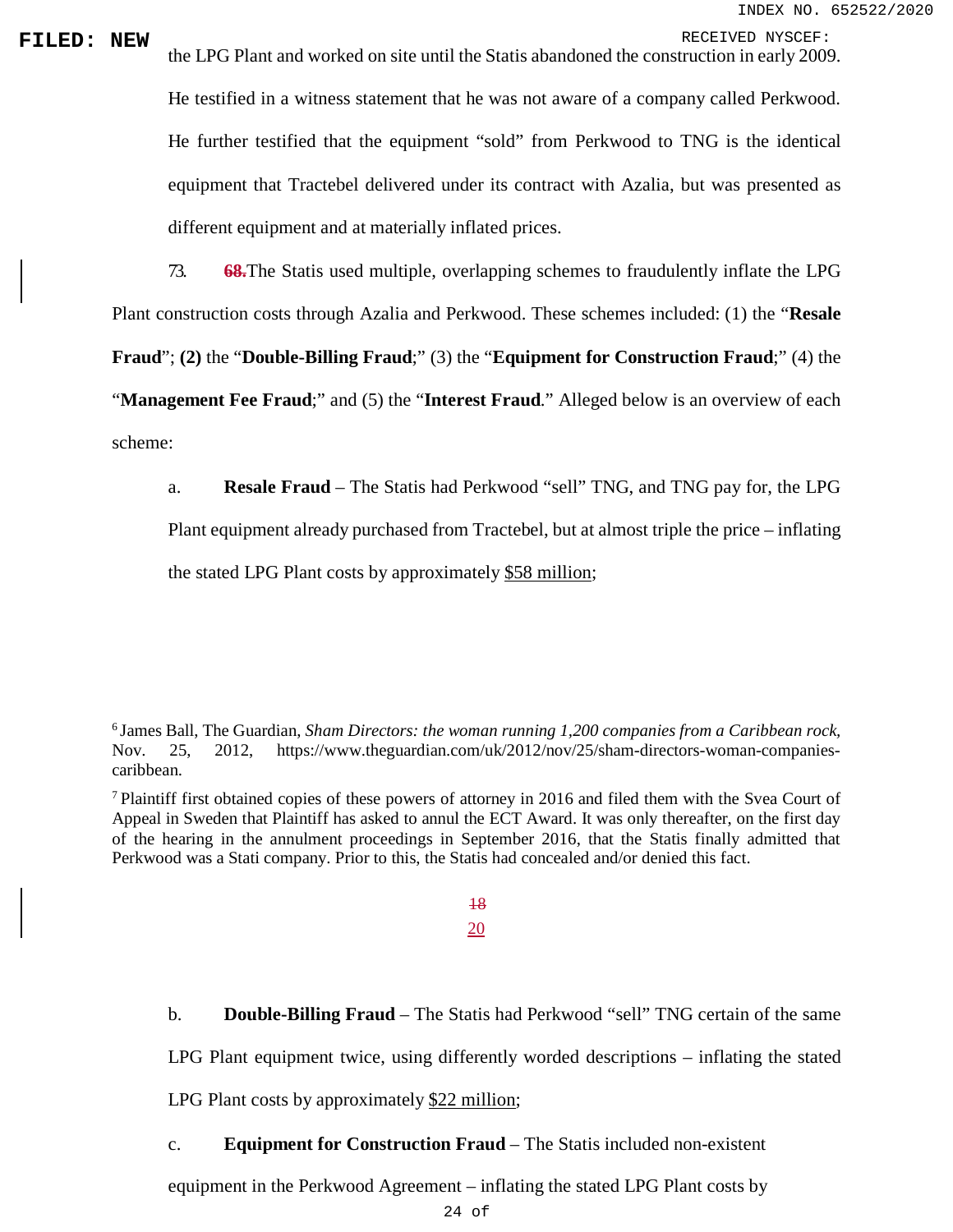the LPG Plant and worked on site until the Statis abandoned the construction in early 2009. He testified in a witness statement that he was not aware of a company called Perkwood. He further testified that the equipment "sold" from Perkwood to TNG is the identical equipment that Tractebel delivered under its contract with Azalia, but was presented as different equipment and at materially inflated prices.

73. ~~68.~~The Statis used multiple, overlapping schemes to fraudulently inflate the LPG Plant construction costs through Azalia and Perkwood. These schemes included: (1) the "**Resale Fraud**"; **(2)** the "**Double-Billing Fraud**;" (3) the "**Equipment for Construction Fraud**;" (4) the "**Management Fee Fraud**;" and (5) the "**Interest Fraud**." Alleged below is an overview of each scheme:

a. **Resale Fraud** – The Statis had Perkwood "sell" TNG, and TNG pay for, the LPG Plant equipment already purchased from Tractebel, but at almost triple the price – inflating the stated LPG Plant costs by approximately $58 million;

[6] James Ball, The Guardian, *Sham Directors: the woman running 1,200 companies from a Caribbean rock*, Nov. 25, 2012, https://www.theguardian.com/uk/2012/nov/25/sham-directors-woman-companies-caribbean.

[7] Plaintiff first obtained copies of these powers of attorney in 2016 and filed them with the Svea Court of Appeal in Sweden that Plaintiff has asked to annul the ECT Award. It was only thereafter, on the first day of the hearing in the annulment proceedings in September 2016, that the Statis finally admitted that Perkwood was a Stati company. Prior to this, the Statis had concealed and/or denied this fact.

b. **Double-Billing Fraud** – The Statis had Perkwood "sell" TNG certain of the same LPG Plant equipment twice, using differently worded descriptions – inflating the stated LPG Plant costs by approximately $22 million;

c. **Equipment for Construction Fraud** – The Statis included non-existent equipment in the Perkwood Agreement – inflating the stated LPG Plant costs by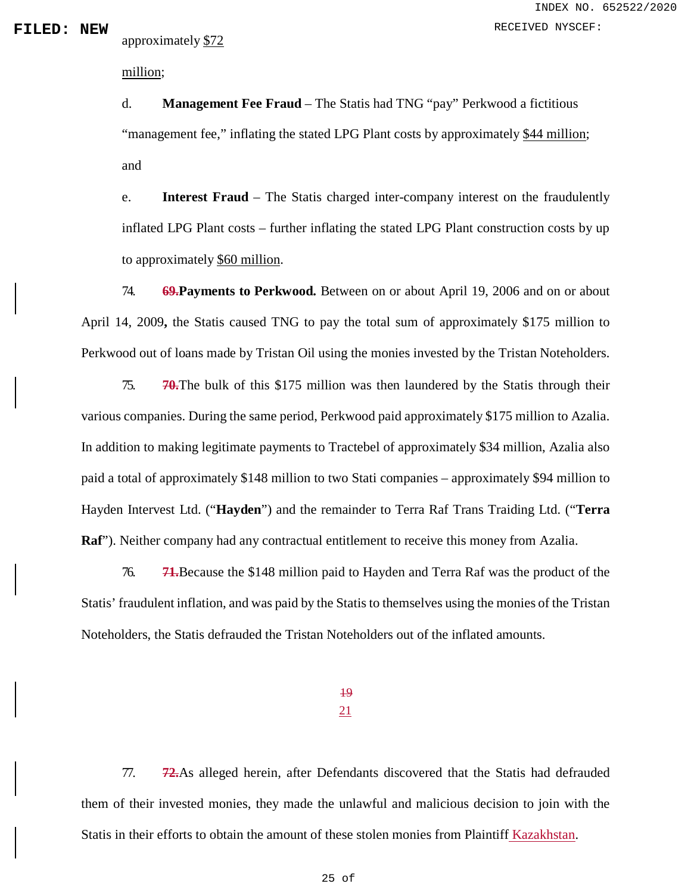approximately $72 million;

d. **Management Fee Fraud** – The Statis had TNG "pay" Perkwood a fictitious "management fee," inflating the stated LPG Plant costs by approximately $44 million; and

e. **Interest Fraud** – The Statis charged inter-company interest on the fraudulently inflated LPG Plant costs – further inflating the stated LPG Plant construction costs by up to approximately $60 million.

74. ~~69.~~ **Payments to Perkwood.** Between on or about April 19, 2006 and on or about April 14, 2009**,** the Statis caused TNG to pay the total sum of approximately $175 million to Perkwood out of loans made by Tristan Oil using the monies invested by the Tristan Noteholders.

75. ~~70.~~ The bulk of this $175 million was then laundered by the Statis through their various companies. During the same period, Perkwood paid approximately $175 million to Azalia. In addition to making legitimate payments to Tractebel of approximately $34 million, Azalia also paid a total of approximately $148 million to two Stati companies – approximately $94 million to Hayden Intervest Ltd. ("**Hayden**") and the remainder to Terra Raf Trans Traiding Ltd. ("**Terra Raf**"). Neither company had any contractual entitlement to receive this money from Azalia.

76. ~~71.~~ Because the $148 million paid to Hayden and Terra Raf was the product of the Statis' fraudulent inflation, and was paid by the Statis to themselves using the monies of the Tristan Noteholders, the Statis defrauded the Tristan Noteholders out of the inflated amounts.

77. ~~72.~~ As alleged herein, after Defendants discovered that the Statis had defrauded them of their invested monies, they made the unlawful and malicious decision to join with the Statis in their efforts to obtain the amount of these stolen monies from Plaintiff Kazakhstan.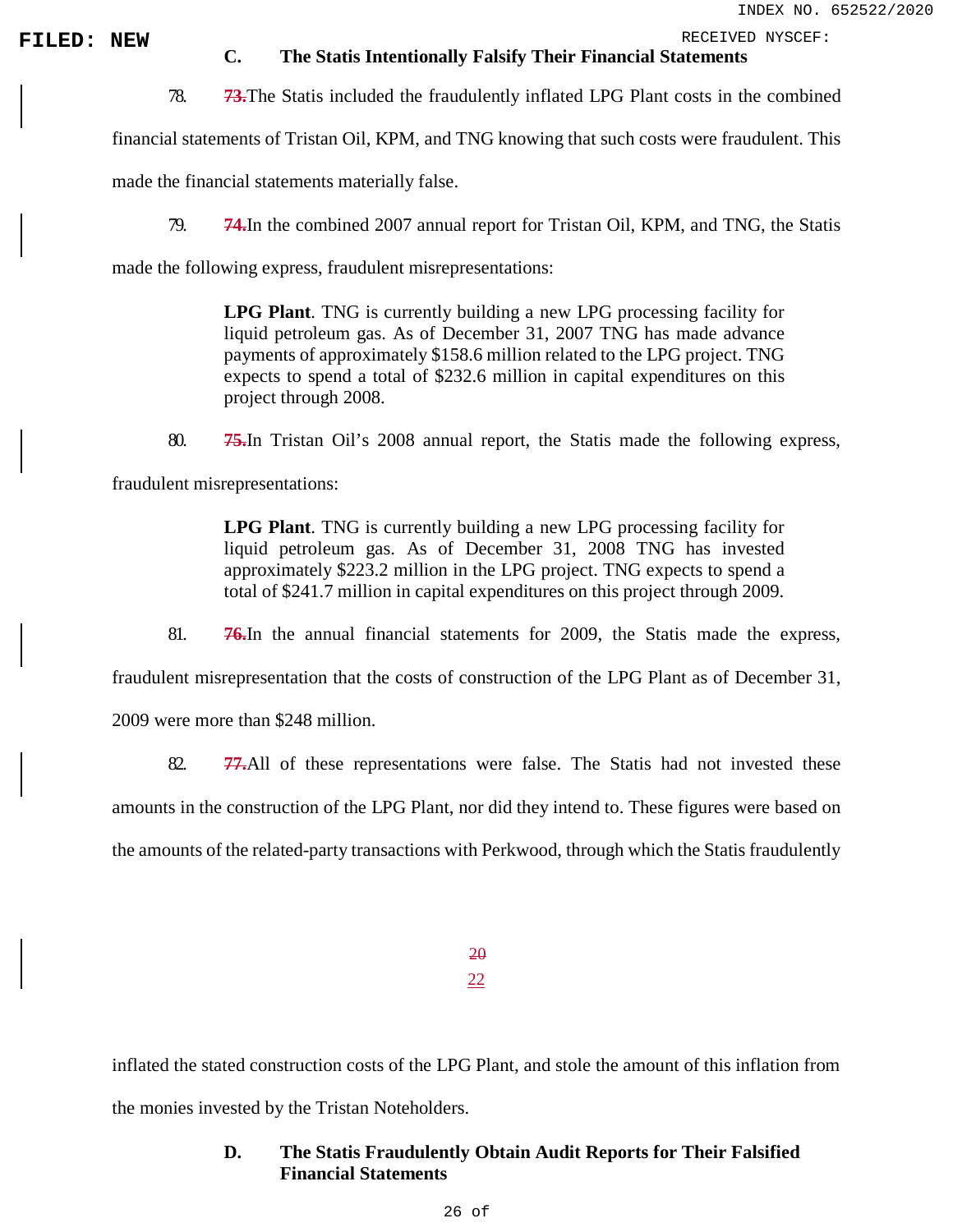### C. The Statis Intentionally Falsify Their Financial Statements

78. ~~73.~~The Statis included the fraudulently inflated LPG Plant costs in the combined financial statements of Tristan Oil, KPM, and TNG knowing that such costs were fraudulent. This made the financial statements materially false.

79. ~~74.~~In the combined 2007 annual report for Tristan Oil, KPM, and TNG, the Statis made the following express, fraudulent misrepresentations:

> **LPG Plant**. TNG is currently building a new LPG processing facility for liquid petroleum gas. As of December 31, 2007 TNG has made advance payments of approximately $158.6 million related to the LPG project. TNG expects to spend a total of $232.6 million in capital expenditures on this project through 2008.

80. ~~75.~~In Tristan Oil's 2008 annual report, the Statis made the following express, fraudulent misrepresentations:

> **LPG Plant**. TNG is currently building a new LPG processing facility for liquid petroleum gas. As of December 31, 2008 TNG has invested approximately $223.2 million in the LPG project. TNG expects to spend a total of $241.7 million in capital expenditures on this project through 2009.

81. ~~76.~~In the annual financial statements for 2009, the Statis made the express, fraudulent misrepresentation that the costs of construction of the LPG Plant as of December 31, 2009 were more than $248 million.

82. ~~77.~~All of these representations were false. The Statis had not invested these amounts in the construction of the LPG Plant, nor did they intend to. These figures were based on the amounts of the related-party transactions with Perkwood, through which the Statis fraudulently inflated the stated construction costs of the LPG Plant, and stole the amount of this inflation from the monies invested by the Tristan Noteholders.

### D. The Statis Fraudulently Obtain Audit Reports for Their Falsified Financial Statements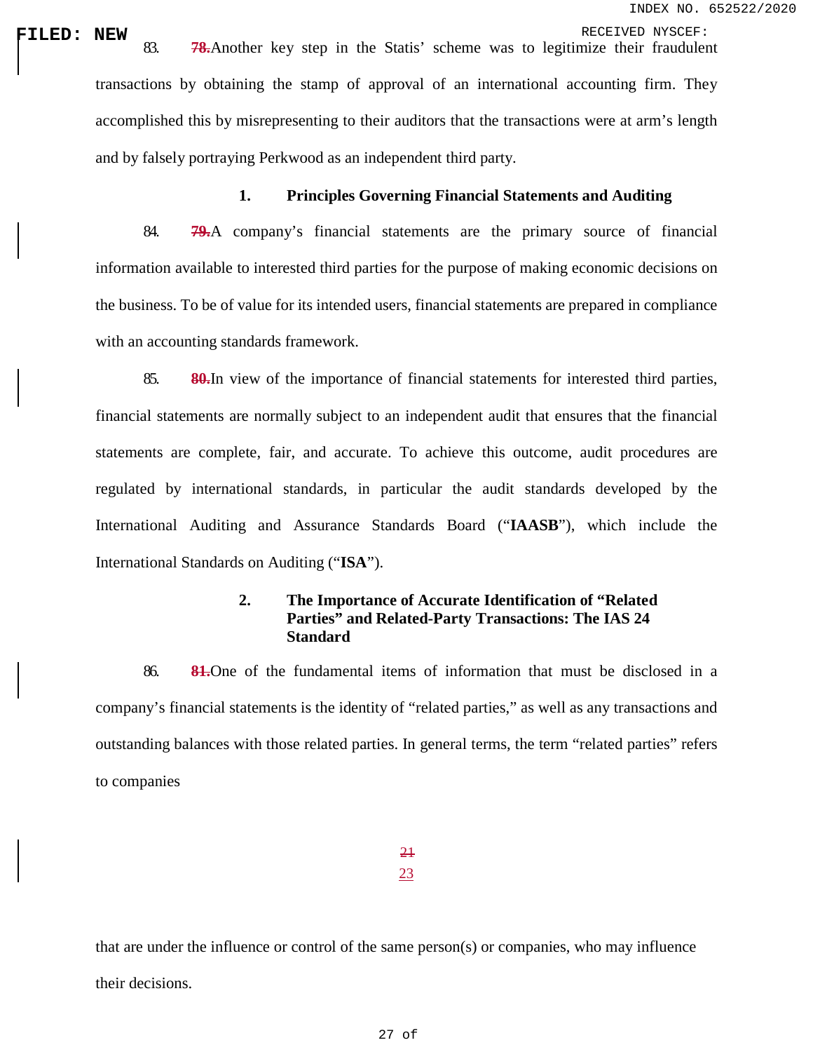83. ~~78.~~Another key step in the Statis' scheme was to legitimize their fraudulent transactions by obtaining the stamp of approval of an international accounting firm. They accomplished this by misrepresenting to their auditors that the transactions were at arm's length and by falsely portraying Perkwood as an independent third party.

### 1. Principles Governing Financial Statements and Auditing

84. ~~79.~~A company's financial statements are the primary source of financial information available to interested third parties for the purpose of making economic decisions on the business. To be of value for its intended users, financial statements are prepared in compliance with an accounting standards framework.

85. ~~80.~~In view of the importance of financial statements for interested third parties, financial statements are normally subject to an independent audit that ensures that the financial statements are complete, fair, and accurate. To achieve this outcome, audit procedures are regulated by international standards, in particular the audit standards developed by the International Auditing and Assurance Standards Board ("**IAASB**"), which include the International Standards on Auditing ("**ISA**").

### 2. The Importance of Accurate Identification of "Related Parties" and Related-Party Transactions: The IAS 24 Standard

86. ~~81.~~One of the fundamental items of information that must be disclosed in a company's financial statements is the identity of "related parties," as well as any transactions and outstanding balances with those related parties. In general terms, the term "related parties" refers to companies that are under the influence or control of the same person(s) or companies, who may influence their decisions.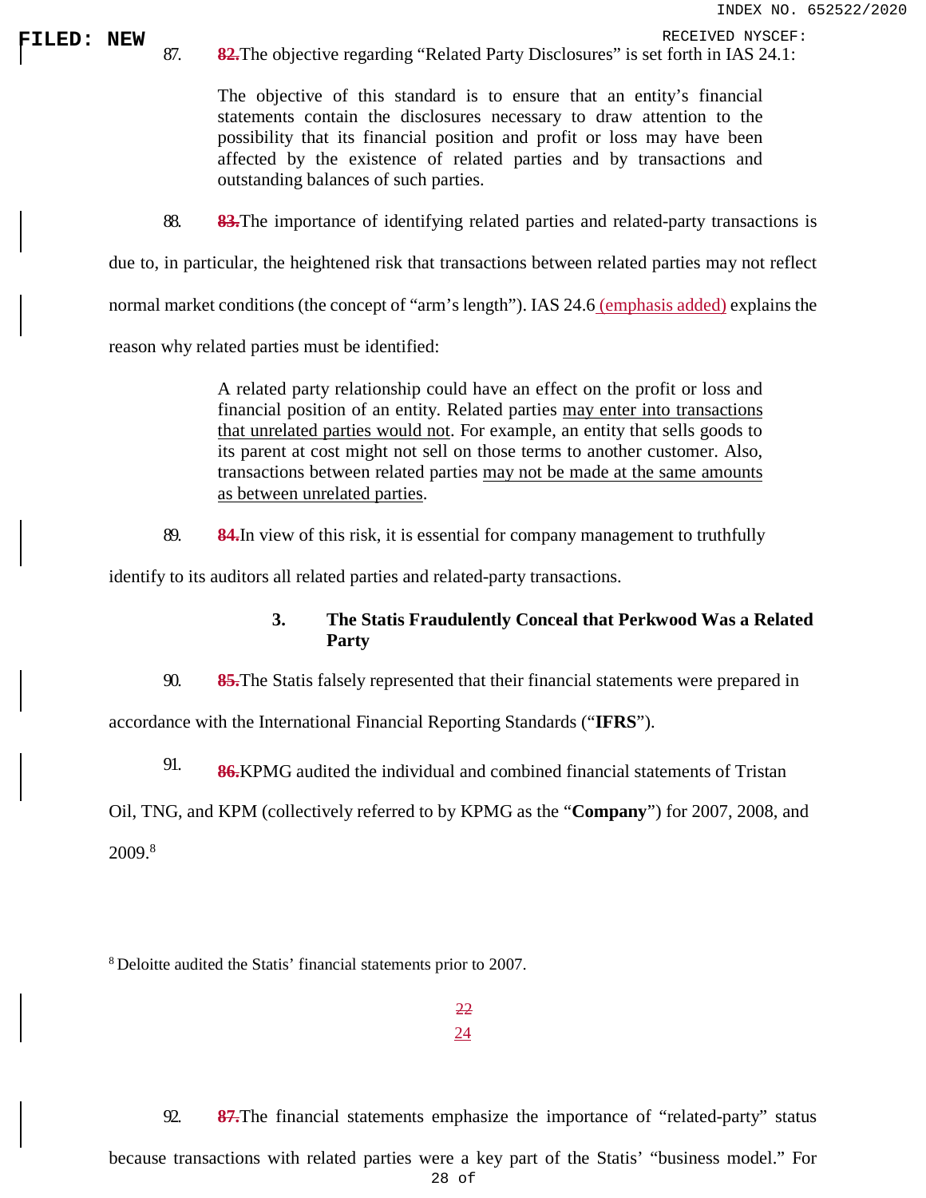87. ~~82.~~The objective regarding "Related Party Disclosures" is set forth in IAS 24.1:

> The objective of this standard is to ensure that an entity's financial statements contain the disclosures necessary to draw attention to the possibility that its financial position and profit or loss may have been affected by the existence of related parties and by transactions and outstanding balances of such parties.

88. ~~83.~~The importance of identifying related parties and related-party transactions is due to, in particular, the heightened risk that transactions between related parties may not reflect normal market conditions (the concept of "arm's length"). IAS 24.6 (emphasis added) explains the reason why related parties must be identified:

> A related party relationship could have an effect on the profit or loss and financial position of an entity. Related parties may enter into transactions that unrelated parties would not. For example, an entity that sells goods to its parent at cost might not sell on those terms to another customer. Also, transactions between related parties may not be made at the same amounts as between unrelated parties.

89. ~~84.~~In view of this risk, it is essential for company management to truthfully identify to its auditors all related parties and related-party transactions.

### 3. The Statis Fraudulently Conceal that Perkwood Was a Related Party

90. ~~85.~~The Statis falsely represented that their financial statements were prepared in accordance with the International Financial Reporting Standards ("**IFRS**").

91. ~~86.~~KPMG audited the individual and combined financial statements of Tristan Oil, TNG, and KPM (collectively referred to by KPMG as the "**Company**") for 2007, 2008, and 2009.[8]

[8] Deloitte audited the Statis' financial statements prior to 2007.

92. ~~87.~~The financial statements emphasize the importance of "related-party" status because transactions with related parties were a key part of the Statis' "business model." For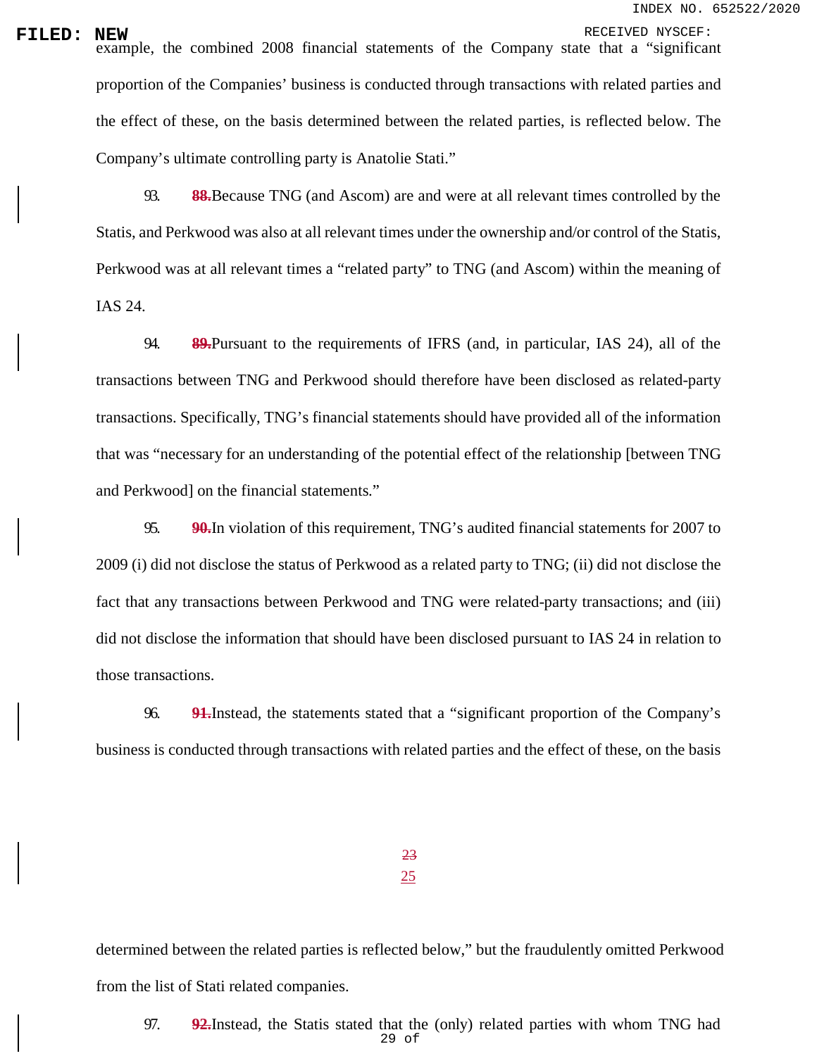example, the combined 2008 financial statements of the Company state that a "significant proportion of the Companies' business is conducted through transactions with related parties and the effect of these, on the basis determined between the related parties, is reflected below. The Company's ultimate controlling party is Anatolie Stati."

93. ~~88.~~Because TNG (and Ascom) are and were at all relevant times controlled by the Statis, and Perkwood was also at all relevant times under the ownership and/or control of the Statis, Perkwood was at all relevant times a "related party" to TNG (and Ascom) within the meaning of IAS 24.

94. ~~89.~~Pursuant to the requirements of IFRS (and, in particular, IAS 24), all of the transactions between TNG and Perkwood should therefore have been disclosed as related-party transactions. Specifically, TNG's financial statements should have provided all of the information that was "necessary for an understanding of the potential effect of the relationship [between TNG and Perkwood] on the financial statements."

95. ~~90.~~In violation of this requirement, TNG's audited financial statements for 2007 to 2009 (i) did not disclose the status of Perkwood as a related party to TNG; (ii) did not disclose the fact that any transactions between Perkwood and TNG were related-party transactions; and (iii) did not disclose the information that should have been disclosed pursuant to IAS 24 in relation to those transactions.

96. ~~91.~~Instead, the statements stated that a "significant proportion of the Company's business is conducted through transactions with related parties and the effect of these, on the basis determined between the related parties is reflected below," but the fraudulently omitted Perkwood from the list of Stati related companies.

97. ~~92.~~Instead, the Statis stated that the (only) related parties with whom TNG had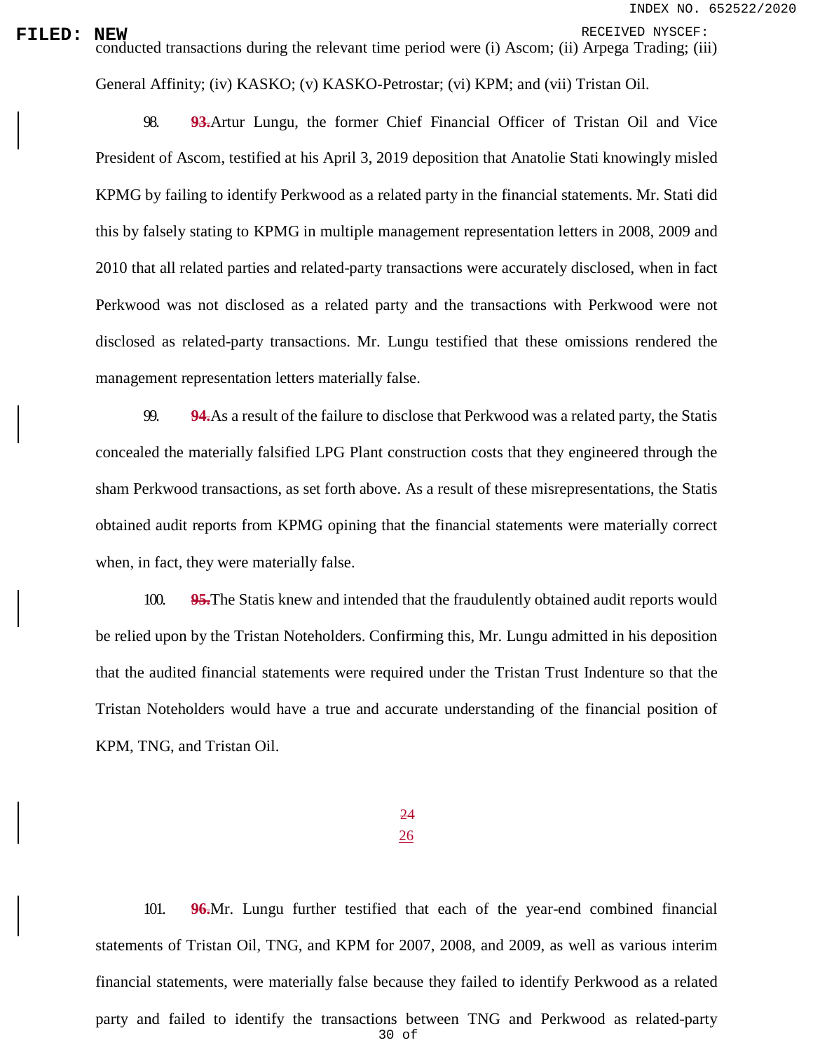conducted transactions during the relevant time period were (i) Ascom; (ii) Arpega Trading; (iii) General Affinity; (iv) KASKO; (v) KASKO-Petrostar; (vi) KPM; and (vii) Tristan Oil.

98. ~~93.~~ Artur Lungu, the former Chief Financial Officer of Tristan Oil and Vice President of Ascom, testified at his April 3, 2019 deposition that Anatolie Stati knowingly misled KPMG by failing to identify Perkwood as a related party in the financial statements. Mr. Stati did this by falsely stating to KPMG in multiple management representation letters in 2008, 2009 and 2010 that all related parties and related-party transactions were accurately disclosed, when in fact Perkwood was not disclosed as a related party and the transactions with Perkwood were not disclosed as related-party transactions. Mr. Lungu testified that these omissions rendered the management representation letters materially false.

99. ~~94.~~ As a result of the failure to disclose that Perkwood was a related party, the Statis concealed the materially falsified LPG Plant construction costs that they engineered through the sham Perkwood transactions, as set forth above. As a result of these misrepresentations, the Statis obtained audit reports from KPMG opining that the financial statements were materially correct when, in fact, they were materially false.

100. ~~95.~~ The Statis knew and intended that the fraudulently obtained audit reports would be relied upon by the Tristan Noteholders. Confirming this, Mr. Lungu admitted in his deposition that the audited financial statements were required under the Tristan Trust Indenture so that the Tristan Noteholders would have a true and accurate understanding of the financial position of KPM, TNG, and Tristan Oil.

101. ~~96.~~ Mr. Lungu further testified that each of the year-end combined financial statements of Tristan Oil, TNG, and KPM for 2007, 2008, and 2009, as well as various interim financial statements, were materially false because they failed to identify Perkwood as a related party and failed to identify the transactions between TNG and Perkwood as related-party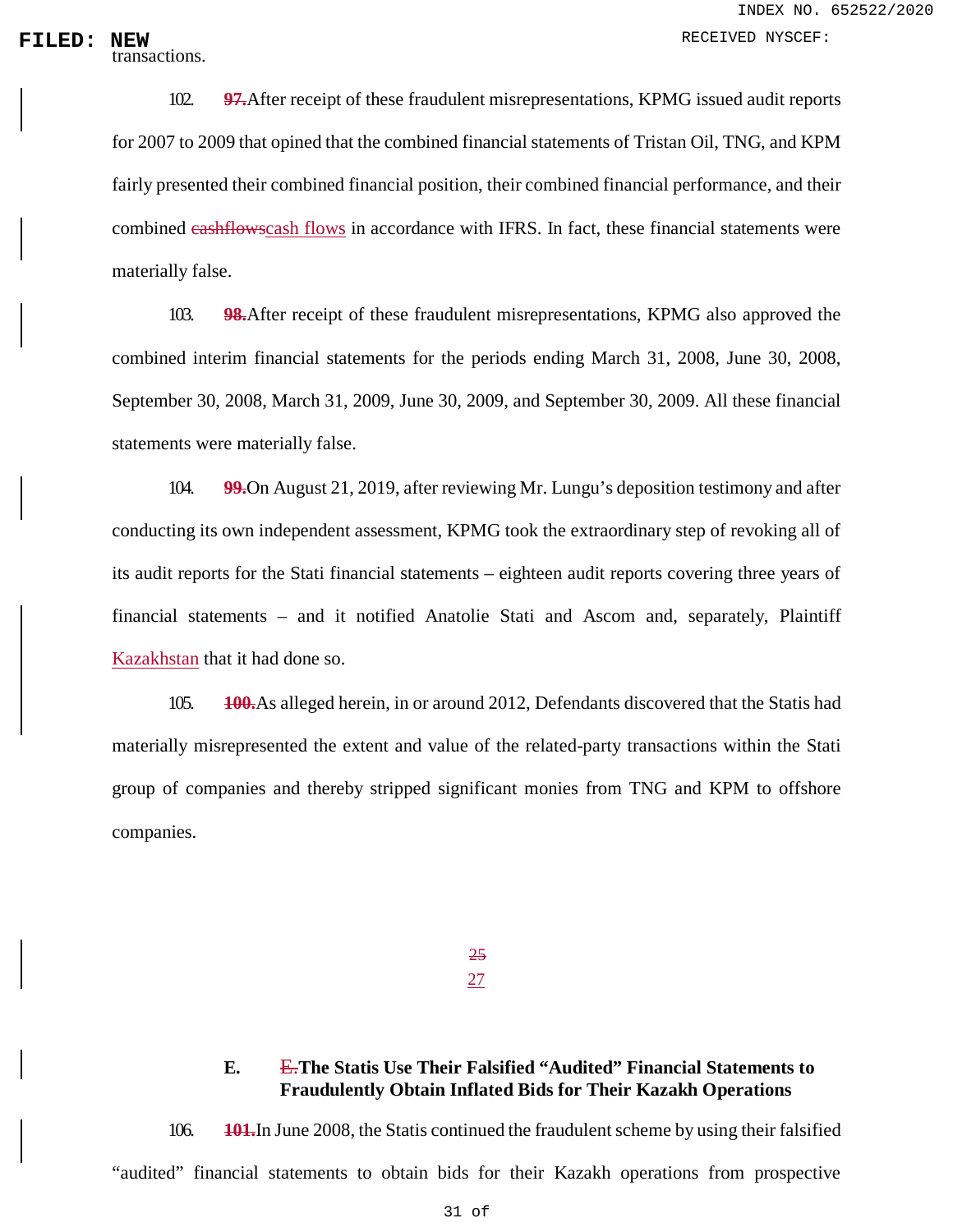transactions.

102. ~~97.~~After receipt of these fraudulent misrepresentations, KPMG issued audit reports for 2007 to 2009 that opined that the combined financial statements of Tristan Oil, TNG, and KPM fairly presented their combined financial position, their combined financial performance, and their combined ~~cashflows~~cash flows in accordance with IFRS. In fact, these financial statements were materially false.

103. ~~98.~~After receipt of these fraudulent misrepresentations, KPMG also approved the combined interim financial statements for the periods ending March 31, 2008, June 30, 2008, September 30, 2008, March 31, 2009, June 30, 2009, and September 30, 2009. All these financial statements were materially false.

104. ~~99.~~On August 21, 2019, after reviewing Mr. Lungu's deposition testimony and after conducting its own independent assessment, KPMG took the extraordinary step of revoking all of its audit reports for the Stati financial statements – eighteen audit reports covering three years of financial statements – and it notified Anatolie Stati and Ascom and, separately, Plaintiff Kazakhstan that it had done so.

105. ~~100.~~As alleged herein, in or around 2012, Defendants discovered that the Statis had materially misrepresented the extent and value of the related-party transactions within the Stati group of companies and thereby stripped significant monies from TNG and KPM to offshore companies.

### E. ~~E.~~The Statis Use Their Falsified "Audited" Financial Statements to Fraudulently Obtain Inflated Bids for Their Kazakh Operations

106. ~~101.~~In June 2008, the Statis continued the fraudulent scheme by using their falsified "audited" financial statements to obtain bids for their Kazakh operations from prospective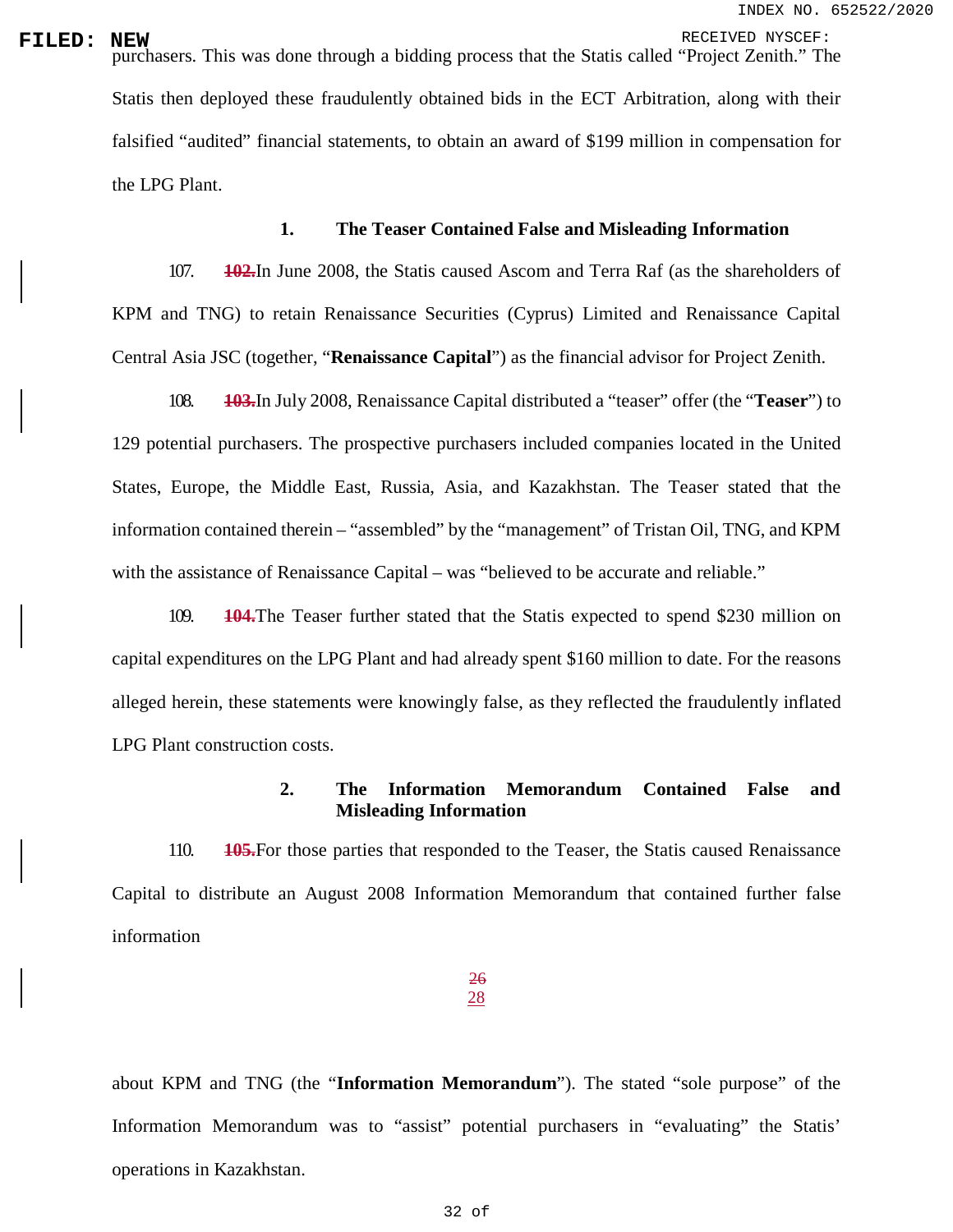purchasers. This was done through a bidding process that the Statis called "Project Zenith." The Statis then deployed these fraudulently obtained bids in the ECT Arbitration, along with their falsified "audited" financial statements, to obtain an award of $199 million in compensation for the LPG Plant.

### 1. The Teaser Contained False and Misleading Information

107. ~~102.~~In June 2008, the Statis caused Ascom and Terra Raf (as the shareholders of KPM and TNG) to retain Renaissance Securities (Cyprus) Limited and Renaissance Capital Central Asia JSC (together, "**Renaissance Capital**") as the financial advisor for Project Zenith.

108. ~~103.~~In July 2008, Renaissance Capital distributed a "teaser" offer (the "**Teaser**") to 129 potential purchasers. The prospective purchasers included companies located in the United States, Europe, the Middle East, Russia, Asia, and Kazakhstan. The Teaser stated that the information contained therein – "assembled" by the "management" of Tristan Oil, TNG, and KPM with the assistance of Renaissance Capital – was "believed to be accurate and reliable."

109. ~~104.~~The Teaser further stated that the Statis expected to spend $230 million on capital expenditures on the LPG Plant and had already spent $160 million to date. For the reasons alleged herein, these statements were knowingly false, as they reflected the fraudulently inflated LPG Plant construction costs.

### 2. The Information Memorandum Contained False and Misleading Information

110. ~~105.~~For those parties that responded to the Teaser, the Statis caused Renaissance Capital to distribute an August 2008 Information Memorandum that contained further false information about KPM and TNG (the "**Information Memorandum**"). The stated "sole purpose" of the Information Memorandum was to "assist" potential purchasers in "evaluating" the Statis' operations in Kazakhstan.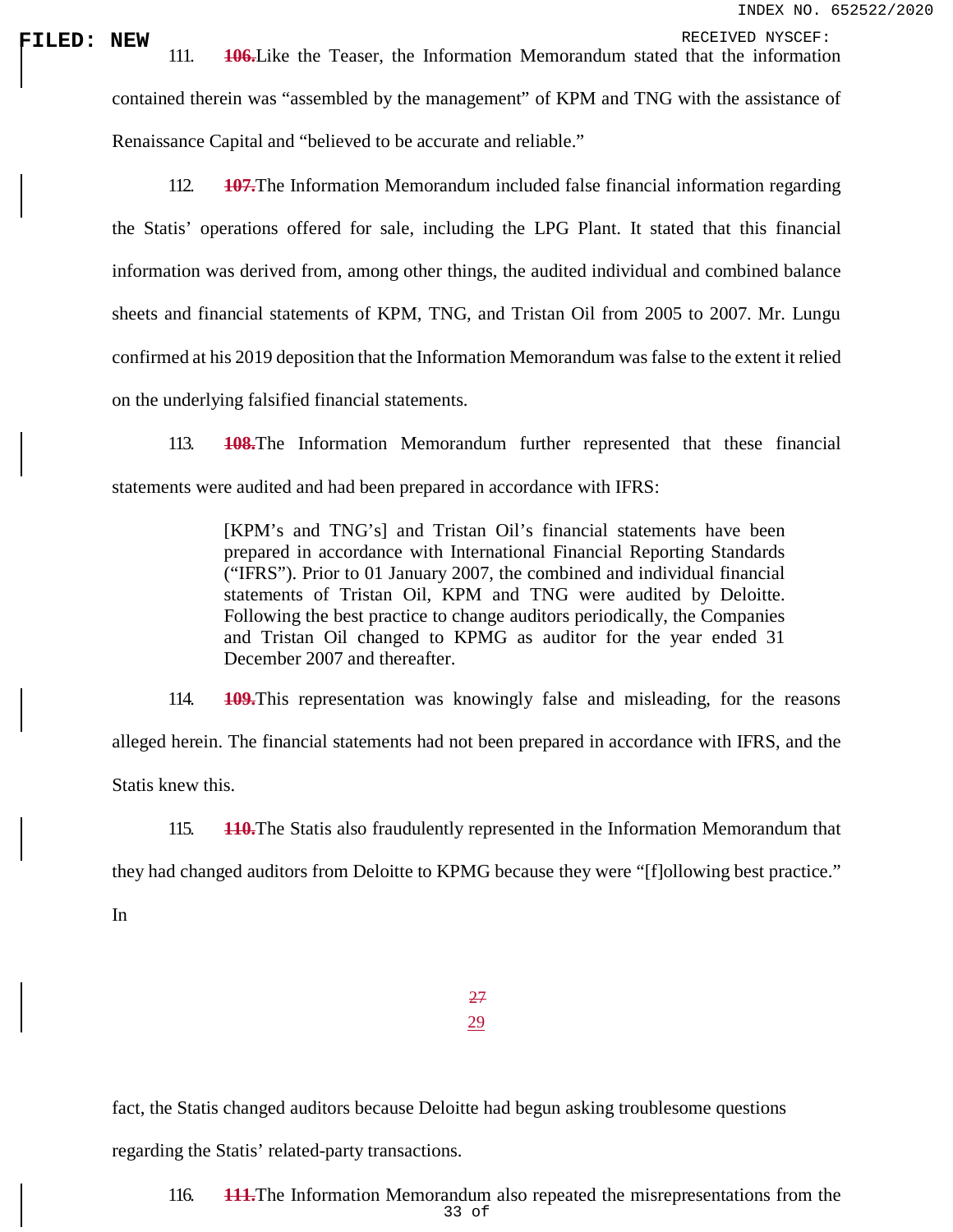111. ~~106.~~Like the Teaser, the Information Memorandum stated that the information contained therein was "assembled by the management" of KPM and TNG with the assistance of Renaissance Capital and "believed to be accurate and reliable."

112. ~~107.~~The Information Memorandum included false financial information regarding the Statis' operations offered for sale, including the LPG Plant. It stated that this financial information was derived from, among other things, the audited individual and combined balance sheets and financial statements of KPM, TNG, and Tristan Oil from 2005 to 2007. Mr. Lungu confirmed at his 2019 deposition that the Information Memorandum was false to the extent it relied on the underlying falsified financial statements.

113. ~~108.~~The Information Memorandum further represented that these financial statements were audited and had been prepared in accordance with IFRS:

> [KPM's and TNG's] and Tristan Oil's financial statements have been prepared in accordance with International Financial Reporting Standards ("IFRS"). Prior to 01 January 2007, the combined and individual financial statements of Tristan Oil, KPM and TNG were audited by Deloitte. Following the best practice to change auditors periodically, the Companies and Tristan Oil changed to KPMG as auditor for the year ended 31 December 2007 and thereafter.

114. ~~109.~~This representation was knowingly false and misleading, for the reasons alleged herein. The financial statements had not been prepared in accordance with IFRS, and the Statis knew this.

115. ~~110.~~The Statis also fraudulently represented in the Information Memorandum that they had changed auditors from Deloitte to KPMG because they were "[f]ollowing best practice." In fact, the Statis changed auditors because Deloitte had begun asking troublesome questions regarding the Statis' related-party transactions.

116. ~~111.~~The Information Memorandum also repeated the misrepresentations from the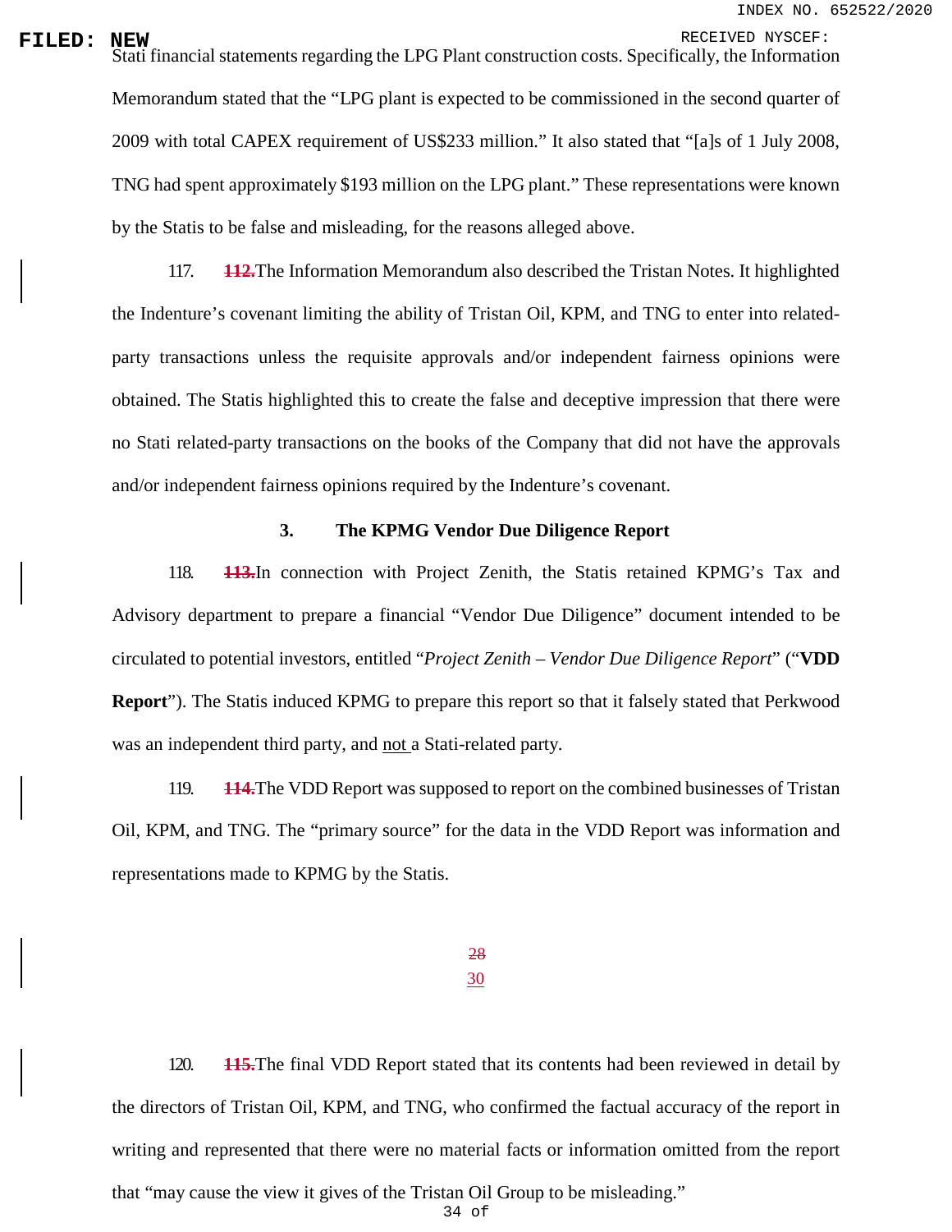Stati financial statements regarding the LPG Plant construction costs. Specifically, the Information Memorandum stated that the "LPG plant is expected to be commissioned in the second quarter of 2009 with total CAPEX requirement of US$233 million." It also stated that "[a]s of 1 July 2008, TNG had spent approximately $193 million on the LPG plant." These representations were known by the Statis to be false and misleading, for the reasons alleged above.

117. ~~112.~~The Information Memorandum also described the Tristan Notes. It highlighted the Indenture's covenant limiting the ability of Tristan Oil, KPM, and TNG to enter into related-party transactions unless the requisite approvals and/or independent fairness opinions were obtained. The Statis highlighted this to create the false and deceptive impression that there were no Stati related-party transactions on the books of the Company that did not have the approvals and/or independent fairness opinions required by the Indenture's covenant.

### 3. The KPMG Vendor Due Diligence Report

118. ~~113.~~In connection with Project Zenith, the Statis retained KPMG's Tax and Advisory department to prepare a financial "Vendor Due Diligence" document intended to be circulated to potential investors, entitled "*Project Zenith – Vendor Due Diligence Report*" ("**VDD Report**"). The Statis induced KPMG to prepare this report so that it falsely stated that Perkwood was an independent third party, and not a Stati-related party.

119. ~~114.~~The VDD Report was supposed to report on the combined businesses of Tristan Oil, KPM, and TNG. The "primary source" for the data in the VDD Report was information and representations made to KPMG by the Statis.

120. ~~115.~~The final VDD Report stated that its contents had been reviewed in detail by the directors of Tristan Oil, KPM, and TNG, who confirmed the factual accuracy of the report in writing and represented that there were no material facts or information omitted from the report that "may cause the view it gives of the Tristan Oil Group to be misleading."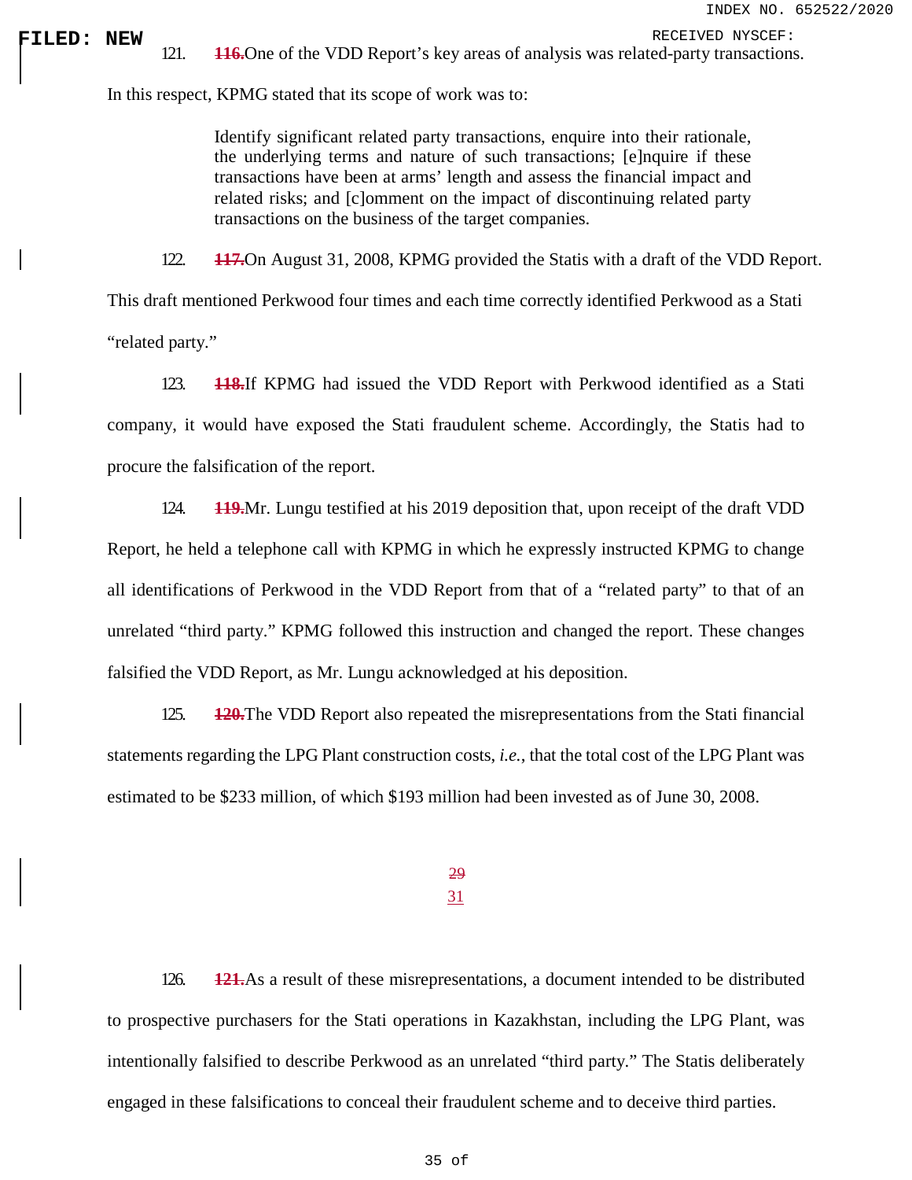121. ~~116.~~One of the VDD Report's key areas of analysis was related-party transactions. In this respect, KPMG stated that its scope of work was to:

> Identify significant related party transactions, enquire into their rationale, the underlying terms and nature of such transactions; [e]nquire if these transactions have been at arms' length and assess the financial impact and related risks; and [c]omment on the impact of discontinuing related party transactions on the business of the target companies.

122. ~~117.~~On August 31, 2008, KPMG provided the Statis with a draft of the VDD Report. This draft mentioned Perkwood four times and each time correctly identified Perkwood as a Stati "related party."

123. ~~118.~~If KPMG had issued the VDD Report with Perkwood identified as a Stati company, it would have exposed the Stati fraudulent scheme. Accordingly, the Statis had to procure the falsification of the report.

124. ~~119.~~Mr. Lungu testified at his 2019 deposition that, upon receipt of the draft VDD Report, he held a telephone call with KPMG in which he expressly instructed KPMG to change all identifications of Perkwood in the VDD Report from that of a "related party" to that of an unrelated "third party." KPMG followed this instruction and changed the report. These changes falsified the VDD Report, as Mr. Lungu acknowledged at his deposition.

125. ~~120.~~The VDD Report also repeated the misrepresentations from the Stati financial statements regarding the LPG Plant construction costs, *i.e.*, that the total cost of the LPG Plant was estimated to be \$233 million, of which \$193 million had been invested as of June 30, 2008.

126. ~~121.~~As a result of these misrepresentations, a document intended to be distributed to prospective purchasers for the Stati operations in Kazakhstan, including the LPG Plant, was intentionally falsified to describe Perkwood as an unrelated "third party." The Statis deliberately engaged in these falsifications to conceal their fraudulent scheme and to deceive third parties.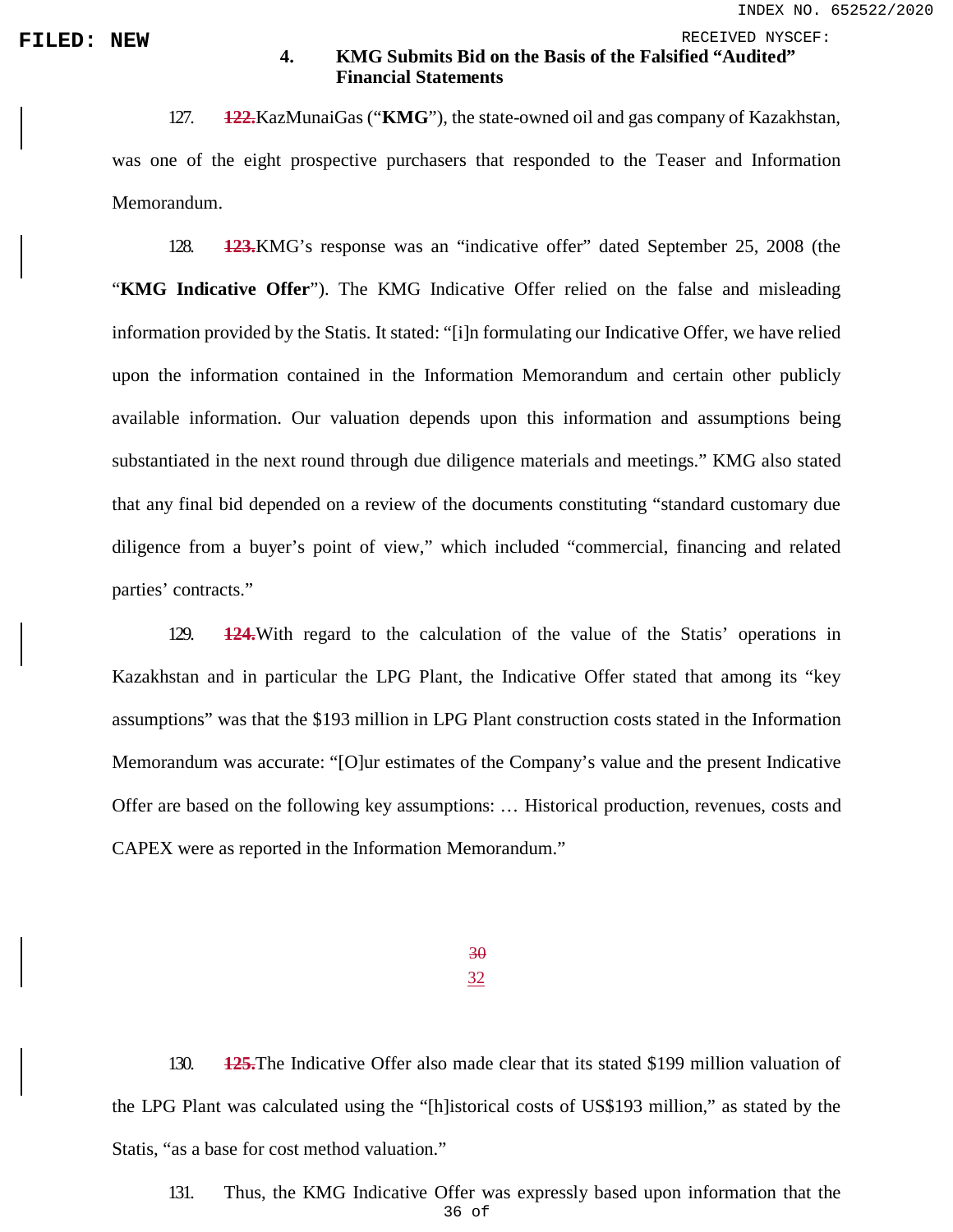### 4. KMG Submits Bid on the Basis of the Falsified "Audited" Financial Statements

127. ~~122.~~KazMunaiGas ("**KMG**"), the state-owned oil and gas company of Kazakhstan, was one of the eight prospective purchasers that responded to the Teaser and Information Memorandum.

128. ~~123.~~KMG's response was an "indicative offer" dated September 25, 2008 (the "**KMG Indicative Offer**"). The KMG Indicative Offer relied on the false and misleading information provided by the Statis. It stated: "[i]n formulating our Indicative Offer, we have relied upon the information contained in the Information Memorandum and certain other publicly available information. Our valuation depends upon this information and assumptions being substantiated in the next round through due diligence materials and meetings." KMG also stated that any final bid depended on a review of the documents constituting "standard customary due diligence from a buyer's point of view," which included "commercial, financing and related parties' contracts."

129. ~~124.~~With regard to the calculation of the value of the Statis' operations in Kazakhstan and in particular the LPG Plant, the Indicative Offer stated that among its "key assumptions" was that the $193 million in LPG Plant construction costs stated in the Information Memorandum was accurate: "[O]ur estimates of the Company's value and the present Indicative Offer are based on the following key assumptions: … Historical production, revenues, costs and CAPEX were as reported in the Information Memorandum."

130. ~~125.~~The Indicative Offer also made clear that its stated $199 million valuation of the LPG Plant was calculated using the "[h]istorical costs of US$193 million," as stated by the Statis, "as a base for cost method valuation."

131. Thus, the KMG Indicative Offer was expressly based upon information that the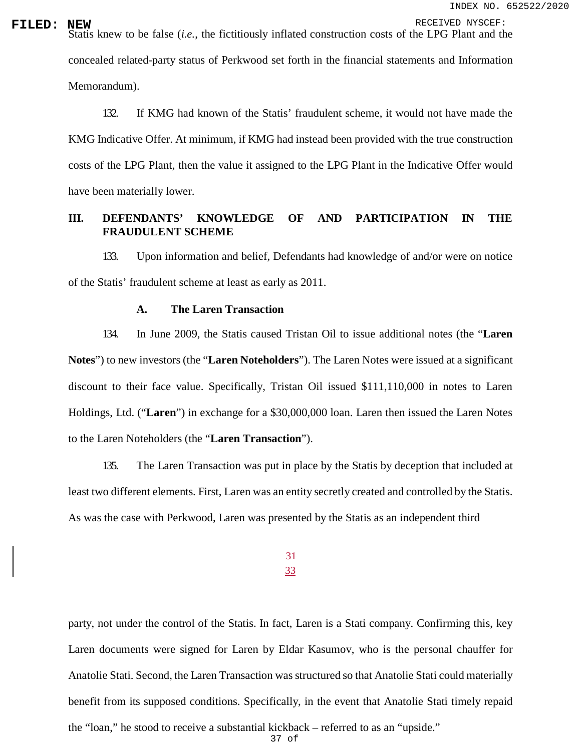Statis knew to be false (*i.e.*, the fictitiously inflated construction costs of the LPG Plant and the concealed related-party status of Perkwood set forth in the financial statements and Information Memorandum).

132. If KMG had known of the Statis' fraudulent scheme, it would not have made the KMG Indicative Offer. At minimum, if KMG had instead been provided with the true construction costs of the LPG Plant, then the value it assigned to the LPG Plant in the Indicative Offer would have been materially lower.

## III. DEFENDANTS' KNOWLEDGE OF AND PARTICIPATION IN THE FRAUDULENT SCHEME

133. Upon information and belief, Defendants had knowledge of and/or were on notice of the Statis' fraudulent scheme at least as early as 2011.

### A. The Laren Transaction

134. In June 2009, the Statis caused Tristan Oil to issue additional notes (the "**Laren Notes**") to new investors (the "**Laren Noteholders**"). The Laren Notes were issued at a significant discount to their face value. Specifically, Tristan Oil issued $111,110,000 in notes to Laren Holdings, Ltd. ("**Laren**") in exchange for a $30,000,000 loan. Laren then issued the Laren Notes to the Laren Noteholders (the "**Laren Transaction**").

135. The Laren Transaction was put in place by the Statis by deception that included at least two different elements. First, Laren was an entity secretly created and controlled by the Statis. As was the case with Perkwood, Laren was presented by the Statis as an independent third party, not under the control of the Statis. In fact, Laren is a Stati company. Confirming this, key Laren documents were signed for Laren by Eldar Kasumov, who is the personal chauffer for Anatolie Stati. Second, the Laren Transaction was structured so that Anatolie Stati could materially benefit from its supposed conditions. Specifically, in the event that Anatolie Stati timely repaid the "loan," he stood to receive a substantial kickback – referred to as an "upside."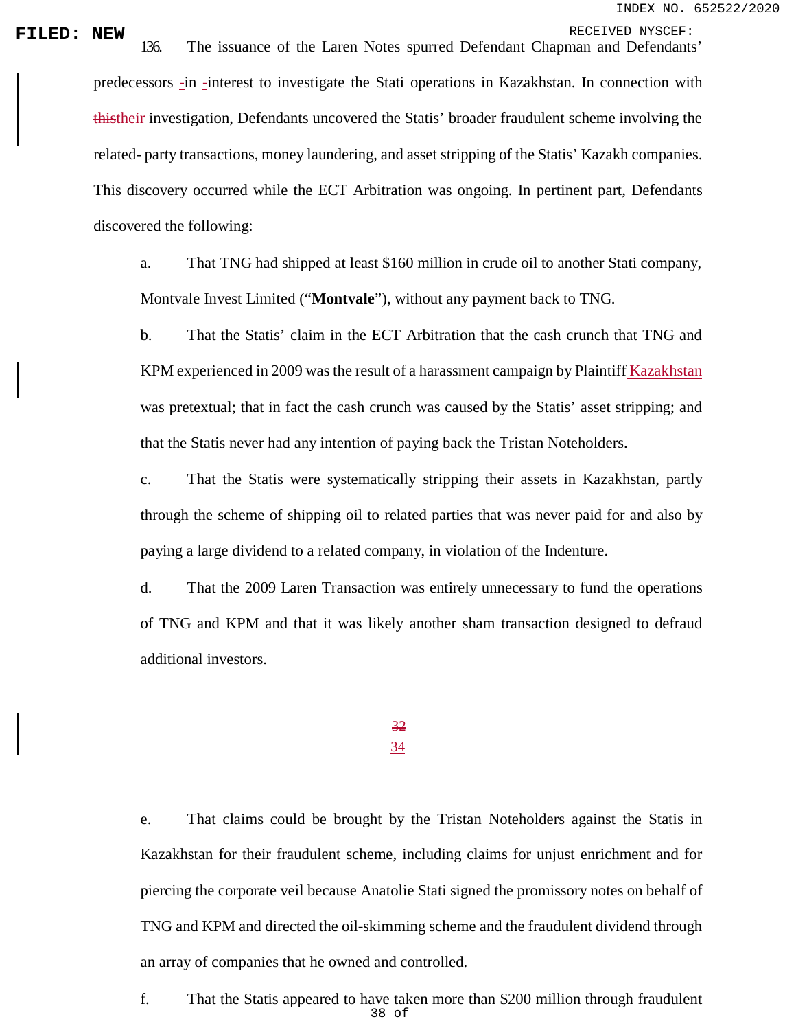136. The issuance of the Laren Notes spurred Defendant Chapman and Defendants' predecessors -in -interest to investigate the Stati operations in Kazakhstan. In connection with ~~this~~their investigation, Defendants uncovered the Statis' broader fraudulent scheme involving the related- party transactions, money laundering, and asset stripping of the Statis' Kazakh companies. This discovery occurred while the ECT Arbitration was ongoing. In pertinent part, Defendants discovered the following:

a. That TNG had shipped at least $160 million in crude oil to another Stati company, Montvale Invest Limited ("**Montvale**"), without any payment back to TNG.

b. That the Statis' claim in the ECT Arbitration that the cash crunch that TNG and KPM experienced in 2009 was the result of a harassment campaign by Plaintiff Kazakhstan was pretextual; that in fact the cash crunch was caused by the Statis' asset stripping; and that the Statis never had any intention of paying back the Tristan Noteholders.

c. That the Statis were systematically stripping their assets in Kazakhstan, partly through the scheme of shipping oil to related parties that was never paid for and also by paying a large dividend to a related company, in violation of the Indenture.

d. That the 2009 Laren Transaction was entirely unnecessary to fund the operations of TNG and KPM and that it was likely another sham transaction designed to defraud additional investors.

e. That claims could be brought by the Tristan Noteholders against the Statis in Kazakhstan for their fraudulent scheme, including claims for unjust enrichment and for piercing the corporate veil because Anatolie Stati signed the promissory notes on behalf of TNG and KPM and directed the oil-skimming scheme and the fraudulent dividend through an array of companies that he owned and controlled.

f. That the Statis appeared to have taken more than $200 million through fraudulent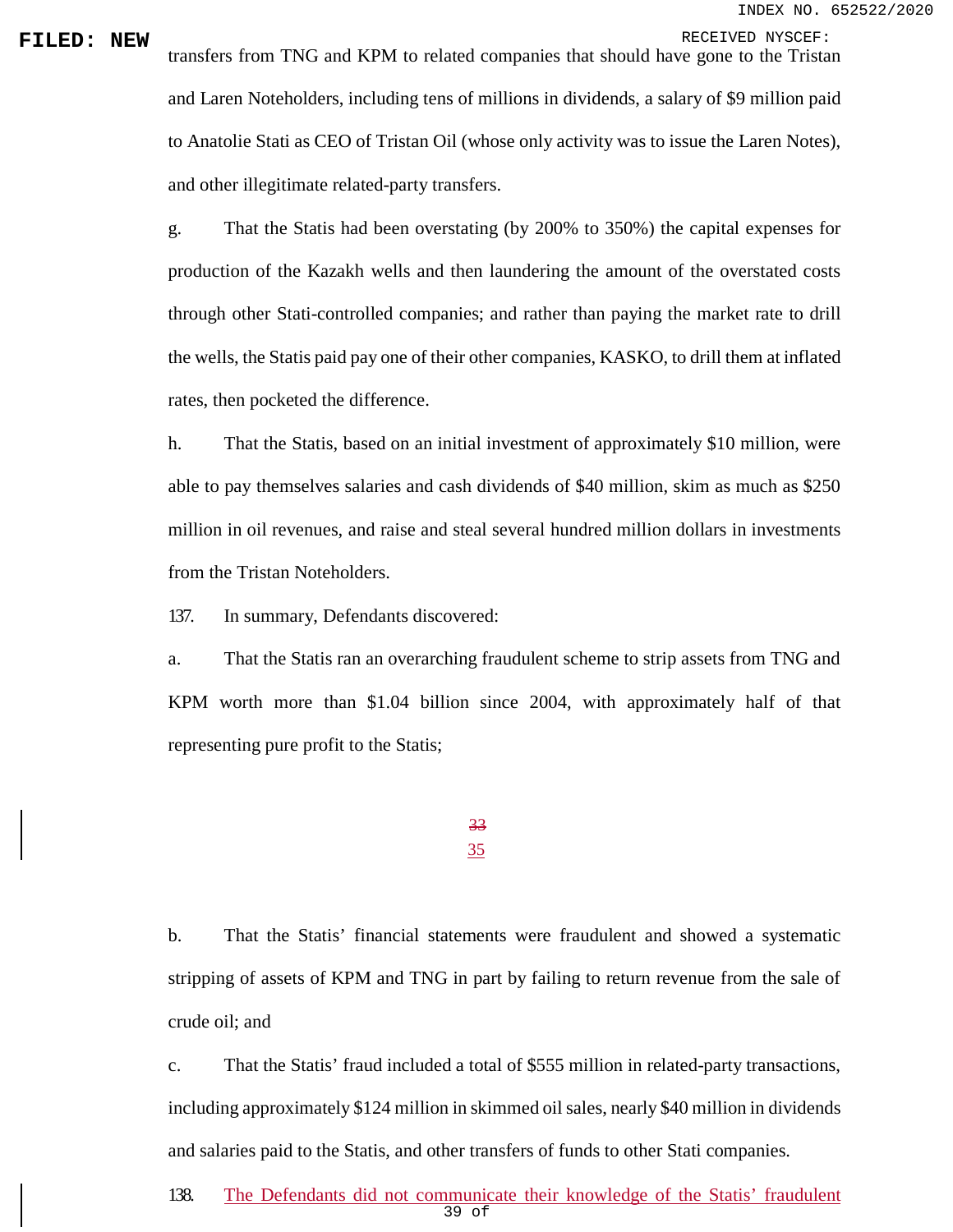transfers from TNG and KPM to related companies that should have gone to the Tristan and Laren Noteholders, including tens of millions in dividends, a salary of $9 million paid to Anatolie Stati as CEO of Tristan Oil (whose only activity was to issue the Laren Notes), and other illegitimate related-party transfers.

g. That the Statis had been overstating (by 200% to 350%) the capital expenses for production of the Kazakh wells and then laundering the amount of the overstated costs through other Stati-controlled companies; and rather than paying the market rate to drill the wells, the Statis paid pay one of their other companies, KASKO, to drill them at inflated rates, then pocketed the difference.

h. That the Statis, based on an initial investment of approximately $10 million, were able to pay themselves salaries and cash dividends of $40 million, skim as much as $250 million in oil revenues, and raise and steal several hundred million dollars in investments from the Tristan Noteholders.

137. In summary, Defendants discovered:

a. That the Statis ran an overarching fraudulent scheme to strip assets from TNG and KPM worth more than $1.04 billion since 2004, with approximately half of that representing pure profit to the Statis;

b. That the Statis' financial statements were fraudulent and showed a systematic stripping of assets of KPM and TNG in part by failing to return revenue from the sale of crude oil; and

c. That the Statis' fraud included a total of $555 million in related-party transactions, including approximately $124 million in skimmed oil sales, nearly $40 million in dividends and salaries paid to the Statis, and other transfers of funds to other Stati companies.

138. The Defendants did not communicate their knowledge of the Statis' fraudulent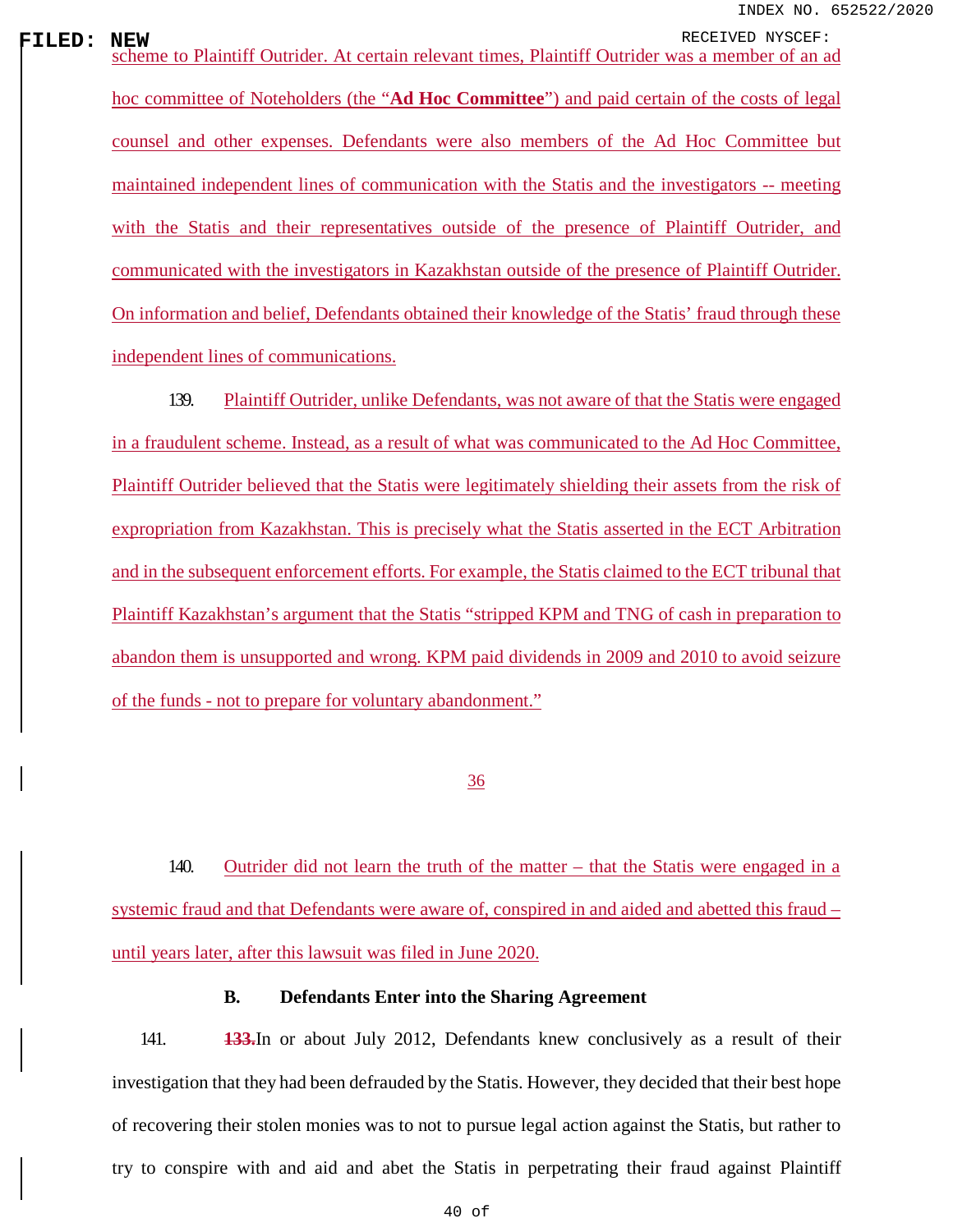scheme to Plaintiff Outrider. At certain relevant times, Plaintiff Outrider was a member of an ad hoc committee of Noteholders (the "**Ad Hoc Committee**") and paid certain of the costs of legal counsel and other expenses. Defendants were also members of the Ad Hoc Committee but maintained independent lines of communication with the Statis and the investigators -- meeting with the Statis and their representatives outside of the presence of Plaintiff Outrider, and communicated with the investigators in Kazakhstan outside of the presence of Plaintiff Outrider. On information and belief, Defendants obtained their knowledge of the Statis' fraud through these independent lines of communications.

139. Plaintiff Outrider, unlike Defendants, was not aware of that the Statis were engaged in a fraudulent scheme. Instead, as a result of what was communicated to the Ad Hoc Committee, Plaintiff Outrider believed that the Statis were legitimately shielding their assets from the risk of expropriation from Kazakhstan. This is precisely what the Statis asserted in the ECT Arbitration and in the subsequent enforcement efforts. For example, the Statis claimed to the ECT tribunal that Plaintiff Kazakhstan's argument that the Statis "stripped KPM and TNG of cash in preparation to abandon them is unsupported and wrong. KPM paid dividends in 2009 and 2010 to avoid seizure of the funds - not to prepare for voluntary abandonment."

140. Outrider did not learn the truth of the matter – that the Statis were engaged in a systemic fraud and that Defendants were aware of, conspired in and aided and abetted this fraud – until years later, after this lawsuit was filed in June 2020.

### B. Defendants Enter into the Sharing Agreement

141. ~~133.~~ In or about July 2012, Defendants knew conclusively as a result of their investigation that they had been defrauded by the Statis. However, they decided that their best hope of recovering their stolen monies was to not to pursue legal action against the Statis, but rather to try to conspire with and aid and abet the Statis in perpetrating their fraud against Plaintiff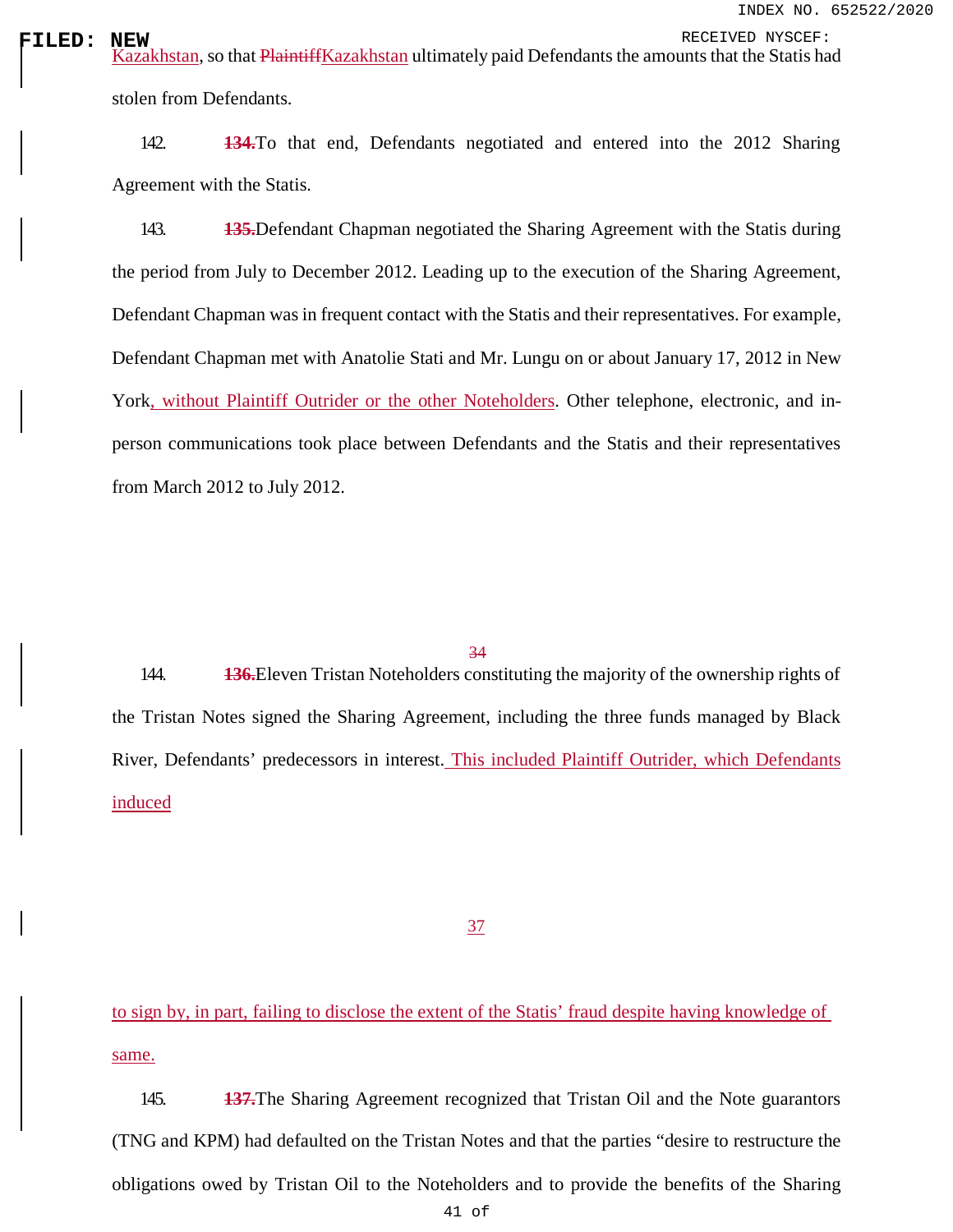Kazakhstan, so that ~~Plaintiff~~Kazakhstan ultimately paid Defendants the amounts that the Statis had stolen from Defendants.

142. ~~**134.**~~To that end, Defendants negotiated and entered into the 2012 Sharing Agreement with the Statis.

143. ~~**135.**~~Defendant Chapman negotiated the Sharing Agreement with the Statis during the period from July to December 2012. Leading up to the execution of the Sharing Agreement, Defendant Chapman was in frequent contact with the Statis and their representatives. For example, Defendant Chapman met with Anatolie Stati and Mr. Lungu on or about January 17, 2012 in New York, without Plaintiff Outrider or the other Noteholders. Other telephone, electronic, and in-person communications took place between Defendants and the Statis and their representatives from March 2012 to July 2012.

144. ~~**136.**~~Eleven Tristan Noteholders constituting the majority of the ownership rights of the Tristan Notes signed the Sharing Agreement, including the three funds managed by Black River, Defendants' predecessors in interest. This included Plaintiff Outrider, which Defendants induced to sign by, in part, failing to disclose the extent of the Statis' fraud despite having knowledge of same.

145. ~~**137.**~~The Sharing Agreement recognized that Tristan Oil and the Note guarantors (TNG and KPM) had defaulted on the Tristan Notes and that the parties "desire to restructure the obligations owed by Tristan Oil to the Noteholders and to provide the benefits of the Sharing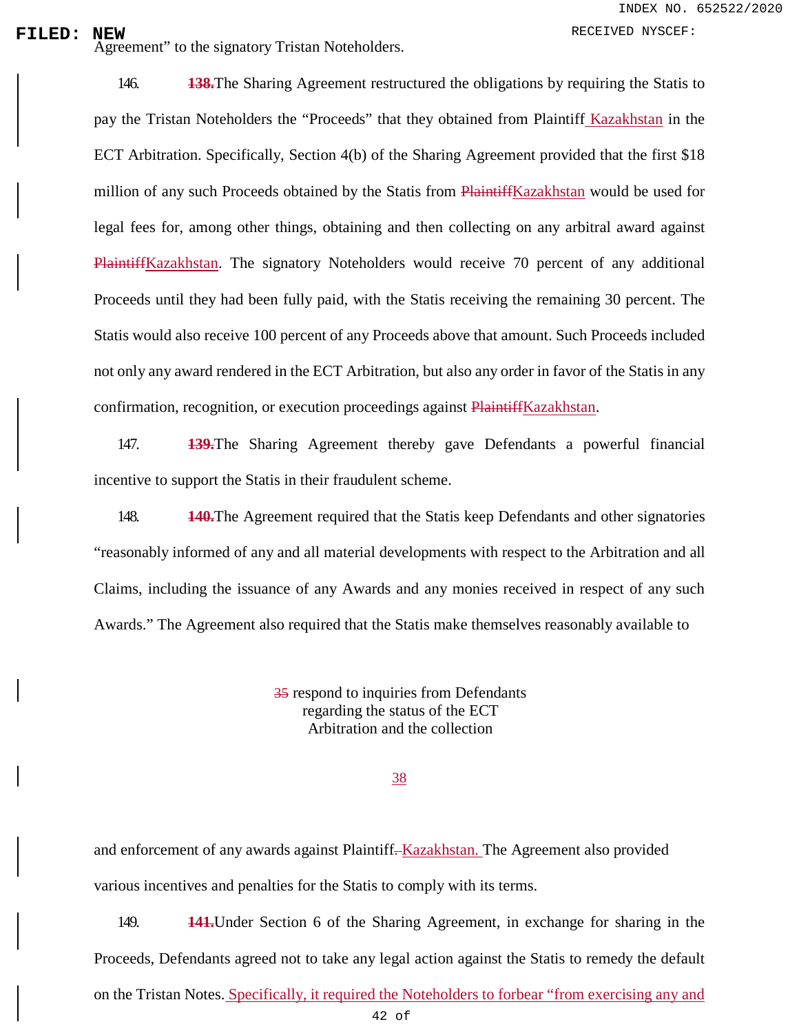Agreement" to the signatory Tristan Noteholders.

146. ~~138.~~The Sharing Agreement restructured the obligations by requiring the Statis to pay the Tristan Noteholders the "Proceeds" that they obtained from Plaintiff Kazakhstan in the ECT Arbitration. Specifically, Section 4(b) of the Sharing Agreement provided that the first $18 million of any such Proceeds obtained by the Statis from ~~Plaintiff~~Kazakhstan would be used for legal fees for, among other things, obtaining and then collecting on any arbitral award against ~~Plaintiff~~Kazakhstan. The signatory Noteholders would receive 70 percent of any additional Proceeds until they had been fully paid, with the Statis receiving the remaining 30 percent. The Statis would also receive 100 percent of any Proceeds above that amount. Such Proceeds included not only any award rendered in the ECT Arbitration, but also any order in favor of the Statis in any confirmation, recognition, or execution proceedings against ~~Plaintiff~~Kazakhstan.

147. ~~139.~~The Sharing Agreement thereby gave Defendants a powerful financial incentive to support the Statis in their fraudulent scheme.

148. ~~140.~~The Agreement required that the Statis keep Defendants and other signatories "reasonably informed of any and all material developments with respect to the Arbitration and all Claims, including the issuance of any Awards and any monies received in respect of any such Awards." The Agreement also required that the Statis make themselves reasonably available to respond to inquiries from Defendants regarding the status of the ECT Arbitration and the collection and enforcement of any awards against Plaintiff~~.~~ Kazakhstan. The Agreement also provided various incentives and penalties for the Statis to comply with its terms.

149. ~~141.~~Under Section 6 of the Sharing Agreement, in exchange for sharing in the Proceeds, Defendants agreed not to take any legal action against the Statis to remedy the default on the Tristan Notes. Specifically, it required the Noteholders to forbear "from exercising any and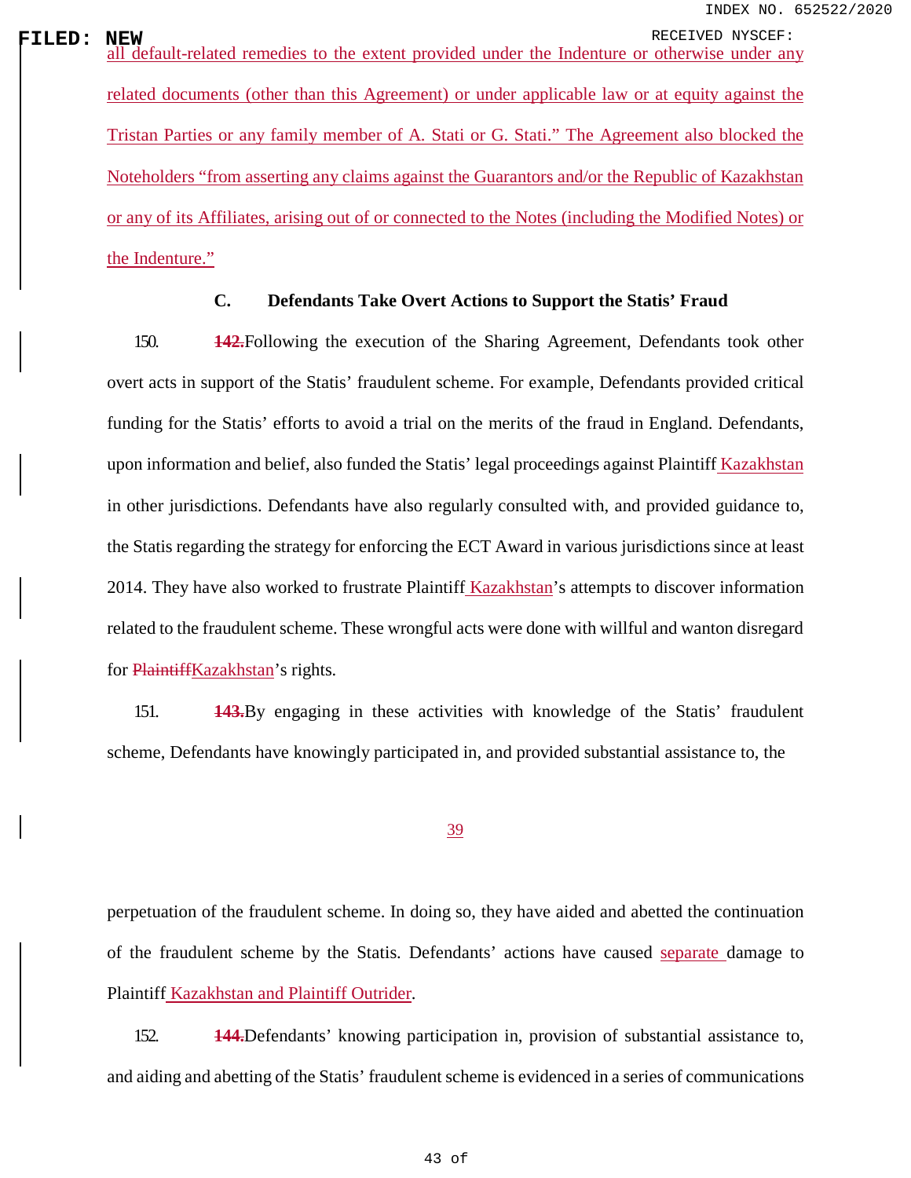all default-related remedies to the extent provided under the Indenture or otherwise under any related documents (other than this Agreement) or under applicable law or at equity against the Tristan Parties or any family member of A. Stati or G. Stati." The Agreement also blocked the Noteholders "from asserting any claims against the Guarantors and/or the Republic of Kazakhstan or any of its Affiliates, arising out of or connected to the Notes (including the Modified Notes) or the Indenture."

### C. Defendants Take Overt Actions to Support the Statis' Fraud

150. ~~142.~~Following the execution of the Sharing Agreement, Defendants took other overt acts in support of the Statis' fraudulent scheme. For example, Defendants provided critical funding for the Statis' efforts to avoid a trial on the merits of the fraud in England. Defendants, upon information and belief, also funded the Statis' legal proceedings against Plaintiff Kazakhstan in other jurisdictions. Defendants have also regularly consulted with, and provided guidance to, the Statis regarding the strategy for enforcing the ECT Award in various jurisdictions since at least 2014. They have also worked to frustrate Plaintiff Kazakhstan's attempts to discover information related to the fraudulent scheme. These wrongful acts were done with willful and wanton disregard for ~~Plaintiff~~Kazakhstan's rights.

151. ~~143.~~By engaging in these activities with knowledge of the Statis' fraudulent scheme, Defendants have knowingly participated in, and provided substantial assistance to, the perpetuation of the fraudulent scheme. In doing so, they have aided and abetted the continuation of the fraudulent scheme by the Statis. Defendants' actions have caused separate damage to Plaintiff Kazakhstan and Plaintiff Outrider.

152. ~~144.~~Defendants' knowing participation in, provision of substantial assistance to, and aiding and abetting of the Statis' fraudulent scheme is evidenced in a series of communications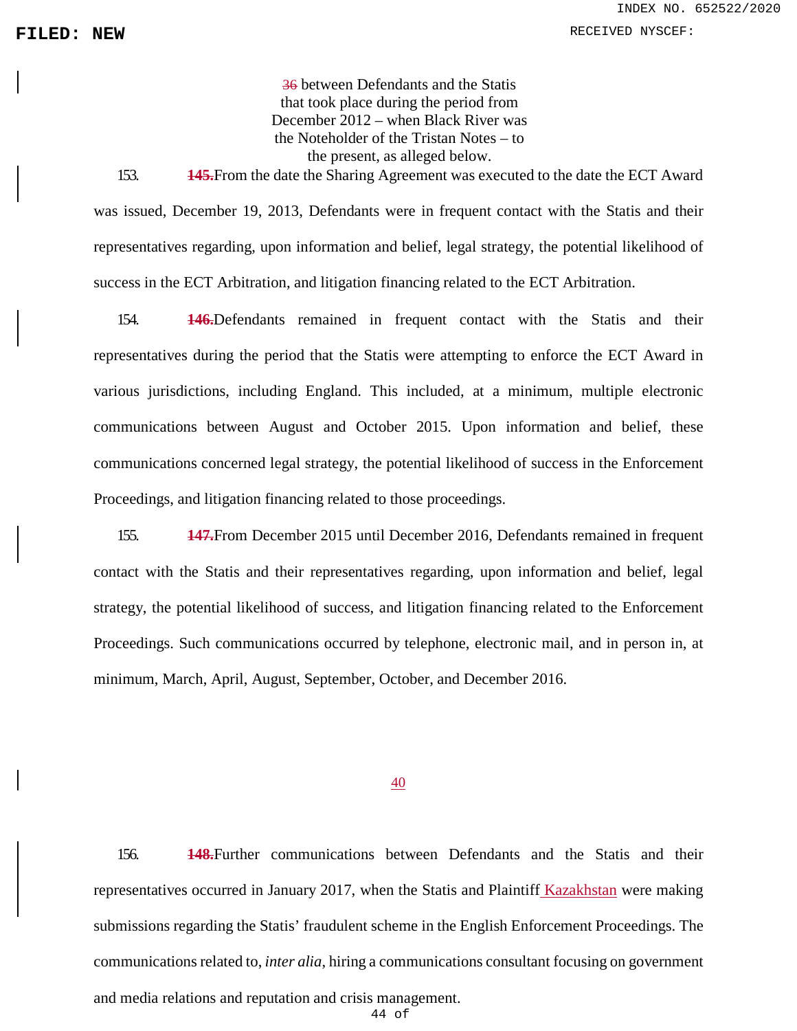~~36~~ between Defendants and the Statis that took place during the period from December 2012 – when Black River was the Noteholder of the Tristan Notes – to the present, as alleged below.

153. ~~**145.**~~From the date the Sharing Agreement was executed to the date the ECT Award was issued, December 19, 2013, Defendants were in frequent contact with the Statis and their representatives regarding, upon information and belief, legal strategy, the potential likelihood of success in the ECT Arbitration, and litigation financing related to the ECT Arbitration.

154. ~~**146.**~~Defendants remained in frequent contact with the Statis and their representatives during the period that the Statis were attempting to enforce the ECT Award in various jurisdictions, including England. This included, at a minimum, multiple electronic communications between August and October 2015. Upon information and belief, these communications concerned legal strategy, the potential likelihood of success in the Enforcement Proceedings, and litigation financing related to those proceedings.

155. ~~**147.**~~From December 2015 until December 2016, Defendants remained in frequent contact with the Statis and their representatives regarding, upon information and belief, legal strategy, the potential likelihood of success, and litigation financing related to the Enforcement Proceedings. Such communications occurred by telephone, electronic mail, and in person in, at minimum, March, April, August, September, October, and December 2016.

40

156. ~~**148.**~~Further communications between Defendants and the Statis and their representatives occurred in January 2017, when the Statis and Plaintiff Kazakhstan were making submissions regarding the Statis' fraudulent scheme in the English Enforcement Proceedings. The communications related to, *inter alia*, hiring a communications consultant focusing on government and media relations and reputation and crisis management.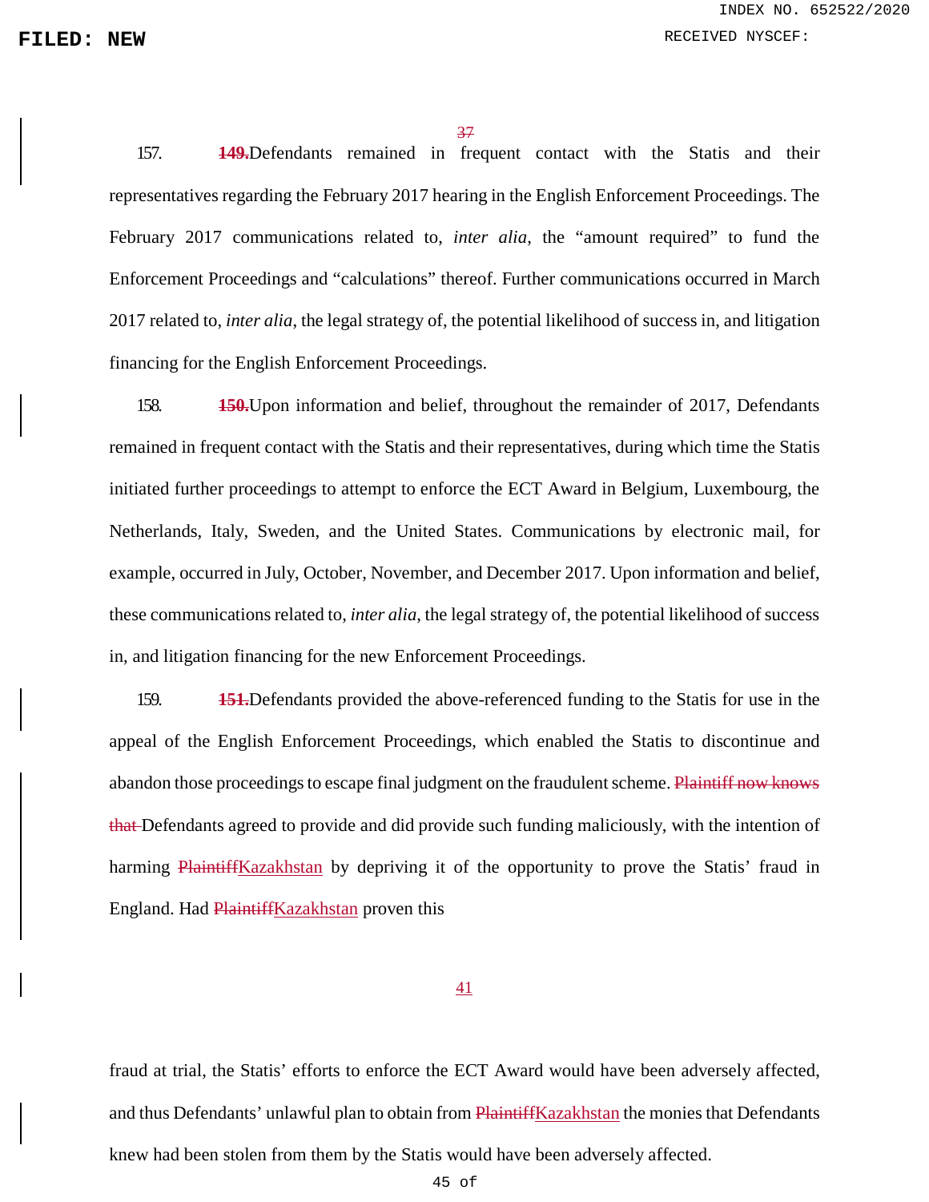157. ~~149.~~Defendants remained in frequent contact with the Statis and their representatives regarding the February 2017 hearing in the English Enforcement Proceedings. The February 2017 communications related to, *inter alia*, the "amount required" to fund the Enforcement Proceedings and "calculations" thereof. Further communications occurred in March 2017 related to, *inter alia*, the legal strategy of, the potential likelihood of success in, and litigation financing for the English Enforcement Proceedings.

158. ~~150.~~Upon information and belief, throughout the remainder of 2017, Defendants remained in frequent contact with the Statis and their representatives, during which time the Statis initiated further proceedings to attempt to enforce the ECT Award in Belgium, Luxembourg, the Netherlands, Italy, Sweden, and the United States. Communications by electronic mail, for example, occurred in July, October, November, and December 2017. Upon information and belief, these communications related to, *inter alia*, the legal strategy of, the potential likelihood of success in, and litigation financing for the new Enforcement Proceedings.

159. ~~151.~~Defendants provided the above-referenced funding to the Statis for use in the appeal of the English Enforcement Proceedings, which enabled the Statis to discontinue and abandon those proceedings to escape final judgment on the fraudulent scheme. ~~Plaintiff now knows that~~ Defendants agreed to provide and did provide such funding maliciously, with the intention of harming ~~Plaintiff~~Kazakhstan by depriving it of the opportunity to prove the Statis' fraud in England. Had ~~Plaintiff~~Kazakhstan proven this fraud at trial, the Statis' efforts to enforce the ECT Award would have been adversely affected, and thus Defendants' unlawful plan to obtain from ~~Plaintiff~~Kazakhstan the monies that Defendants knew had been stolen from them by the Statis would have been adversely affected.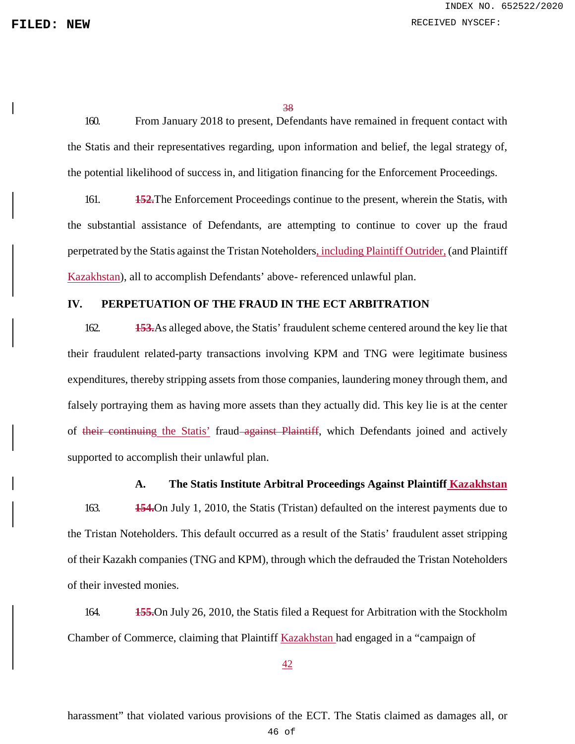160. From January 2018 to present, Defendants have remained in frequent contact with the Statis and their representatives regarding, upon information and belief, the legal strategy of, the potential likelihood of success in, and litigation financing for the Enforcement Proceedings.

161. ~~152.~~The Enforcement Proceedings continue to the present, wherein the Statis, with the substantial assistance of Defendants, are attempting to continue to cover up the fraud perpetrated by the Statis against the Tristan Noteholders, including Plaintiff Outrider, (and Plaintiff Kazakhstan), all to accomplish Defendants' above- referenced unlawful plan.

## IV. PERPETUATION OF THE FRAUD IN THE ECT ARBITRATION

162. ~~153.~~As alleged above, the Statis' fraudulent scheme centered around the key lie that their fraudulent related-party transactions involving KPM and TNG were legitimate business expenditures, thereby stripping assets from those companies, laundering money through them, and falsely portraying them as having more assets than they actually did. This key lie is at the center of ~~their continuing~~ the Statis' fraud ~~against Plaintiff~~, which Defendants joined and actively supported to accomplish their unlawful plan.

### A. The Statis Institute Arbitral Proceedings Against Plaintiff Kazakhstan

163. ~~154.~~On July 1, 2010, the Statis (Tristan) defaulted on the interest payments due to the Tristan Noteholders. This default occurred as a result of the Statis' fraudulent asset stripping of their Kazakh companies (TNG and KPM), through which the defrauded the Tristan Noteholders of their invested monies.

164. ~~155.~~On July 26, 2010, the Statis filed a Request for Arbitration with the Stockholm Chamber of Commerce, claiming that Plaintiff Kazakhstan had engaged in a "campaign of harassment" that violated various provisions of the ECT. The Statis claimed as damages all, or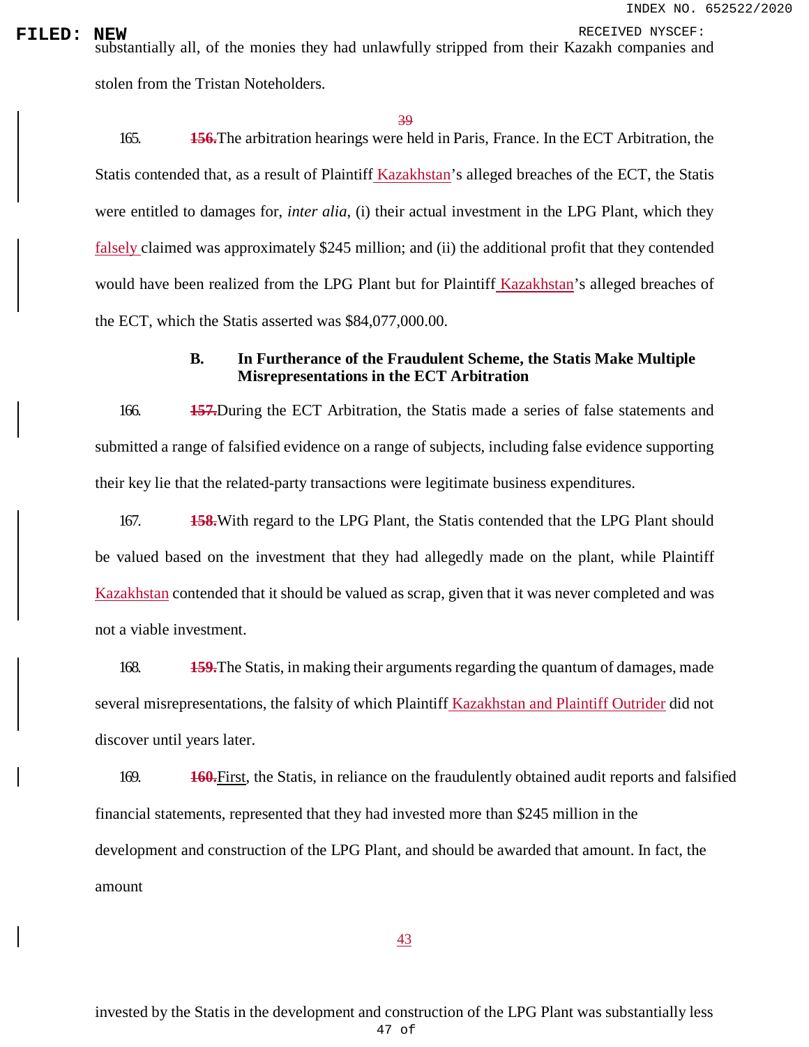substantially all, of the monies they had unlawfully stripped from their Kazakh companies and stolen from the Tristan Noteholders.

165. ~~156.~~The arbitration hearings were held in Paris, France. In the ECT Arbitration, the Statis contended that, as a result of Plaintiff Kazakhstan's alleged breaches of the ECT, the Statis were entitled to damages for, *inter alia*, (i) their actual investment in the LPG Plant, which they falsely claimed was approximately $245 million; and (ii) the additional profit that they contended would have been realized from the LPG Plant but for Plaintiff Kazakhstan's alleged breaches of the ECT, which the Statis asserted was $84,077,000.00.

### B. In Furtherance of the Fraudulent Scheme, the Statis Make Multiple Misrepresentations in the ECT Arbitration

166. ~~157.~~During the ECT Arbitration, the Statis made a series of false statements and submitted a range of falsified evidence on a range of subjects, including false evidence supporting their key lie that the related-party transactions were legitimate business expenditures.

167. ~~158.~~With regard to the LPG Plant, the Statis contended that the LPG Plant should be valued based on the investment that they had allegedly made on the plant, while Plaintiff Kazakhstan contended that it should be valued as scrap, given that it was never completed and was not a viable investment.

168. ~~159.~~The Statis, in making their arguments regarding the quantum of damages, made several misrepresentations, the falsity of which Plaintiff Kazakhstan and Plaintiff Outrider did not discover until years later.

169. ~~160.~~First, the Statis, in reliance on the fraudulently obtained audit reports and falsified financial statements, represented that they had invested more than $245 million in the development and construction of the LPG Plant, and should be awarded that amount. In fact, the amount invested by the Statis in the development and construction of the LPG Plant was substantially less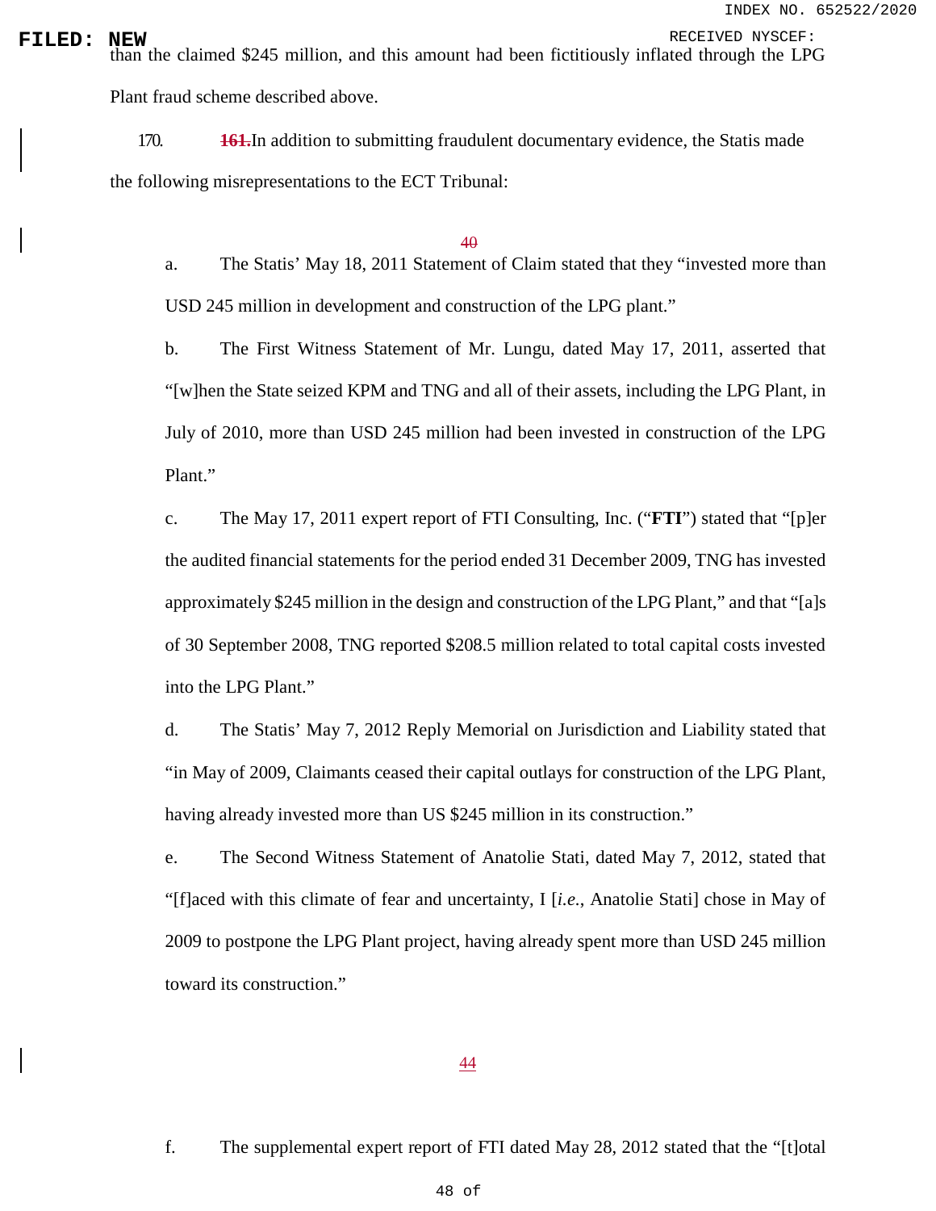than the claimed $245 million, and this amount had been fictitiously inflated through the LPG Plant fraud scheme described above.

170. ~~161.~~ In addition to submitting fraudulent documentary evidence, the Statis made the following misrepresentations to the ECT Tribunal:

a. The Statis' May 18, 2011 Statement of Claim stated that they "invested more than USD 245 million in development and construction of the LPG plant."

b. The First Witness Statement of Mr. Lungu, dated May 17, 2011, asserted that "[w]hen the State seized KPM and TNG and all of their assets, including the LPG Plant, in July of 2010, more than USD 245 million had been invested in construction of the LPG Plant."

c. The May 17, 2011 expert report of FTI Consulting, Inc. ("**FTI**") stated that "[p]er the audited financial statements for the period ended 31 December 2009, TNG has invested approximately $245 million in the design and construction of the LPG Plant," and that "[a]s of 30 September 2008, TNG reported $208.5 million related to total capital costs invested into the LPG Plant."

d. The Statis' May 7, 2012 Reply Memorial on Jurisdiction and Liability stated that "in May of 2009, Claimants ceased their capital outlays for construction of the LPG Plant, having already invested more than US $245 million in its construction."

e. The Second Witness Statement of Anatolie Stati, dated May 7, 2012, stated that "[f]aced with this climate of fear and uncertainty, I [*i.e.*, Anatolie Stati] chose in May of 2009 to postpone the LPG Plant project, having already spent more than USD 245 million toward its construction."

f. The supplemental expert report of FTI dated May 28, 2012 stated that the "[t]otal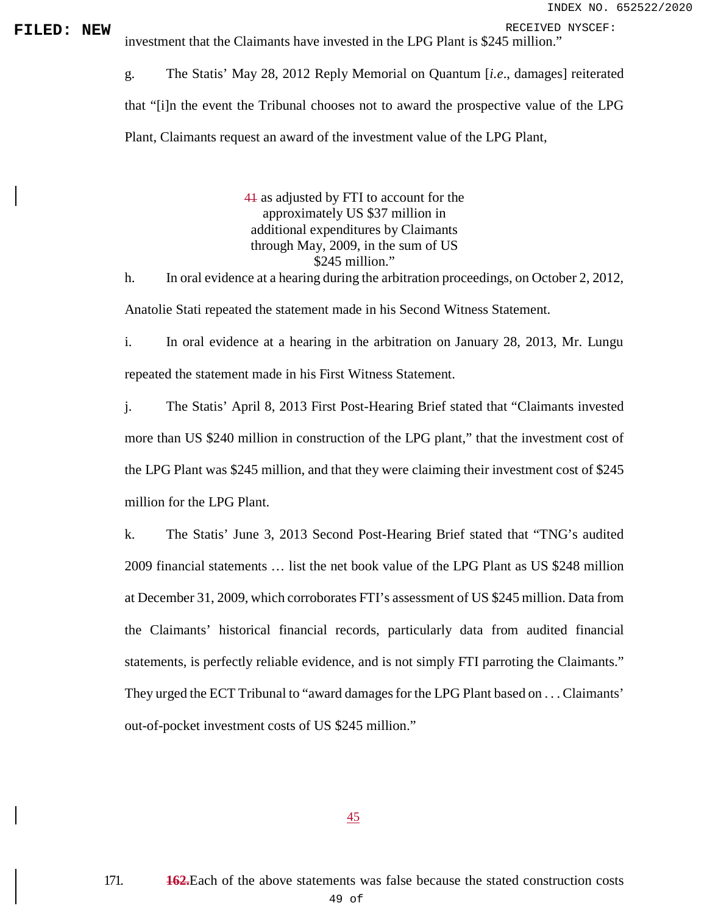investment that the Claimants have invested in the LPG Plant is $245 million."

g. The Statis' May 28, 2012 Reply Memorial on Quantum [*i.e*., damages] reiterated that "[i]n the event the Tribunal chooses not to award the prospective value of the LPG Plant, Claimants request an award of the investment value of the LPG Plant,

41 as adjusted by FTI to account for the approximately US $37 million in additional expenditures by Claimants through May, 2009, in the sum of US $245 million."

h. In oral evidence at a hearing during the arbitration proceedings, on October 2, 2012, Anatolie Stati repeated the statement made in his Second Witness Statement.

i. In oral evidence at a hearing in the arbitration on January 28, 2013, Mr. Lungu repeated the statement made in his First Witness Statement.

j. The Statis' April 8, 2013 First Post-Hearing Brief stated that "Claimants invested more than US $240 million in construction of the LPG plant," that the investment cost of the LPG Plant was $245 million, and that they were claiming their investment cost of $245 million for the LPG Plant.

k. The Statis' June 3, 2013 Second Post-Hearing Brief stated that "TNG's audited 2009 financial statements … list the net book value of the LPG Plant as US $248 million at December 31, 2009, which corroborates FTI's assessment of US $245 million. Data from the Claimants' historical financial records, particularly data from audited financial statements, is perfectly reliable evidence, and is not simply FTI parroting the Claimants." They urged the ECT Tribunal to "award damages for the LPG Plant based on . . . Claimants' out-of-pocket investment costs of US $245 million."

171. ~~162.~~Each of the above statements was false because the stated construction costs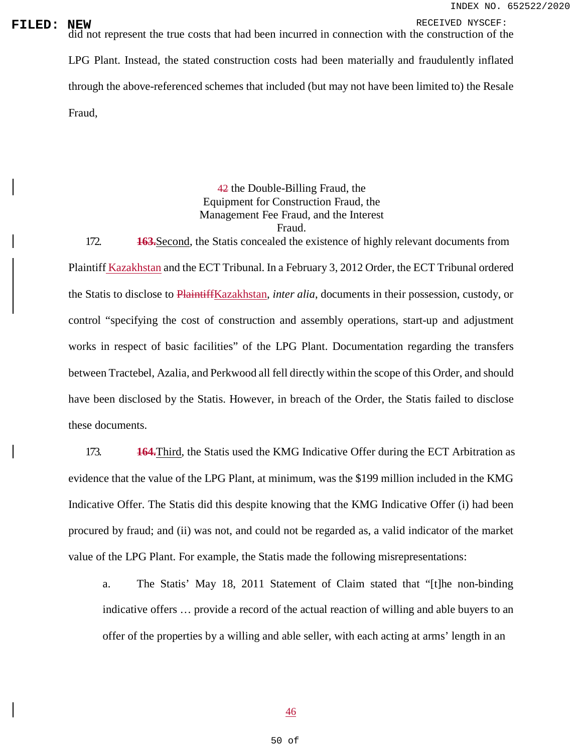did not represent the true costs that had been incurred in connection with the construction of the LPG Plant. Instead, the stated construction costs had been materially and fraudulently inflated through the above-referenced schemes that included (but may not have been limited to) the Resale Fraud,

42 the Double-Billing Fraud, the Equipment for Construction Fraud, the Management Fee Fraud, and the Interest Fraud.

172. ~~163.~~Second, the Statis concealed the existence of highly relevant documents from Plaintiff Kazakhstan and the ECT Tribunal. In a February 3, 2012 Order, the ECT Tribunal ordered the Statis to disclose to ~~Plaintiff~~Kazakhstan, *inter alia*, documents in their possession, custody, or control "specifying the cost of construction and assembly operations, start-up and adjustment works in respect of basic facilities" of the LPG Plant. Documentation regarding the transfers between Tractebel, Azalia, and Perkwood all fell directly within the scope of this Order, and should have been disclosed by the Statis. However, in breach of the Order, the Statis failed to disclose these documents.

173. ~~164.~~Third, the Statis used the KMG Indicative Offer during the ECT Arbitration as evidence that the value of the LPG Plant, at minimum, was the $199 million included in the KMG Indicative Offer. The Statis did this despite knowing that the KMG Indicative Offer (i) had been procured by fraud; and (ii) was not, and could not be regarded as, a valid indicator of the market value of the LPG Plant. For example, the Statis made the following misrepresentations:

a. The Statis' May 18, 2011 Statement of Claim stated that "[t]he non-binding indicative offers … provide a record of the actual reaction of willing and able buyers to an offer of the properties by a willing and able seller, with each acting at arms' length in an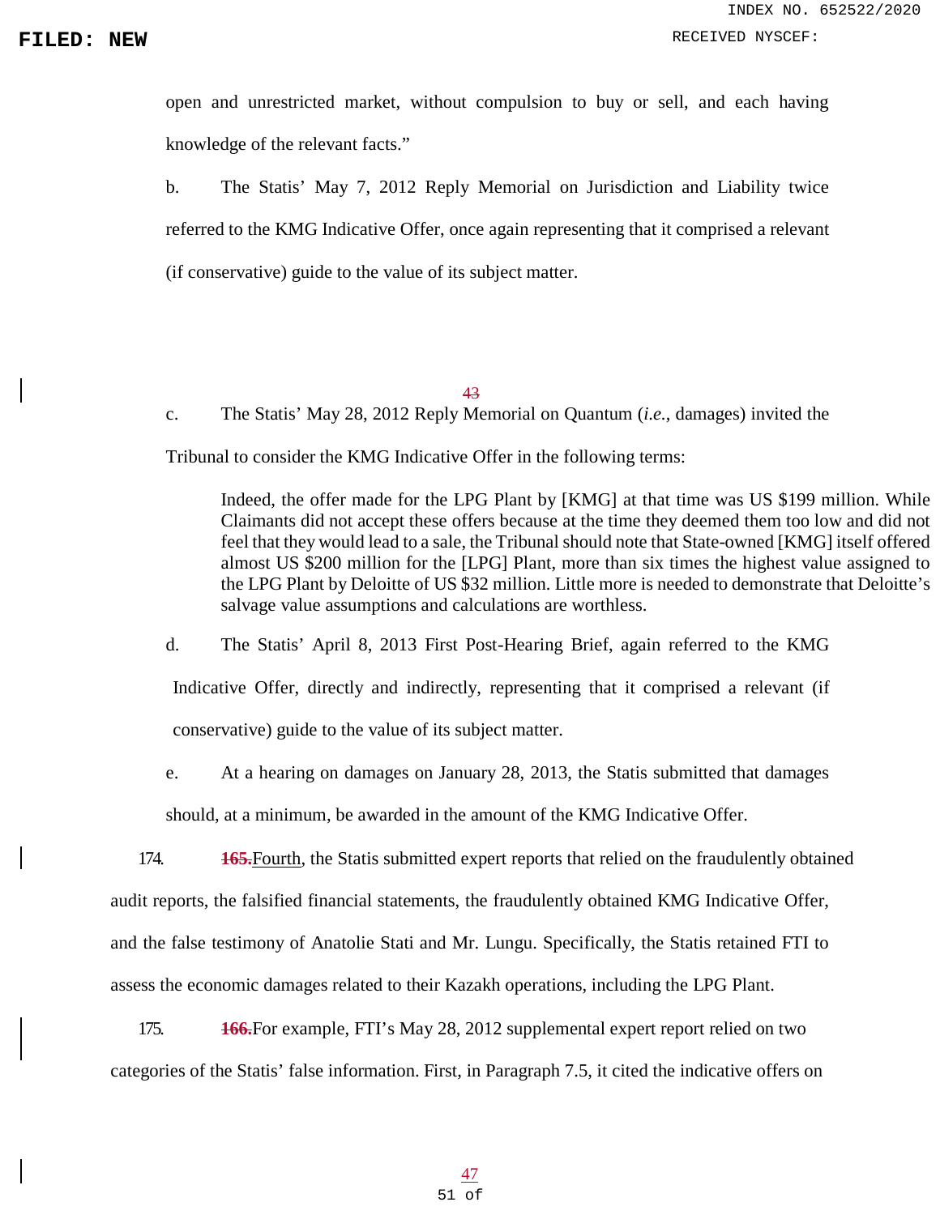open and unrestricted market, without compulsion to buy or sell, and each having knowledge of the relevant facts."

b. The Statis' May 7, 2012 Reply Memorial on Jurisdiction and Liability twice referred to the KMG Indicative Offer, once again representing that it comprised a relevant (if conservative) guide to the value of its subject matter.

c. The Statis' May 28, 2012 Reply Memorial on Quantum (*i.e.*, damages) invited the Tribunal to consider the KMG Indicative Offer in the following terms:

> Indeed, the offer made for the LPG Plant by [KMG] at that time was US $199 million. While Claimants did not accept these offers because at the time they deemed them too low and did not feel that they would lead to a sale, the Tribunal should note that State-owned [KMG] itself offered almost US $200 million for the [LPG] Plant, more than six times the highest value assigned to the LPG Plant by Deloitte of US $32 million. Little more is needed to demonstrate that Deloitte's salvage value assumptions and calculations are worthless.

d. The Statis' April 8, 2013 First Post-Hearing Brief, again referred to the KMG Indicative Offer, directly and indirectly, representing that it comprised a relevant (if conservative) guide to the value of its subject matter.

e. At a hearing on damages on January 28, 2013, the Statis submitted that damages should, at a minimum, be awarded in the amount of the KMG Indicative Offer.

174. ~~165.~~Fourth, the Statis submitted expert reports that relied on the fraudulently obtained audit reports, the falsified financial statements, the fraudulently obtained KMG Indicative Offer, and the false testimony of Anatolie Stati and Mr. Lungu. Specifically, the Statis retained FTI to assess the economic damages related to their Kazakh operations, including the LPG Plant.

175. ~~166.~~For example, FTI's May 28, 2012 supplemental expert report relied on two categories of the Statis' false information. First, in Paragraph 7.5, it cited the indicative offers on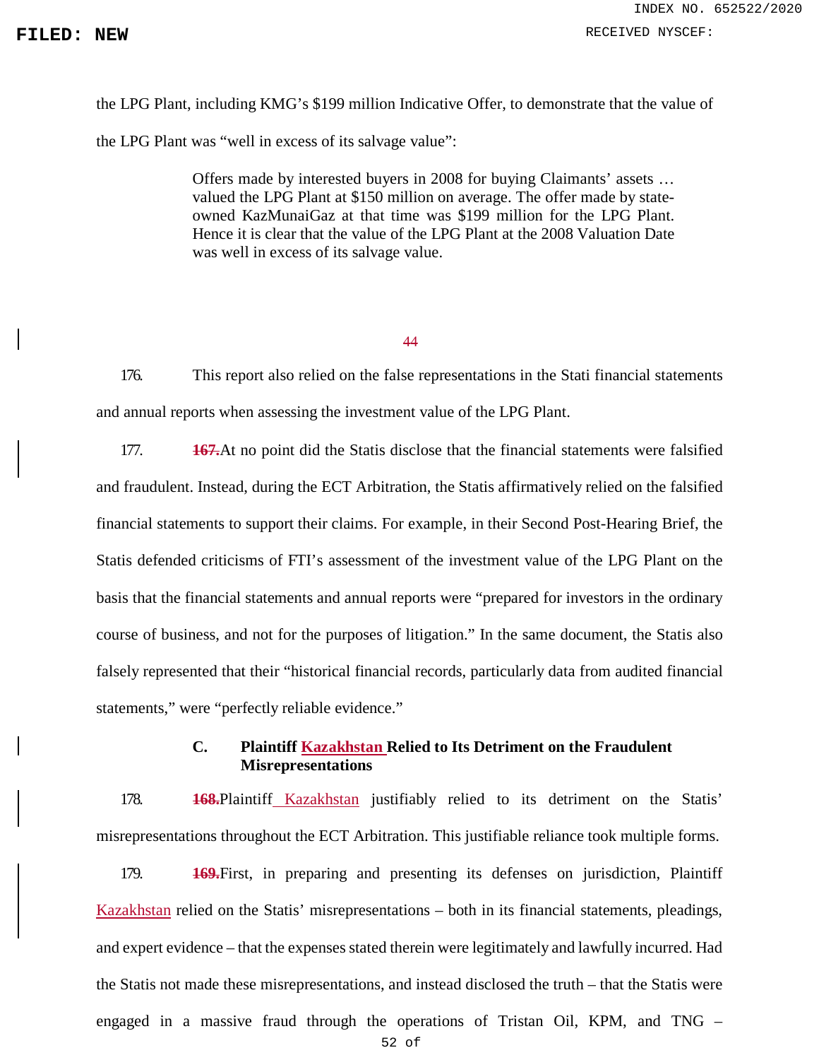the LPG Plant, including KMG's $199 million Indicative Offer, to demonstrate that the value of the LPG Plant was "well in excess of its salvage value":

> Offers made by interested buyers in 2008 for buying Claimants' assets … valued the LPG Plant at $150 million on average. The offer made by state-owned KazMunaiGaz at that time was $199 million for the LPG Plant. Hence it is clear that the value of the LPG Plant at the 2008 Valuation Date was well in excess of its salvage value.

176. This report also relied on the false representations in the Stati financial statements and annual reports when assessing the investment value of the LPG Plant.

177. ~~167.~~At no point did the Statis disclose that the financial statements were falsified and fraudulent. Instead, during the ECT Arbitration, the Statis affirmatively relied on the falsified financial statements to support their claims. For example, in their Second Post-Hearing Brief, the Statis defended criticisms of FTI's assessment of the investment value of the LPG Plant on the basis that the financial statements and annual reports were "prepared for investors in the ordinary course of business, and not for the purposes of litigation." In the same document, the Statis also falsely represented that their "historical financial records, particularly data from audited financial statements," were "perfectly reliable evidence."

### C. Plaintiff Kazakhstan Relied to Its Detriment on the Fraudulent Misrepresentations

178. ~~168.~~Plaintiff Kazakhstan justifiably relied to its detriment on the Statis' misrepresentations throughout the ECT Arbitration. This justifiable reliance took multiple forms.

179. ~~169.~~First, in preparing and presenting its defenses on jurisdiction, Plaintiff Kazakhstan relied on the Statis' misrepresentations – both in its financial statements, pleadings, and expert evidence – that the expenses stated therein were legitimately and lawfully incurred. Had the Statis not made these misrepresentations, and instead disclosed the truth – that the Statis were engaged in a massive fraud through the operations of Tristan Oil, KPM, and TNG –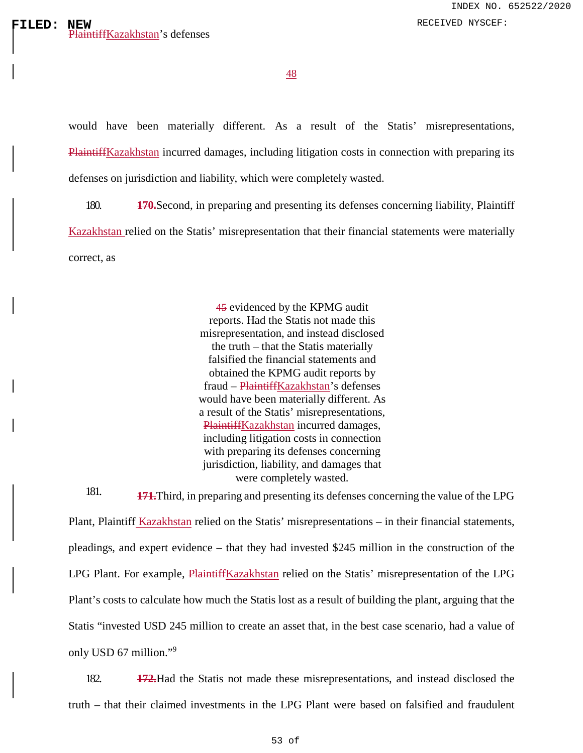~~Plaintiff~~Kazakhstan's defenses

would have been materially different. As a result of the Statis' misrepresentations, ~~Plaintiff~~Kazakhstan incurred damages, including litigation costs in connection with preparing its defenses on jurisdiction and liability, which were completely wasted.

180. ~~**170.**~~Second, in preparing and presenting its defenses concerning liability, Plaintiff Kazakhstan relied on the Statis' misrepresentation that their financial statements were materially correct, as

~~45~~ evidenced by the KPMG audit reports. Had the Statis not made this misrepresentation, and instead disclosed the truth – that the Statis materially falsified the financial statements and obtained the KPMG audit reports by fraud – ~~Plaintiff~~Kazakhstan's defenses would have been materially different. As a result of the Statis' misrepresentations, ~~Plaintiff~~Kazakhstan incurred damages, including litigation costs in connection with preparing its defenses concerning jurisdiction, liability, and damages that were completely wasted.

181. ~~**171.**~~Third, in preparing and presenting its defenses concerning the value of the LPG Plant, Plaintiff Kazakhstan relied on the Statis' misrepresentations – in their financial statements, pleadings, and expert evidence – that they had invested $245 million in the construction of the LPG Plant. For example, ~~Plaintiff~~Kazakhstan relied on the Statis' misrepresentation of the LPG Plant's costs to calculate how much the Statis lost as a result of building the plant, arguing that the Statis "invested USD 245 million to create an asset that, in the best case scenario, had a value of only USD 67 million."[9]

182. ~~**172.**~~Had the Statis not made these misrepresentations, and instead disclosed the truth – that their claimed investments in the LPG Plant were based on falsified and fraudulent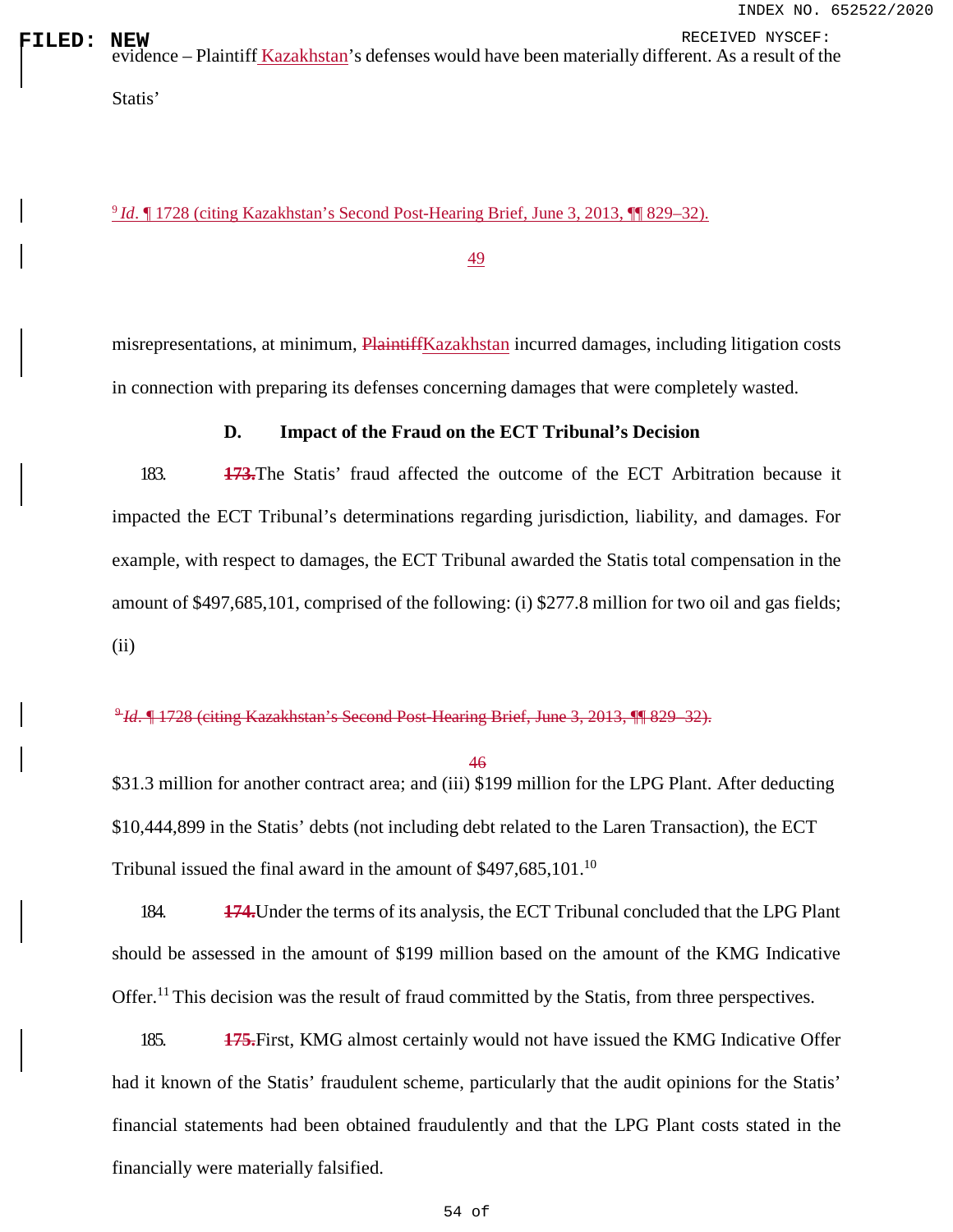evidence – Plaintiff Kazakhstan's defenses would have been materially different. As a result of the Statis'

[9] *Id*. ¶ 1728 (citing Kazakhstan's Second Post-Hearing Brief, June 3, 2013, ¶¶ 829–32).

misrepresentations, at minimum, ~~Plaintiff~~Kazakhstan incurred damages, including litigation costs in connection with preparing its defenses concerning damages that were completely wasted.

### D. Impact of the Fraud on the ECT Tribunal's Decision

183. ~~173.~~The Statis' fraud affected the outcome of the ECT Arbitration because it impacted the ECT Tribunal's determinations regarding jurisdiction, liability, and damages. For example, with respect to damages, the ECT Tribunal awarded the Statis total compensation in the amount of $497,685,101, comprised of the following: (i) $277.8 million for two oil and gas fields; (ii) $31.3 million for another contract area; and (iii) $199 million for the LPG Plant. After deducting $10,444,899 in the Statis' debts (not including debt related to the Laren Transaction), the ECT Tribunal issued the final award in the amount of $497,685,101.[10]

~~[9] *Id*. ¶ 1728 (citing Kazakhstan's Second Post-Hearing Brief, June 3, 2013, ¶¶ 829–32).~~

184. ~~174.~~Under the terms of its analysis, the ECT Tribunal concluded that the LPG Plant should be assessed in the amount of $199 million based on the amount of the KMG Indicative Offer.[11] This decision was the result of fraud committed by the Statis, from three perspectives.

185. ~~175.~~First, KMG almost certainly would not have issued the KMG Indicative Offer had it known of the Statis' fraudulent scheme, particularly that the audit opinions for the Statis' financial statements had been obtained fraudulently and that the LPG Plant costs stated in the financially were materially falsified.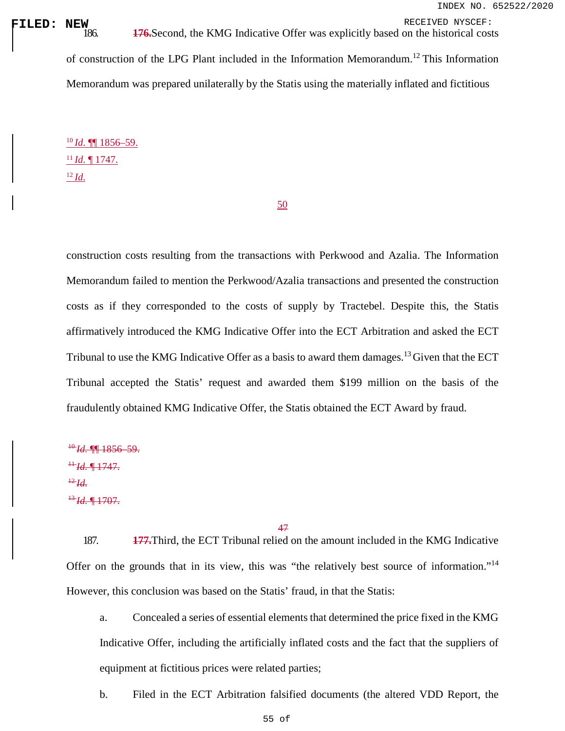186. ~~176.~~Second, the KMG Indicative Offer was explicitly based on the historical costs of construction of the LPG Plant included in the Information Memorandum.[12] This Information Memorandum was prepared unilaterally by the Statis using the materially inflated and fictitious

[10] *Id.* ¶¶ 1856–59.

[11] *Id.* ¶ 1747.

[12] *Id.*

construction costs resulting from the transactions with Perkwood and Azalia. The Information Memorandum failed to mention the Perkwood/Azalia transactions and presented the construction costs as if they corresponded to the costs of supply by Tractebel. Despite this, the Statis affirmatively introduced the KMG Indicative Offer into the ECT Arbitration and asked the ECT Tribunal to use the KMG Indicative Offer as a basis to award them damages.[13] Given that the ECT Tribunal accepted the Statis' request and awarded them $199 million on the basis of the fraudulently obtained KMG Indicative Offer, the Statis obtained the ECT Award by fraud.

~~[10] *Id.* ¶¶ 1856–59.~~

~~[11] *Id.* ¶ 1747.~~

~~[12] *Id.*~~

~~[13] *Id.* ¶ 1707.~~

187. ~~177.~~Third, the ECT Tribunal relied on the amount included in the KMG Indicative Offer on the grounds that in its view, this was "the relatively best source of information."[14] However, this conclusion was based on the Statis' fraud, in that the Statis:

a. Concealed a series of essential elements that determined the price fixed in the KMG Indicative Offer, including the artificially inflated costs and the fact that the suppliers of equipment at fictitious prices were related parties;

b. Filed in the ECT Arbitration falsified documents (the altered VDD Report, the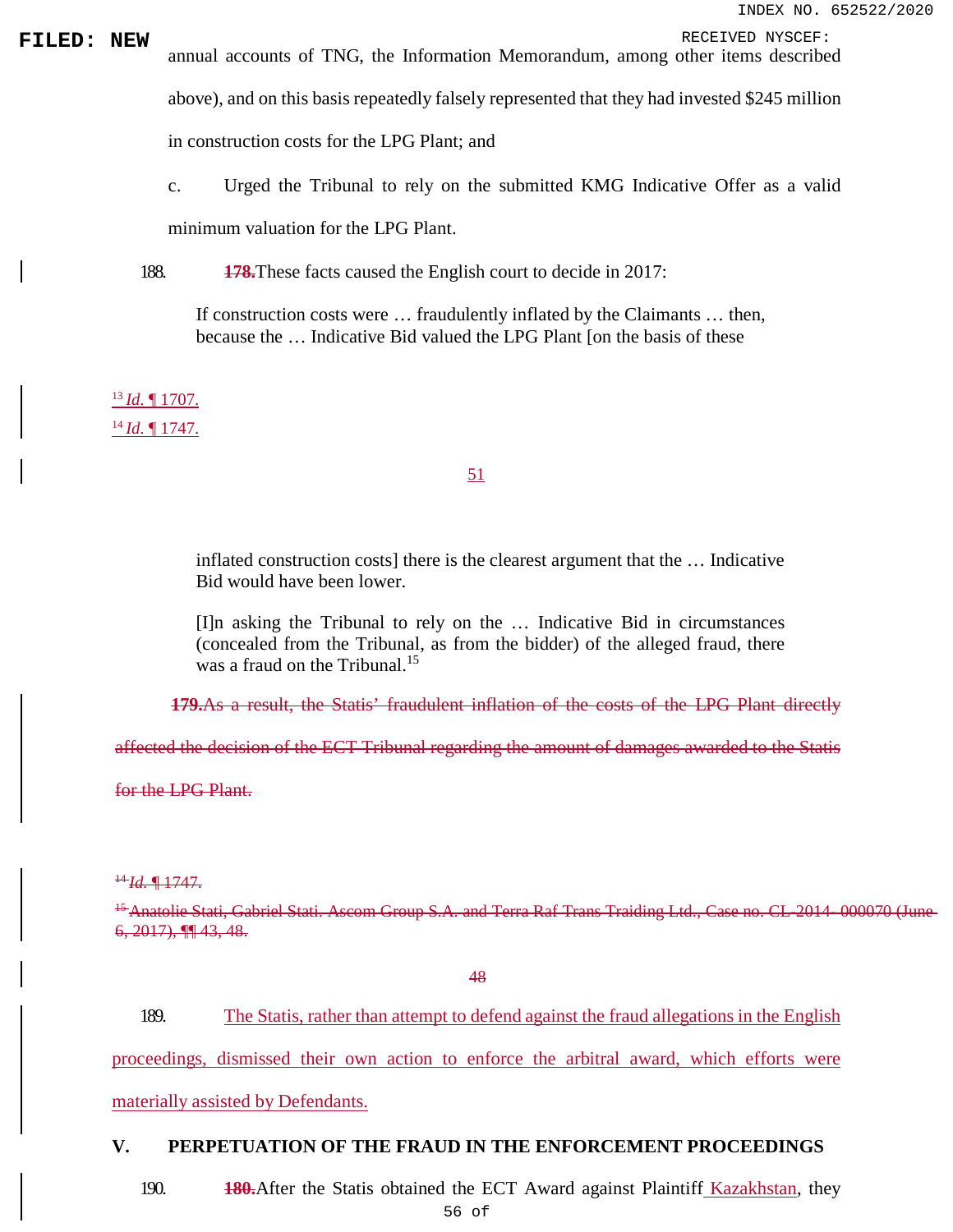annual accounts of TNG, the Information Memorandum, among other items described above), and on this basis repeatedly falsely represented that they had invested $245 million in construction costs for the LPG Plant; and

c. Urged the Tribunal to rely on the submitted KMG Indicative Offer as a valid minimum valuation for the LPG Plant.

188. ~~178.~~These facts caused the English court to decide in 2017:

> If construction costs were … fraudulently inflated by the Claimants … then, because the … Indicative Bid valued the LPG Plant [on the basis of these inflated construction costs] there is the clearest argument that the … Indicative Bid would have been lower.
>
> [I]n asking the Tribunal to rely on the … Indicative Bid in circumstances (concealed from the Tribunal, as from the bidder) of the alleged fraud, there was a fraud on the Tribunal.[15]

~~179.As a result, the Statis' fraudulent inflation of the costs of the LPG Plant directly affected the decision of the ECT Tribunal regarding the amount of damages awarded to the Statis for the LPG Plant.~~

189. The Statis, rather than attempt to defend against the fraud allegations in the English proceedings, dismissed their own action to enforce the arbitral award, which efforts were materially assisted by Defendants.

## V. PERPETUATION OF THE FRAUD IN THE ENFORCEMENT PROCEEDINGS

190. ~~180.~~After the Statis obtained the ECT Award against Plaintiff Kazakhstan, they

---

[13] *Id.* ¶ 1707.

[14] *Id.* ¶ 1747.

~~[14] *Id.* ¶ 1747.~~

~~[15] Anatolie Stati, Gabriel Stati, Ascom Group S.A. and Terra Raf Trans Traiding Ltd., Case no. CL-2014- 000070 (June 6, 2017), ¶¶ 43, 48.~~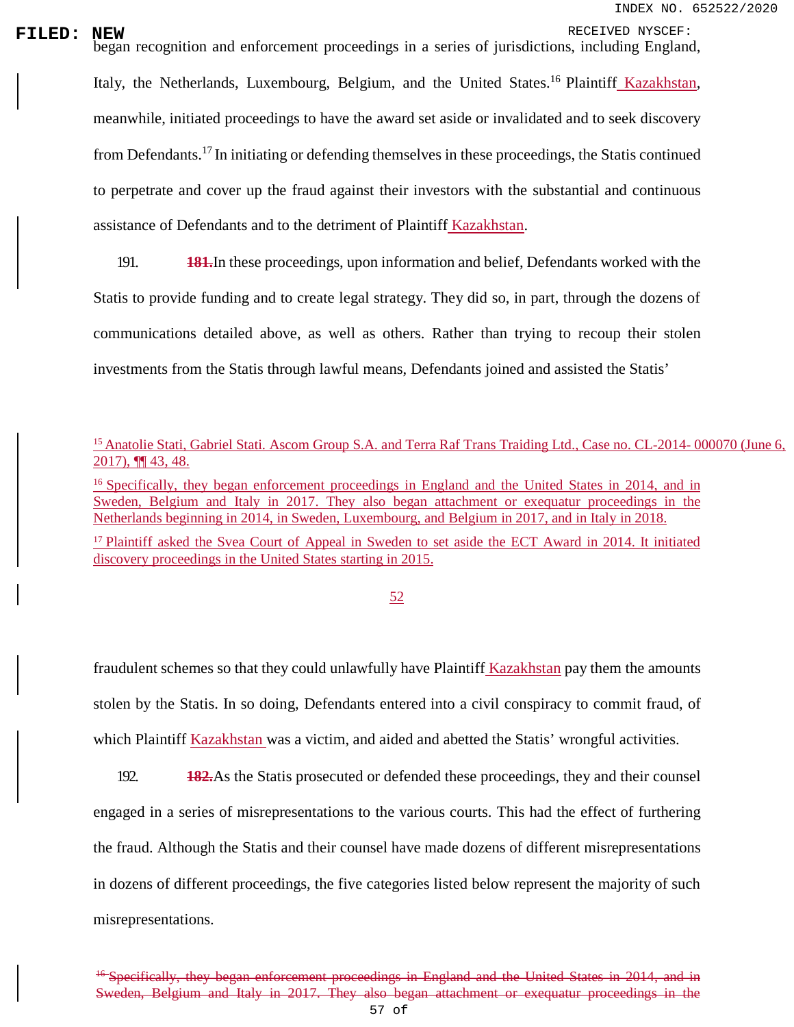began recognition and enforcement proceedings in a series of jurisdictions, including England, Italy, the Netherlands, Luxembourg, Belgium, and the United States.[16] Plaintiff Kazakhstan, meanwhile, initiated proceedings to have the award set aside or invalidated and to seek discovery from Defendants.[17] In initiating or defending themselves in these proceedings, the Statis continued to perpetrate and cover up the fraud against their investors with the substantial and continuous assistance of Defendants and to the detriment of Plaintiff Kazakhstan.

191. ~~181.~~ In these proceedings, upon information and belief, Defendants worked with the Statis to provide funding and to create legal strategy. They did so, in part, through the dozens of communications detailed above, as well as others. Rather than trying to recoup their stolen investments from the Statis through lawful means, Defendants joined and assisted the Statis' fraudulent schemes so that they could unlawfully have Plaintiff Kazakhstan pay them the amounts stolen by the Statis. In so doing, Defendants entered into a civil conspiracy to commit fraud, of which Plaintiff Kazakhstan was a victim, and aided and abetted the Statis' wrongful activities.

192. ~~182.~~ As the Statis prosecuted or defended these proceedings, they and their counsel engaged in a series of misrepresentations to the various courts. This had the effect of furthering the fraud. Although the Statis and their counsel have made dozens of different misrepresentations in dozens of different proceedings, the five categories listed below represent the majority of such misrepresentations.

[15] Anatolie Stati, Gabriel Stati. Ascom Group S.A. and Terra Raf Trans Traiding Ltd., Case no. CL-2014- 000070 (June 6, 2017), ¶¶ 43, 48.

[16] Specifically, they began enforcement proceedings in England and the United States in 2014, and in Sweden, Belgium and Italy in 2017. They also began attachment or exequatur proceedings in the Netherlands beginning in 2014, in Sweden, Luxembourg, and Belgium in 2017, and in Italy in 2018.

[17] Plaintiff asked the Svea Court of Appeal in Sweden to set aside the ECT Award in 2014. It initiated discovery proceedings in the United States starting in 2015.

~~[16] Specifically, they began enforcement proceedings in England and the United States in 2014, and in Sweden, Belgium and Italy in 2017. They also began attachment or exequatur proceedings in the~~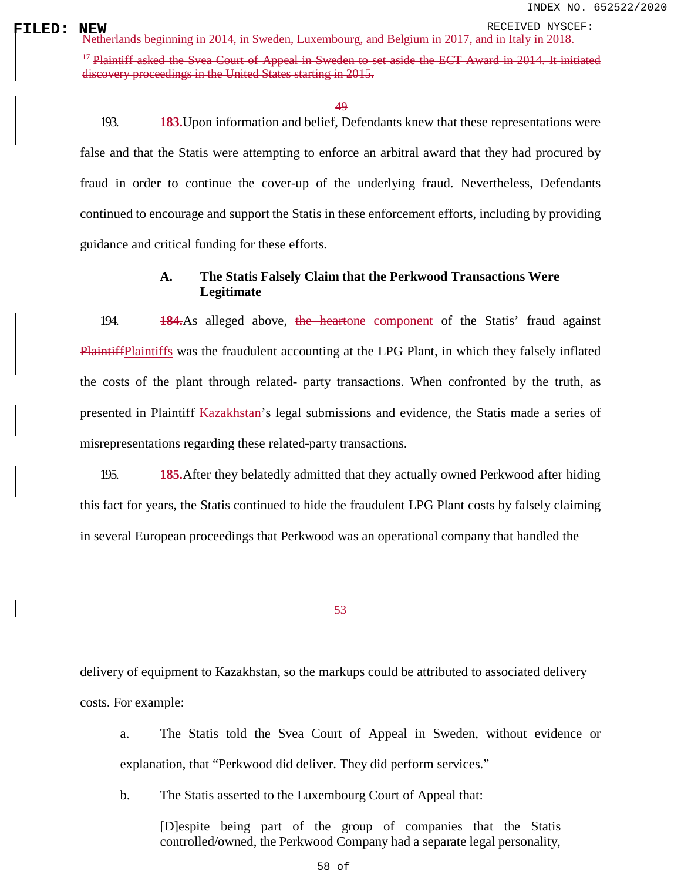Netherlands beginning in 2014, in Sweden, Luxembourg, and Belgium in 2017, and in Italy in 2018.

[17] Plaintiff asked the Svea Court of Appeal in Sweden to set aside the ECT Award in 2014. It initiated discovery proceedings in the United States starting in 2015.

193. ~~183.~~ Upon information and belief, Defendants knew that these representations were false and that the Statis were attempting to enforce an arbitral award that they had procured by fraud in order to continue the cover-up of the underlying fraud. Nevertheless, Defendants continued to encourage and support the Statis in these enforcement efforts, including by providing guidance and critical funding for these efforts.

### A. The Statis Falsely Claim that the Perkwood Transactions Were Legitimate

194. ~~184.~~ As alleged above, ~~the heart~~ one component of the Statis' fraud against ~~Plaintiff~~ Plaintiffs was the fraudulent accounting at the LPG Plant, in which they falsely inflated the costs of the plant through related- party transactions. When confronted by the truth, as presented in Plaintiff Kazakhstan's legal submissions and evidence, the Statis made a series of misrepresentations regarding these related-party transactions.

195. ~~185.~~ After they belatedly admitted that they actually owned Perkwood after hiding this fact for years, the Statis continued to hide the fraudulent LPG Plant costs by falsely claiming in several European proceedings that Perkwood was an operational company that handled the delivery of equipment to Kazakhstan, so the markups could be attributed to associated delivery costs. For example:

a. The Statis told the Svea Court of Appeal in Sweden, without evidence or explanation, that "Perkwood did deliver. They did perform services."

b. The Statis asserted to the Luxembourg Court of Appeal that:

> [D]espite being part of the group of companies that the Statis controlled/owned, the Perkwood Company had a separate legal personality,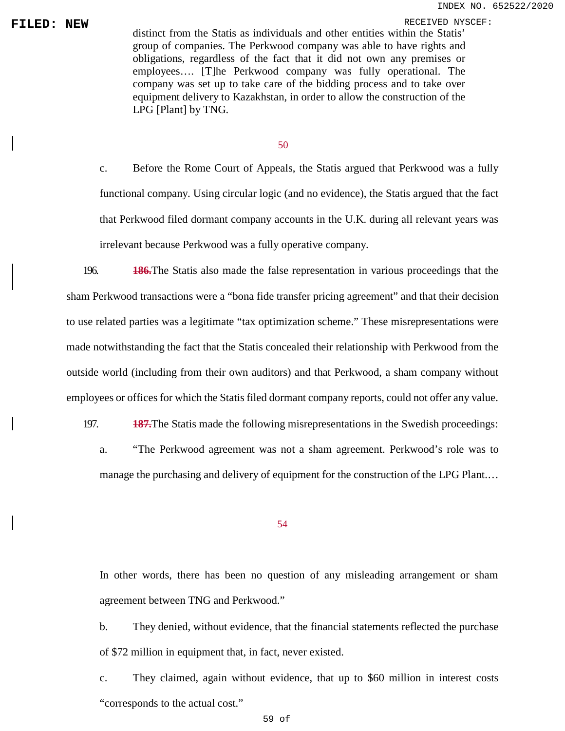distinct from the Statis as individuals and other entities within the Statis' group of companies. The Perkwood company was able to have rights and obligations, regardless of the fact that it did not own any premises or employees…. [T]he Perkwood company was fully operational. The company was set up to take care of the bidding process and to take over equipment delivery to Kazakhstan, in order to allow the construction of the LPG [Plant] by TNG.

~~50~~

c. Before the Rome Court of Appeals, the Statis argued that Perkwood was a fully functional company. Using circular logic (and no evidence), the Statis argued that the fact that Perkwood filed dormant company accounts in the U.K. during all relevant years was irrelevant because Perkwood was a fully operative company.

196. ~~**186.**~~The Statis also made the false representation in various proceedings that the sham Perkwood transactions were a "bona fide transfer pricing agreement" and that their decision to use related parties was a legitimate "tax optimization scheme." These misrepresentations were made notwithstanding the fact that the Statis concealed their relationship with Perkwood from the outside world (including from their own auditors) and that Perkwood, a sham company without employees or offices for which the Statis filed dormant company reports, could not offer any value.

197. ~~**187.**~~The Statis made the following misrepresentations in the Swedish proceedings:

a. "The Perkwood agreement was not a sham agreement. Perkwood's role was to manage the purchasing and delivery of equipment for the construction of the LPG Plant.…

54

In other words, there has been no question of any misleading arrangement or sham agreement between TNG and Perkwood."

b. They denied, without evidence, that the financial statements reflected the purchase of $72 million in equipment that, in fact, never existed.

c. They claimed, again without evidence, that up to $60 million in interest costs "corresponds to the actual cost."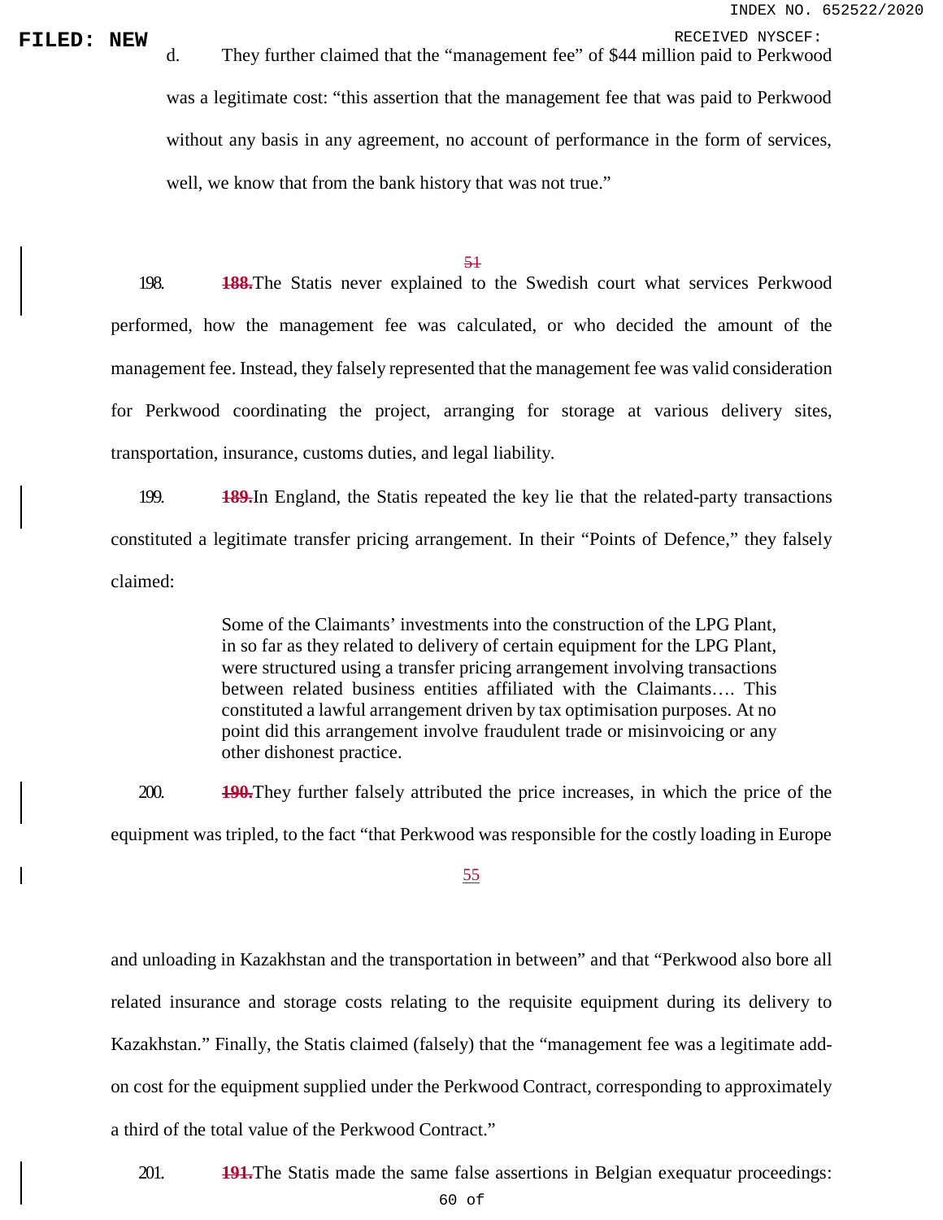d. They further claimed that the "management fee" of $44 million paid to Perkwood was a legitimate cost: "this assertion that the management fee that was paid to Perkwood without any basis in any agreement, no account of performance in the form of services, well, we know that from the bank history that was not true."

198. ~~188.~~The Statis never explained to the Swedish court what services Perkwood performed, how the management fee was calculated, or who decided the amount of the management fee. Instead, they falsely represented that the management fee was valid consideration for Perkwood coordinating the project, arranging for storage at various delivery sites, transportation, insurance, customs duties, and legal liability.

199. ~~189.~~In England, the Statis repeated the key lie that the related-party transactions constituted a legitimate transfer pricing arrangement. In their "Points of Defence," they falsely claimed:

> Some of the Claimants' investments into the construction of the LPG Plant, in so far as they related to delivery of certain equipment for the LPG Plant, were structured using a transfer pricing arrangement involving transactions between related business entities affiliated with the Claimants…. This constituted a lawful arrangement driven by tax optimisation purposes. At no point did this arrangement involve fraudulent trade or misinvoicing or any other dishonest practice.

200. ~~190.~~They further falsely attributed the price increases, in which the price of the equipment was tripled, to the fact "that Perkwood was responsible for the costly loading in Europe and unloading in Kazakhstan and the transportation in between" and that "Perkwood also bore all related insurance and storage costs relating to the requisite equipment during its delivery to Kazakhstan." Finally, the Statis claimed (falsely) that the "management fee was a legitimate add-on cost for the equipment supplied under the Perkwood Contract, corresponding to approximately a third of the total value of the Perkwood Contract."

201. ~~191.~~The Statis made the same false assertions in Belgian exequatur proceedings: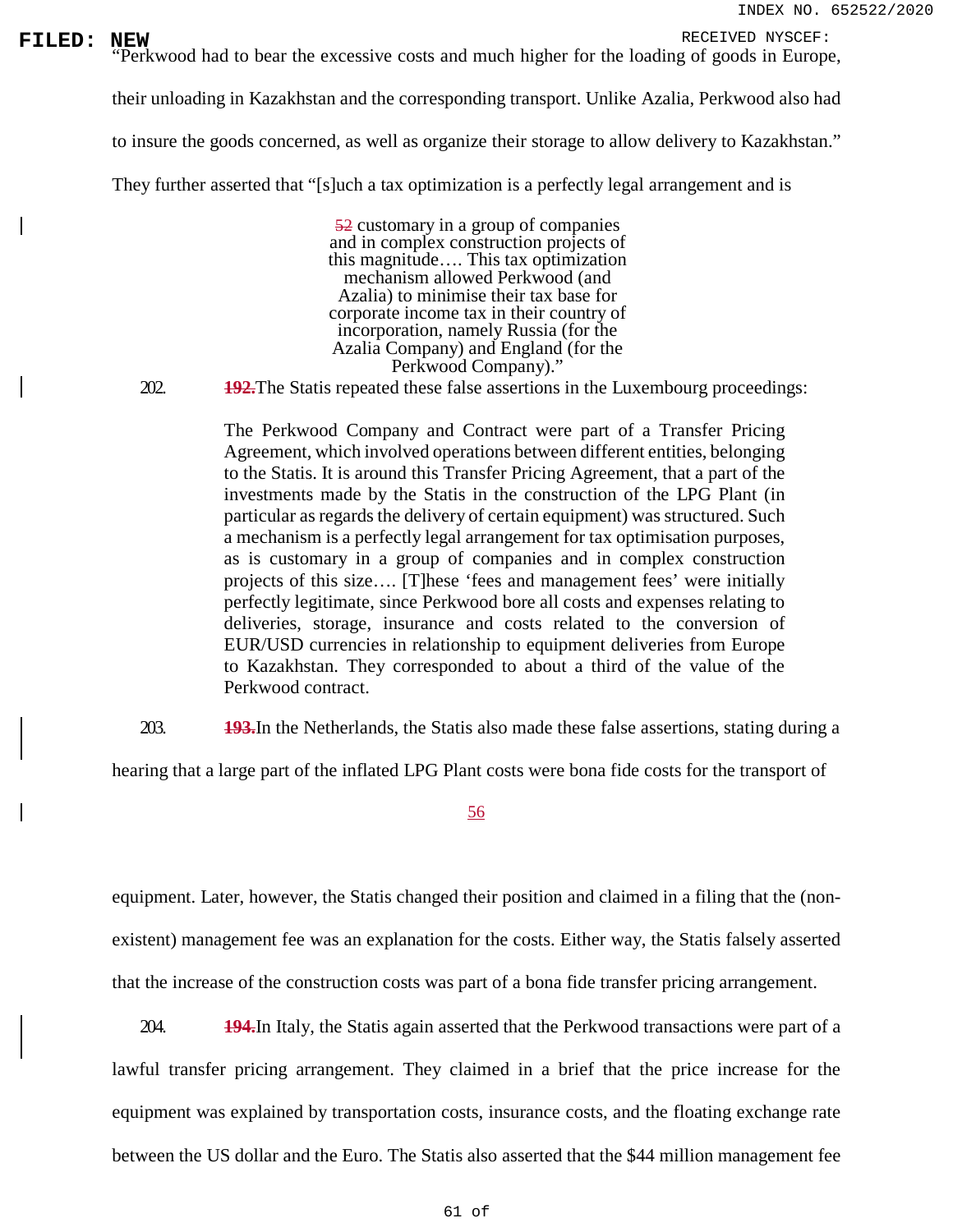"Perkwood had to bear the excessive costs and much higher for the loading of goods in Europe, their unloading in Kazakhstan and the corresponding transport. Unlike Azalia, Perkwood also had to insure the goods concerned, as well as organize their storage to allow delivery to Kazakhstan." They further asserted that "[s]uch a tax optimization is a perfectly legal arrangement and is customary in a group of companies and in complex construction projects of this magnitude…. This tax optimization mechanism allowed Perkwood (and Azalia) to minimise their tax base for corporate income tax in their country of incorporation, namely Russia (for the Azalia Company) and England (for the Perkwood Company)."

202. ~~192.~~ The Statis repeated these false assertions in the Luxembourg proceedings:

> The Perkwood Company and Contract were part of a Transfer Pricing Agreement, which involved operations between different entities, belonging to the Statis. It is around this Transfer Pricing Agreement, that a part of the investments made by the Statis in the construction of the LPG Plant (in particular as regards the delivery of certain equipment) was structured. Such a mechanism is a perfectly legal arrangement for tax optimisation purposes, as is customary in a group of companies and in complex construction projects of this size…. [T]hese 'fees and management fees' were initially perfectly legitimate, since Perkwood bore all costs and expenses relating to deliveries, storage, insurance and costs related to the conversion of EUR/USD currencies in relationship to equipment deliveries from Europe to Kazakhstan. They corresponded to about a third of the value of the Perkwood contract.

203. ~~193.~~ In the Netherlands, the Statis also made these false assertions, stating during a hearing that a large part of the inflated LPG Plant costs were bona fide costs for the transport of equipment. Later, however, the Statis changed their position and claimed in a filing that the (non-existent) management fee was an explanation for the costs. Either way, the Statis falsely asserted that the increase of the construction costs was part of a bona fide transfer pricing arrangement.

204. ~~194.~~ In Italy, the Statis again asserted that the Perkwood transactions were part of a lawful transfer pricing arrangement. They claimed in a brief that the price increase for the equipment was explained by transportation costs, insurance costs, and the floating exchange rate between the US dollar and the Euro. The Statis also asserted that the $44 million management fee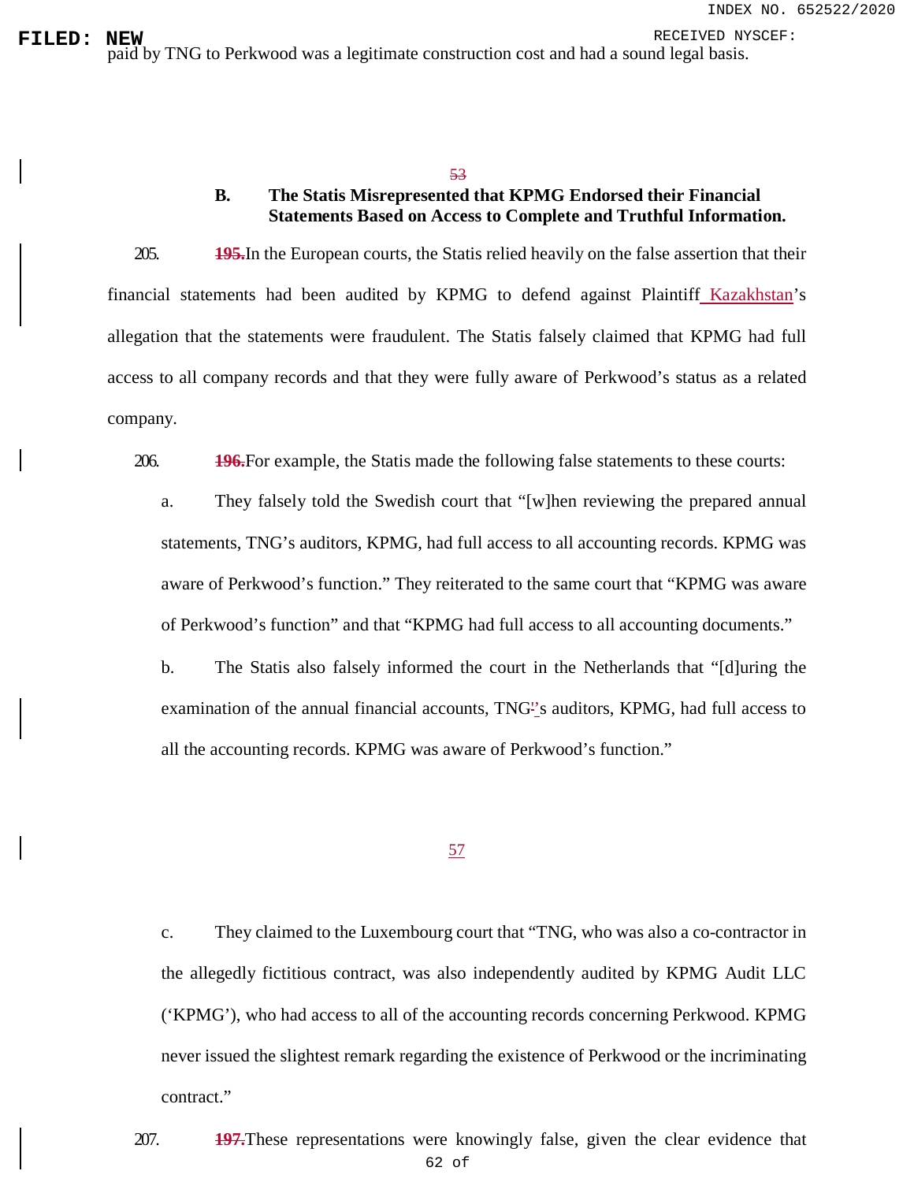paid by TNG to Perkwood was a legitimate construction cost and had a sound legal basis.

### B. The Statis Misrepresented that KPMG Endorsed their Financial Statements Based on Access to Complete and Truthful Information.

205. ~~195.~~In the European courts, the Statis relied heavily on the false assertion that their financial statements had been audited by KPMG to defend against Plaintiff Kazakhstan's allegation that the statements were fraudulent. The Statis falsely claimed that KPMG had full access to all company records and that they were fully aware of Perkwood's status as a related company.

206. ~~196.~~For example, the Statis made the following false statements to these courts:

a. They falsely told the Swedish court that "[w]hen reviewing the prepared annual statements, TNG's auditors, KPMG, had full access to all accounting records. KPMG was aware of Perkwood's function." They reiterated to the same court that "KPMG was aware of Perkwood's function" and that "KPMG had full access to all accounting documents."

b. The Statis also falsely informed the court in the Netherlands that "[d]uring the examination of the annual financial accounts, TNG's auditors, KPMG, had full access to all the accounting records. KPMG was aware of Perkwood's function."

c. They claimed to the Luxembourg court that "TNG, who was also a co-contractor in the allegedly fictitious contract, was also independently audited by KPMG Audit LLC ('KPMG'), who had access to all of the accounting records concerning Perkwood. KPMG never issued the slightest remark regarding the existence of Perkwood or the incriminating contract."

207. ~~197.~~These representations were knowingly false, given the clear evidence that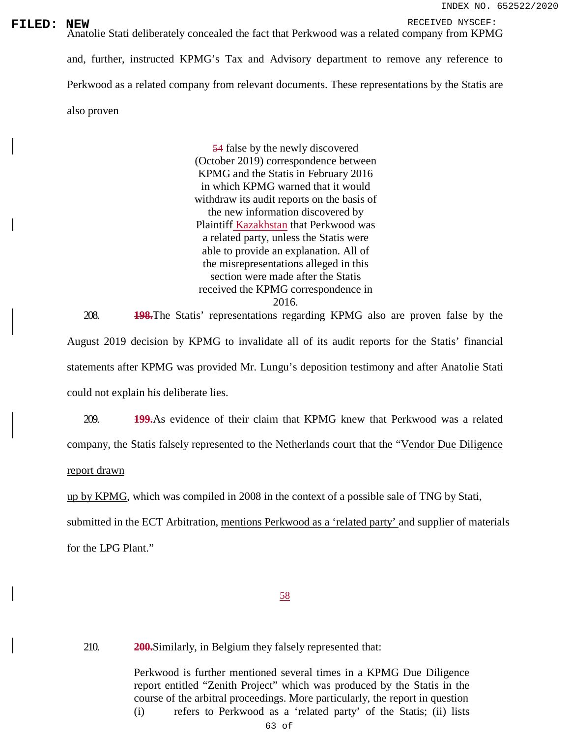Anatolie Stati deliberately concealed the fact that Perkwood was a related company from KPMG and, further, instructed KPMG's Tax and Advisory department to remove any reference to Perkwood as a related company from relevant documents. These representations by the Statis are also proven

~~54~~ false by the newly discovered (October 2019) correspondence between KPMG and the Statis in February 2016 in which KPMG warned that it would withdraw its audit reports on the basis of the new information discovered by Plaintiff Kazakhstan that Perkwood was a related party, unless the Statis were able to provide an explanation. All of the misrepresentations alleged in this section were made after the Statis received the KPMG correspondence in 2016.

208. ~~**198.**~~The Statis' representations regarding KPMG also are proven false by the August 2019 decision by KPMG to invalidate all of its audit reports for the Statis' financial statements after KPMG was provided Mr. Lungu's deposition testimony and after Anatolie Stati could not explain his deliberate lies.

209. ~~**199.**~~As evidence of their claim that KPMG knew that Perkwood was a related company, the Statis falsely represented to the Netherlands court that the "Vendor Due Diligence report drawn up by KPMG, which was compiled in 2008 in the context of a possible sale of TNG by Stati, submitted in the ECT Arbitration, mentions Perkwood as a 'related party' and supplier of materials for the LPG Plant."

210. ~~**200.**~~Similarly, in Belgium they falsely represented that:

> Perkwood is further mentioned several times in a KPMG Due Diligence report entitled "Zenith Project" which was produced by the Statis in the course of the arbitral proceedings. More particularly, the report in question (i) refers to Perkwood as a 'related party' of the Statis; (ii) lists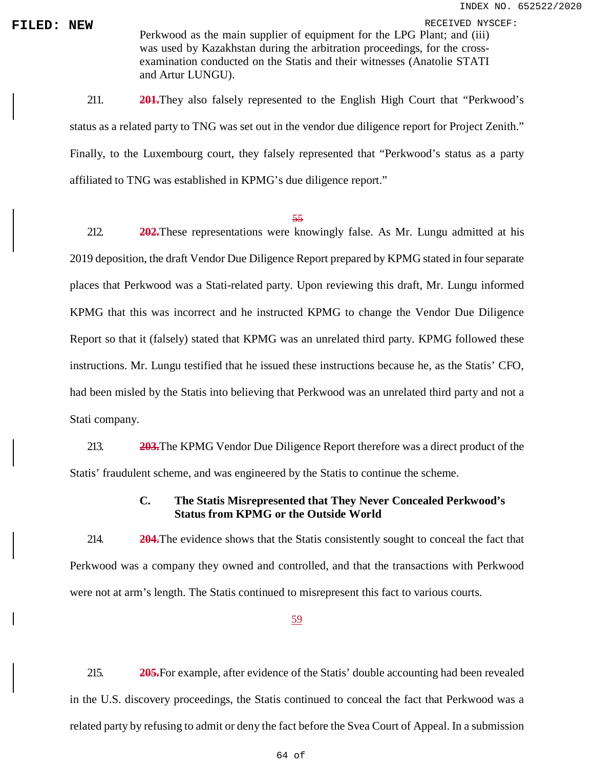Perkwood as the main supplier of equipment for the LPG Plant; and (iii) was used by Kazakhstan during the arbitration proceedings, for the cross-examination conducted on the Statis and their witnesses (Anatolie STATI and Artur LUNGU).

211. ~~201.~~They also falsely represented to the English High Court that "Perkwood's status as a related party to TNG was set out in the vendor due diligence report for Project Zenith." Finally, to the Luxembourg court, they falsely represented that "Perkwood's status as a party affiliated to TNG was established in KPMG's due diligence report."

212. ~~202.~~These representations were knowingly false. As Mr. Lungu admitted at his 2019 deposition, the draft Vendor Due Diligence Report prepared by KPMG stated in four separate places that Perkwood was a Stati-related party. Upon reviewing this draft, Mr. Lungu informed KPMG that this was incorrect and he instructed KPMG to change the Vendor Due Diligence Report so that it (falsely) stated that KPMG was an unrelated third party. KPMG followed these instructions. Mr. Lungu testified that he issued these instructions because he, as the Statis' CFO, had been misled by the Statis into believing that Perkwood was an unrelated third party and not a Stati company.

213. ~~203.~~The KPMG Vendor Due Diligence Report therefore was a direct product of the Statis' fraudulent scheme, and was engineered by the Statis to continue the scheme.

### C. The Statis Misrepresented that They Never Concealed Perkwood's Status from KPMG or the Outside World

214. ~~204.~~The evidence shows that the Statis consistently sought to conceal the fact that Perkwood was a company they owned and controlled, and that the transactions with Perkwood were not at arm's length. The Statis continued to misrepresent this fact to various courts.

215. ~~205.~~For example, after evidence of the Statis' double accounting had been revealed in the U.S. discovery proceedings, the Statis continued to conceal the fact that Perkwood was a related party by refusing to admit or deny the fact before the Svea Court of Appeal. In a submission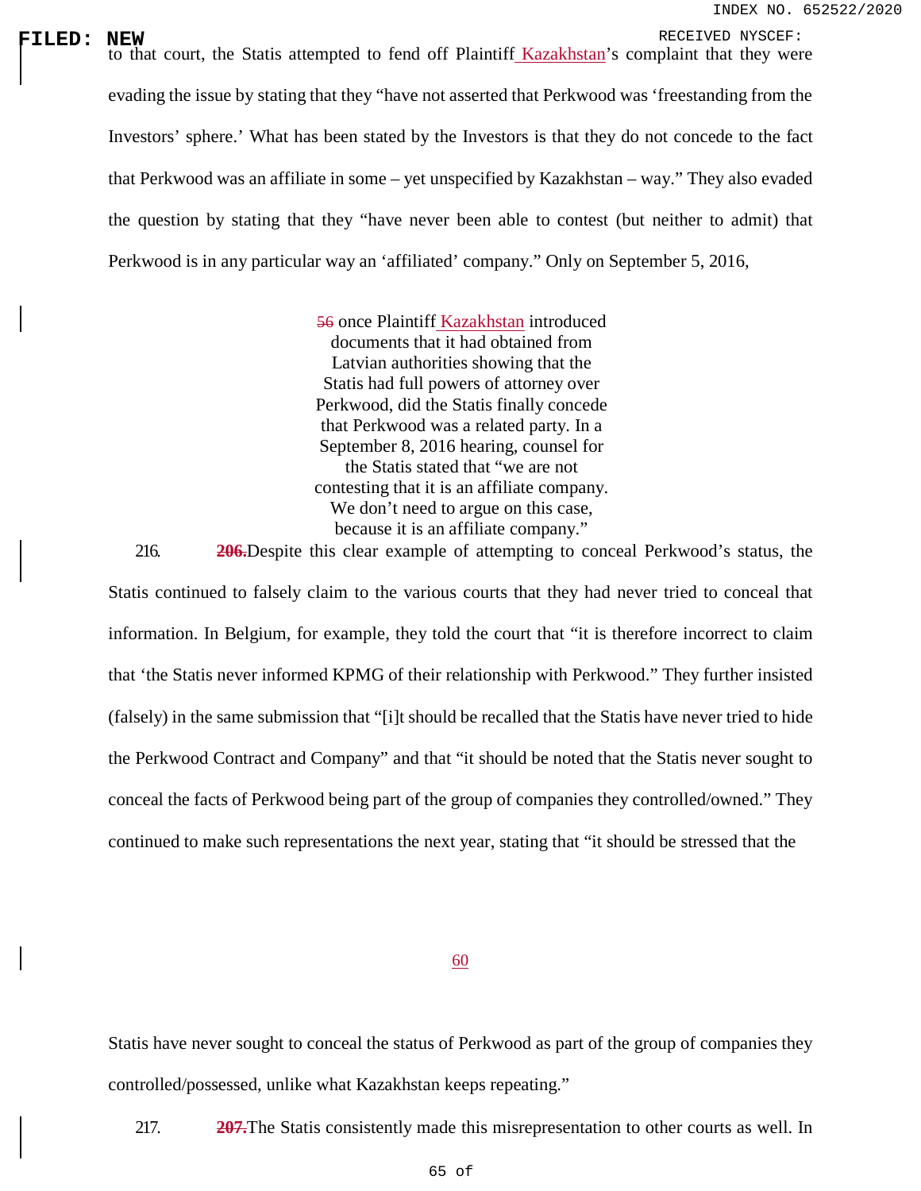to that court, the Statis attempted to fend off Plaintiff Kazakhstan's complaint that they were evading the issue by stating that they "have not asserted that Perkwood was 'freestanding from the Investors' sphere.' What has been stated by the Investors is that they do not concede to the fact that Perkwood was an affiliate in some – yet unspecified by Kazakhstan – way." They also evaded the question by stating that they "have never been able to contest (but neither to admit) that Perkwood is in any particular way an 'affiliated' company." Only on September 5, 2016,

~~56~~ once Plaintiff Kazakhstan introduced documents that it had obtained from Latvian authorities showing that the Statis had full powers of attorney over Perkwood, did the Statis finally concede that Perkwood was a related party. In a September 8, 2016 hearing, counsel for the Statis stated that "we are not contesting that it is an affiliate company. We don't need to argue on this case, because it is an affiliate company."

216. ~~**206.**~~ Despite this clear example of attempting to conceal Perkwood's status, the Statis continued to falsely claim to the various courts that they had never tried to conceal that information. In Belgium, for example, they told the court that "it is therefore incorrect to claim that 'the Statis never informed KPMG of their relationship with Perkwood." They further insisted (falsely) in the same submission that "[i]t should be recalled that the Statis have never tried to hide the Perkwood Contract and Company" and that "it should be noted that the Statis never sought to conceal the facts of Perkwood being part of the group of companies they controlled/owned." They continued to make such representations the next year, stating that "it should be stressed that the Statis have never sought to conceal the status of Perkwood as part of the group of companies they controlled/possessed, unlike what Kazakhstan keeps repeating."

217. ~~**207.**~~ The Statis consistently made this misrepresentation to other courts as well. In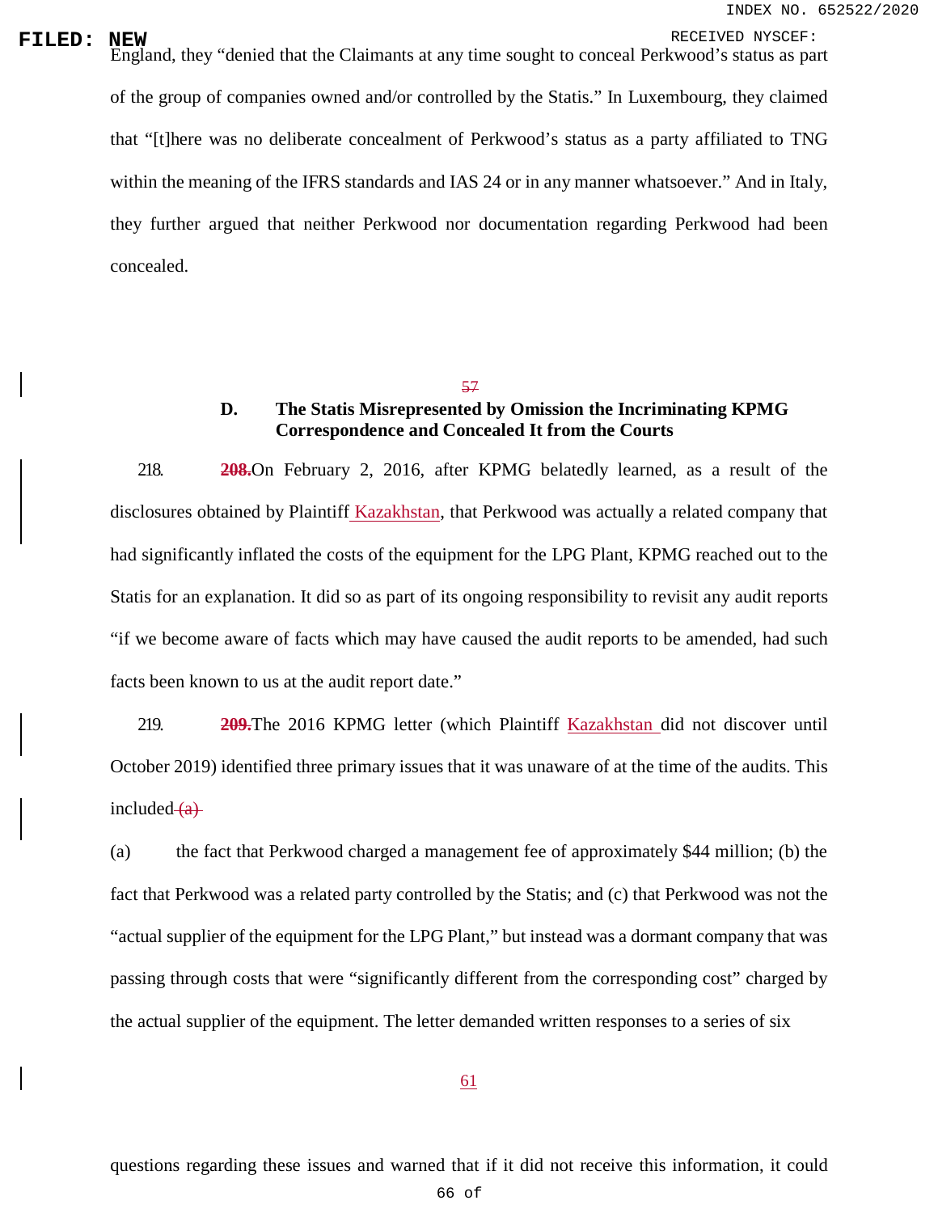England, they "denied that the Claimants at any time sought to conceal Perkwood's status as part of the group of companies owned and/or controlled by the Statis." In Luxembourg, they claimed that "[t]here was no deliberate concealment of Perkwood's status as a party affiliated to TNG within the meaning of the IFRS standards and IAS 24 or in any manner whatsoever." And in Italy, they further argued that neither Perkwood nor documentation regarding Perkwood had been concealed.

### D. The Statis Misrepresented by Omission the Incriminating KPMG Correspondence and Concealed It from the Courts

218. ~~**208.**~~On February 2, 2016, after KPMG belatedly learned, as a result of the disclosures obtained by Plaintiff Kazakhstan, that Perkwood was actually a related company that had significantly inflated the costs of the equipment for the LPG Plant, KPMG reached out to the Statis for an explanation. It did so as part of its ongoing responsibility to revisit any audit reports "if we become aware of facts which may have caused the audit reports to be amended, had such facts been known to us at the audit report date."

219. ~~**209.**~~The 2016 KPMG letter (which Plaintiff Kazakhstan did not discover until October 2019) identified three primary issues that it was unaware of at the time of the audits. This included ~~(a)~~

(a) the fact that Perkwood charged a management fee of approximately $44 million; (b) the fact that Perkwood was a related party controlled by the Statis; and (c) that Perkwood was not the "actual supplier of the equipment for the LPG Plant," but instead was a dormant company that was passing through costs that were "significantly different from the corresponding cost" charged by the actual supplier of the equipment. The letter demanded written responses to a series of six questions regarding these issues and warned that if it did not receive this information, it could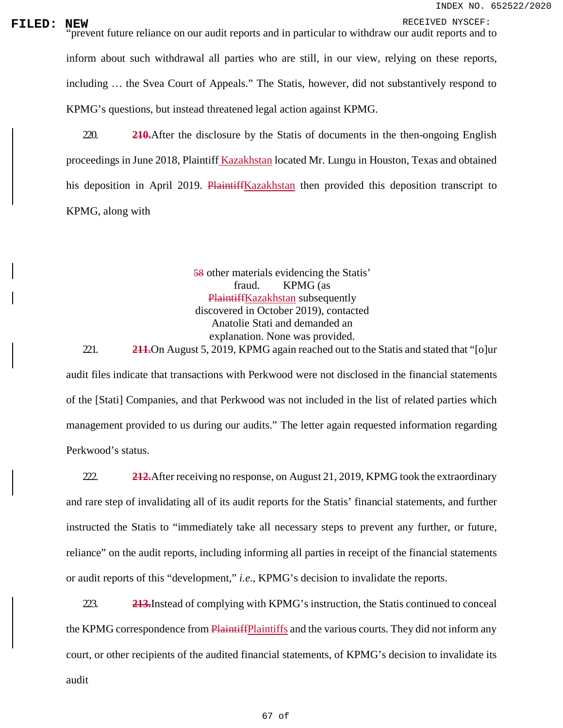"prevent future reliance on our audit reports and in particular to withdraw our audit reports and to inform about such withdrawal all parties who are still, in our view, relying on these reports, including … the Svea Court of Appeals." The Statis, however, did not substantively respond to KPMG's questions, but instead threatened legal action against KPMG.

220. ~~210.~~After the disclosure by the Statis of documents in the then-ongoing English proceedings in June 2018, Plaintiff Kazakhstan located Mr. Lungu in Houston, Texas and obtained his deposition in April 2019. ~~Plaintiff~~Kazakhstan then provided this deposition transcript to KPMG, along with

~~58~~ other materials evidencing the Statis' fraud. KPMG (as ~~Plaintiff~~Kazakhstan subsequently discovered in October 2019), contacted Anatolie Stati and demanded an explanation. None was provided.

221. ~~211.~~On August 5, 2019, KPMG again reached out to the Statis and stated that "[o]ur audit files indicate that transactions with Perkwood were not disclosed in the financial statements of the [Stati] Companies, and that Perkwood was not included in the list of related parties which management provided to us during our audits." The letter again requested information regarding Perkwood's status.

222. ~~212.~~After receiving no response, on August 21, 2019, KPMG took the extraordinary and rare step of invalidating all of its audit reports for the Statis' financial statements, and further instructed the Statis to "immediately take all necessary steps to prevent any further, or future, reliance" on the audit reports, including informing all parties in receipt of the financial statements or audit reports of this "development," *i.e.*, KPMG's decision to invalidate the reports.

223. ~~213.~~Instead of complying with KPMG's instruction, the Statis continued to conceal the KPMG correspondence from ~~Plaintiff~~Plaintiffs and the various courts. They did not inform any court, or other recipients of the audited financial statements, of KPMG's decision to invalidate its audit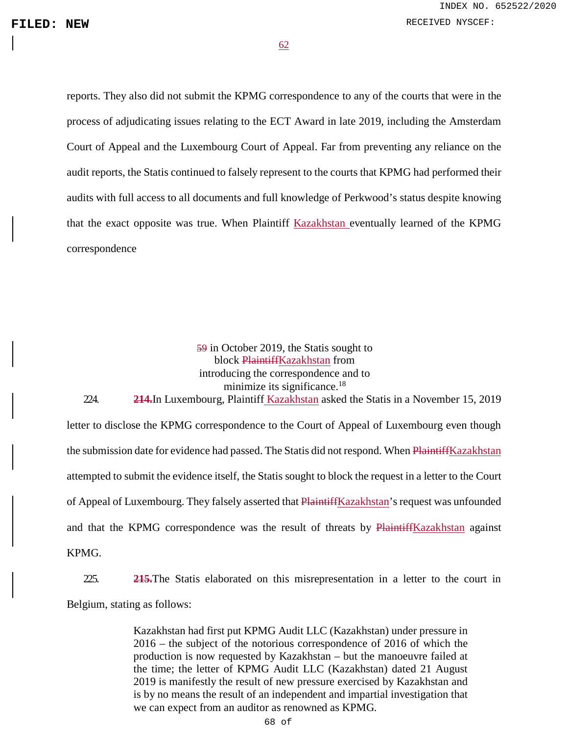reports. They also did not submit the KPMG correspondence to any of the courts that were in the process of adjudicating issues relating to the ECT Award in late 2019, including the Amsterdam Court of Appeal and the Luxembourg Court of Appeal. Far from preventing any reliance on the audit reports, the Statis continued to falsely represent to the courts that KPMG had performed their audits with full access to all documents and full knowledge of Perkwood's status despite knowing that the exact opposite was true. When Plaintiff Kazakhstan eventually learned of the KPMG correspondence

~~59~~ in October 2019, the Statis sought to block ~~Plaintiff~~Kazakhstan from introducing the correspondence and to minimize its significance.[18]

224. ~~**214.**~~In Luxembourg, Plaintiff Kazakhstan asked the Statis in a November 15, 2019 letter to disclose the KPMG correspondence to the Court of Appeal of Luxembourg even though the submission date for evidence had passed. The Statis did not respond. When ~~Plaintiff~~Kazakhstan attempted to submit the evidence itself, the Statis sought to block the request in a letter to the Court of Appeal of Luxembourg. They falsely asserted that ~~Plaintiff~~Kazakhstan's request was unfounded and that the KPMG correspondence was the result of threats by ~~Plaintiff~~Kazakhstan against KPMG.

225. ~~**215.**~~The Statis elaborated on this misrepresentation in a letter to the court in Belgium, stating as follows:

> Kazakhstan had first put KPMG Audit LLC (Kazakhstan) under pressure in 2016 – the subject of the notorious correspondence of 2016 of which the production is now requested by Kazakhstan – but the manoeuvre failed at the time; the letter of KPMG Audit LLC (Kazakhstan) dated 21 August 2019 is manifestly the result of new pressure exercised by Kazakhstan and is by no means the result of an independent and impartial investigation that we can expect from an auditor as renowned as KPMG.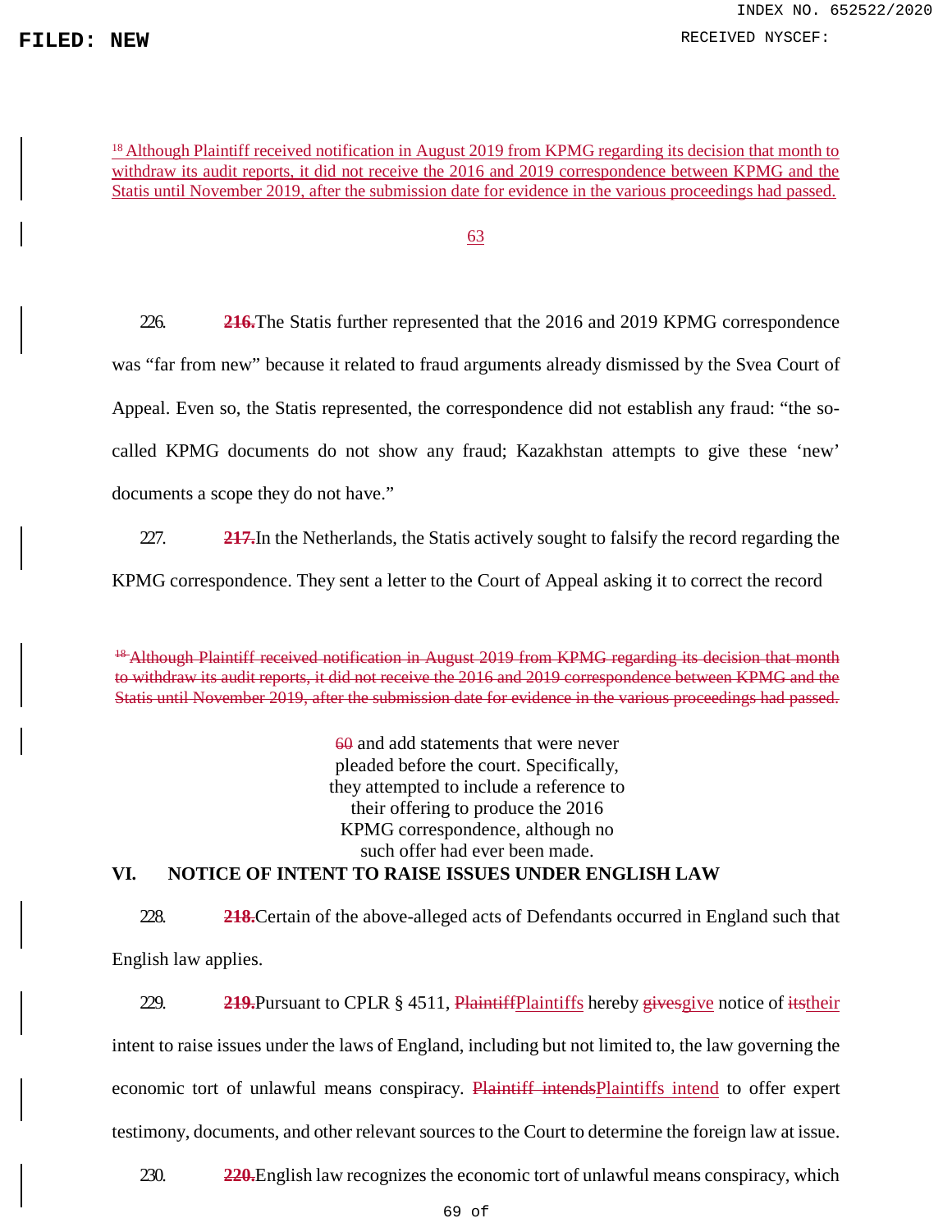[18] Although Plaintiff received notification in August 2019 from KPMG regarding its decision that month to withdraw its audit reports, it did not receive the 2016 and 2019 correspondence between KPMG and the Statis until November 2019, after the submission date for evidence in the various proceedings had passed.

226. ~~216.~~The Statis further represented that the 2016 and 2019 KPMG correspondence was "far from new" because it related to fraud arguments already dismissed by the Svea Court of Appeal. Even so, the Statis represented, the correspondence did not establish any fraud: "the so-called KPMG documents do not show any fraud; Kazakhstan attempts to give these 'new' documents a scope they do not have."

227. ~~217.~~In the Netherlands, the Statis actively sought to falsify the record regarding the KPMG correspondence. They sent a letter to the Court of Appeal asking it to correct the record

~~[18] Although Plaintiff received notification in August 2019 from KPMG regarding its decision that month to withdraw its audit reports, it did not receive the 2016 and 2019 correspondence between KPMG and the Statis until November 2019, after the submission date for evidence in the various proceedings had passed.~~

and add statements that were never pleaded before the court. Specifically, they attempted to include a reference to their offering to produce the 2016 KPMG correspondence, although no such offer had ever been made.

## VI. NOTICE OF INTENT TO RAISE ISSUES UNDER ENGLISH LAW

228. ~~218.~~Certain of the above-alleged acts of Defendants occurred in England such that English law applies.

229. ~~219.~~Pursuant to CPLR § 4511, ~~Plaintiff~~Plaintiffs hereby ~~gives~~give notice of ~~its~~their intent to raise issues under the laws of England, including but not limited to, the law governing the economic tort of unlawful means conspiracy. ~~Plaintiff intends~~Plaintiffs intend to offer expert testimony, documents, and other relevant sources to the Court to determine the foreign law at issue.

230. ~~220.~~English law recognizes the economic tort of unlawful means conspiracy, which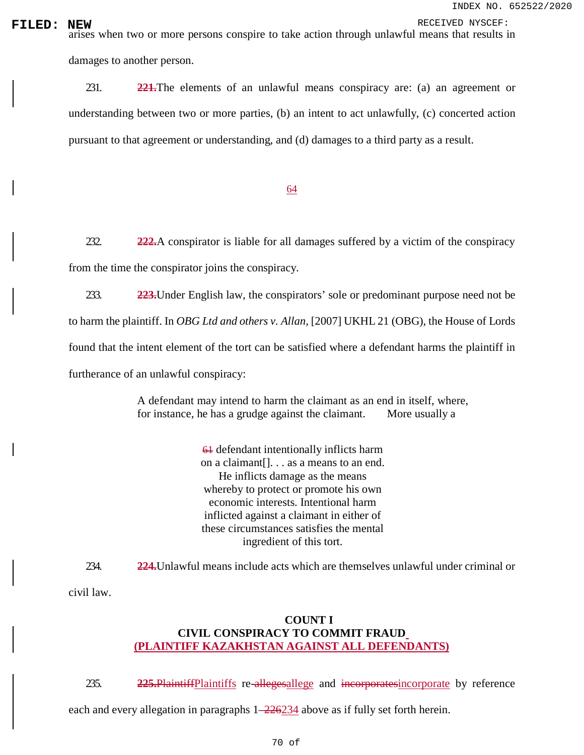arises when two or more persons conspire to take action through unlawful means that results in damages to another person.

231. ~~221.~~The elements of an unlawful means conspiracy are: (a) an agreement or understanding between two or more parties, (b) an intent to act unlawfully, (c) concerted action pursuant to that agreement or understanding, and (d) damages to a third party as a result.

232. ~~222.~~A conspirator is liable for all damages suffered by a victim of the conspiracy from the time the conspirator joins the conspiracy.

233. ~~223.~~Under English law, the conspirators' sole or predominant purpose need not be to harm the plaintiff. In *OBG Ltd and others v. Allan*, [2007] UKHL 21 (OBG), the House of Lords found that the intent element of the tort can be satisfied where a defendant harms the plaintiff in furtherance of an unlawful conspiracy:

> A defendant may intend to harm the claimant as an end in itself, where, for instance, he has a grudge against the claimant. More usually a defendant intentionally inflicts harm on a claimant[]. . . as a means to an end. He inflicts damage as the means whereby to protect or promote his own economic interests. Intentional harm inflicted against a claimant in either of these circumstances satisfies the mental ingredient of this tort.

234. ~~224.~~Unlawful means include acts which are themselves unlawful under criminal or civil law.

**COUNT I**
**CIVIL CONSPIRACY TO COMMIT FRAUD**
**(PLAINTIFF KAZAKHSTAN AGAINST ALL DEFENDANTS)**

235. ~~225.Plaintiff~~Plaintiffs re-~~alleges~~allege and ~~incorporates~~incorporate by reference each and every allegation in paragraphs 1–~~226~~234 above as if fully set forth herein.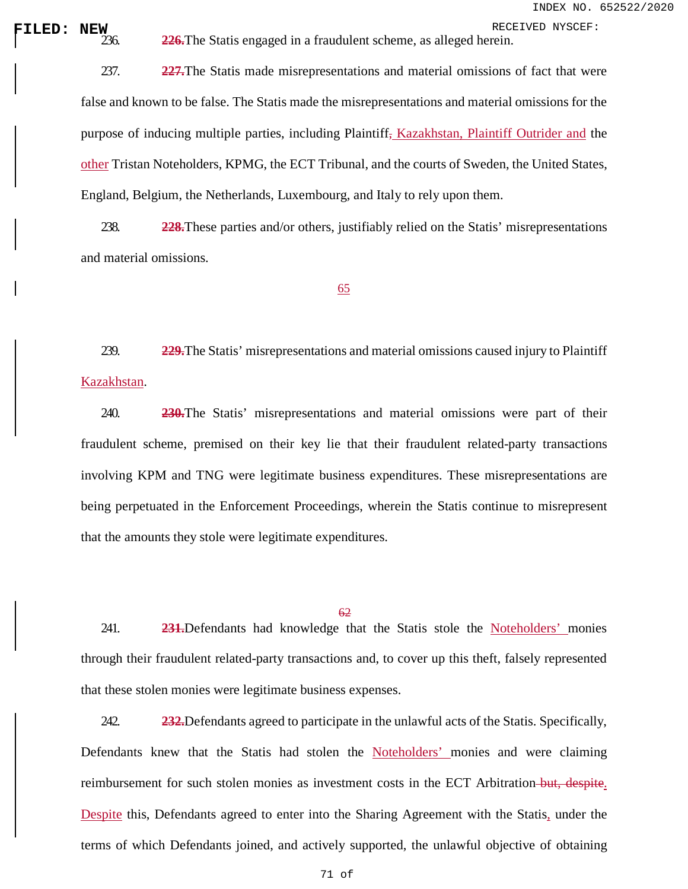236. ~~226.~~The Statis engaged in a fraudulent scheme, as alleged herein.

237. ~~227.~~The Statis made misrepresentations and material omissions of fact that were false and known to be false. The Statis made the misrepresentations and material omissions for the purpose of inducing multiple parties, including Plaintiff~~,~~ Kazakhstan, Plaintiff Outrider and the other Tristan Noteholders, KPMG, the ECT Tribunal, and the courts of Sweden, the United States, England, Belgium, the Netherlands, Luxembourg, and Italy to rely upon them.

238. ~~228.~~These parties and/or others, justifiably relied on the Statis' misrepresentations and material omissions.

239. ~~229.~~The Statis' misrepresentations and material omissions caused injury to Plaintiff Kazakhstan.

240. ~~230.~~The Statis' misrepresentations and material omissions were part of their fraudulent scheme, premised on their key lie that their fraudulent related-party transactions involving KPM and TNG were legitimate business expenditures. These misrepresentations are being perpetuated in the Enforcement Proceedings, wherein the Statis continue to misrepresent that the amounts they stole were legitimate expenditures.

241. ~~231.~~Defendants had knowledge that the Statis stole the Noteholders' monies through their fraudulent related-party transactions and, to cover up this theft, falsely represented that these stolen monies were legitimate business expenses.

242. ~~232.~~Defendants agreed to participate in the unlawful acts of the Statis. Specifically, Defendants knew that the Statis had stolen the Noteholders' monies and were claiming reimbursement for such stolen monies as investment costs in the ECT Arbitration ~~but, despite~~. Despite this, Defendants agreed to enter into the Sharing Agreement with the Statis, under the terms of which Defendants joined, and actively supported, the unlawful objective of obtaining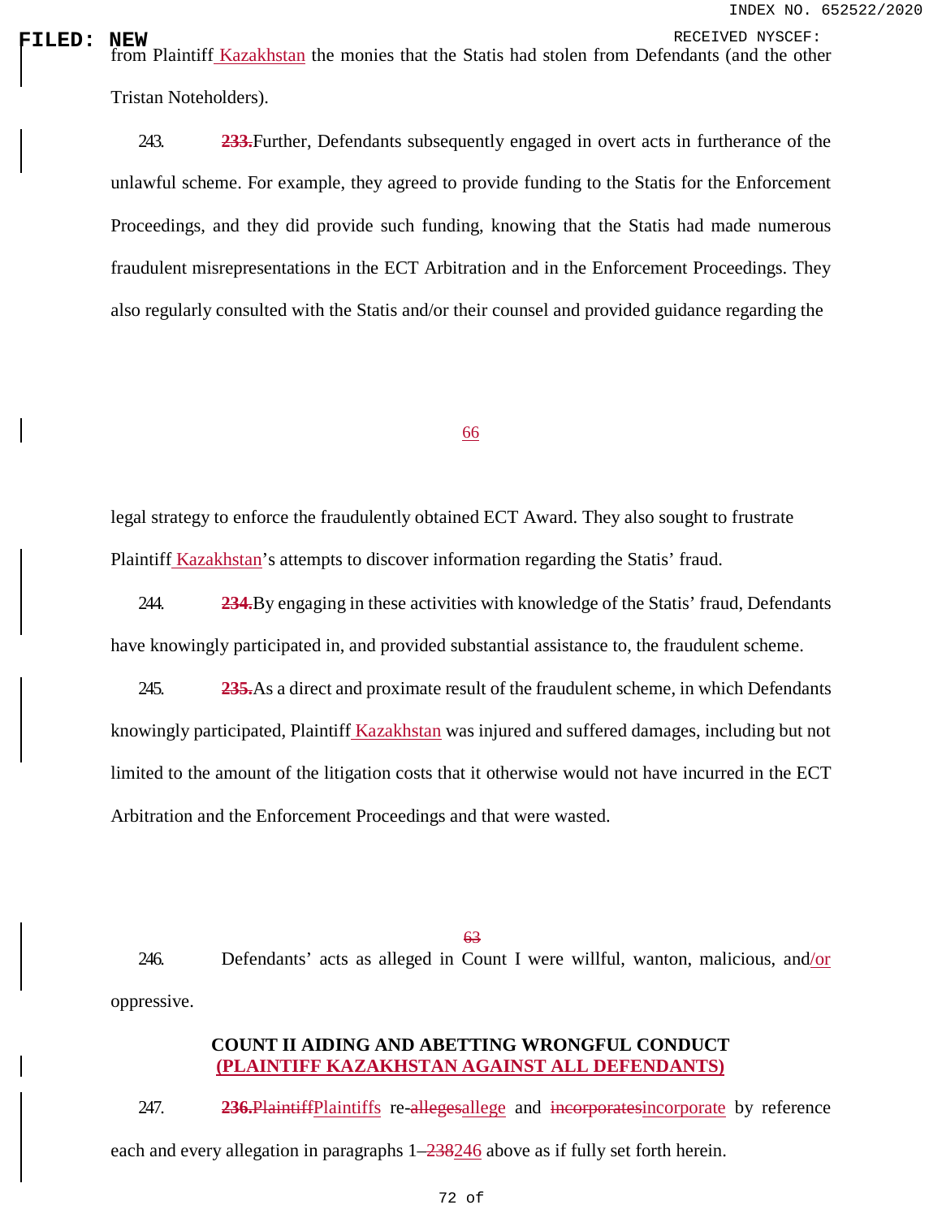from Plaintiff Kazakhstan the monies that the Statis had stolen from Defendants (and the other Tristan Noteholders).

243. ~~233.~~Further, Defendants subsequently engaged in overt acts in furtherance of the unlawful scheme. For example, they agreed to provide funding to the Statis for the Enforcement Proceedings, and they did provide such funding, knowing that the Statis had made numerous fraudulent misrepresentations in the ECT Arbitration and in the Enforcement Proceedings. They also regularly consulted with the Statis and/or their counsel and provided guidance regarding the legal strategy to enforce the fraudulently obtained ECT Award. They also sought to frustrate Plaintiff Kazakhstan's attempts to discover information regarding the Statis' fraud.

244. ~~234.~~By engaging in these activities with knowledge of the Statis' fraud, Defendants have knowingly participated in, and provided substantial assistance to, the fraudulent scheme.

245. ~~235.~~As a direct and proximate result of the fraudulent scheme, in which Defendants knowingly participated, Plaintiff Kazakhstan was injured and suffered damages, including but not limited to the amount of the litigation costs that it otherwise would not have incurred in the ECT Arbitration and the Enforcement Proceedings and that were wasted.

246. Defendants' acts as alleged in Count I were willful, wanton, malicious, and/or oppressive.

**COUNT II AIDING AND ABETTING WRONGFUL CONDUCT**
**(PLAINTIFF KAZAKHSTAN AGAINST ALL DEFENDANTS)**

247. ~~236.~~~~Plaintiff~~Plaintiffs re-~~alleges~~allege and ~~incorporates~~incorporate by reference each and every allegation in paragraphs 1–~~238~~246 above as if fully set forth herein.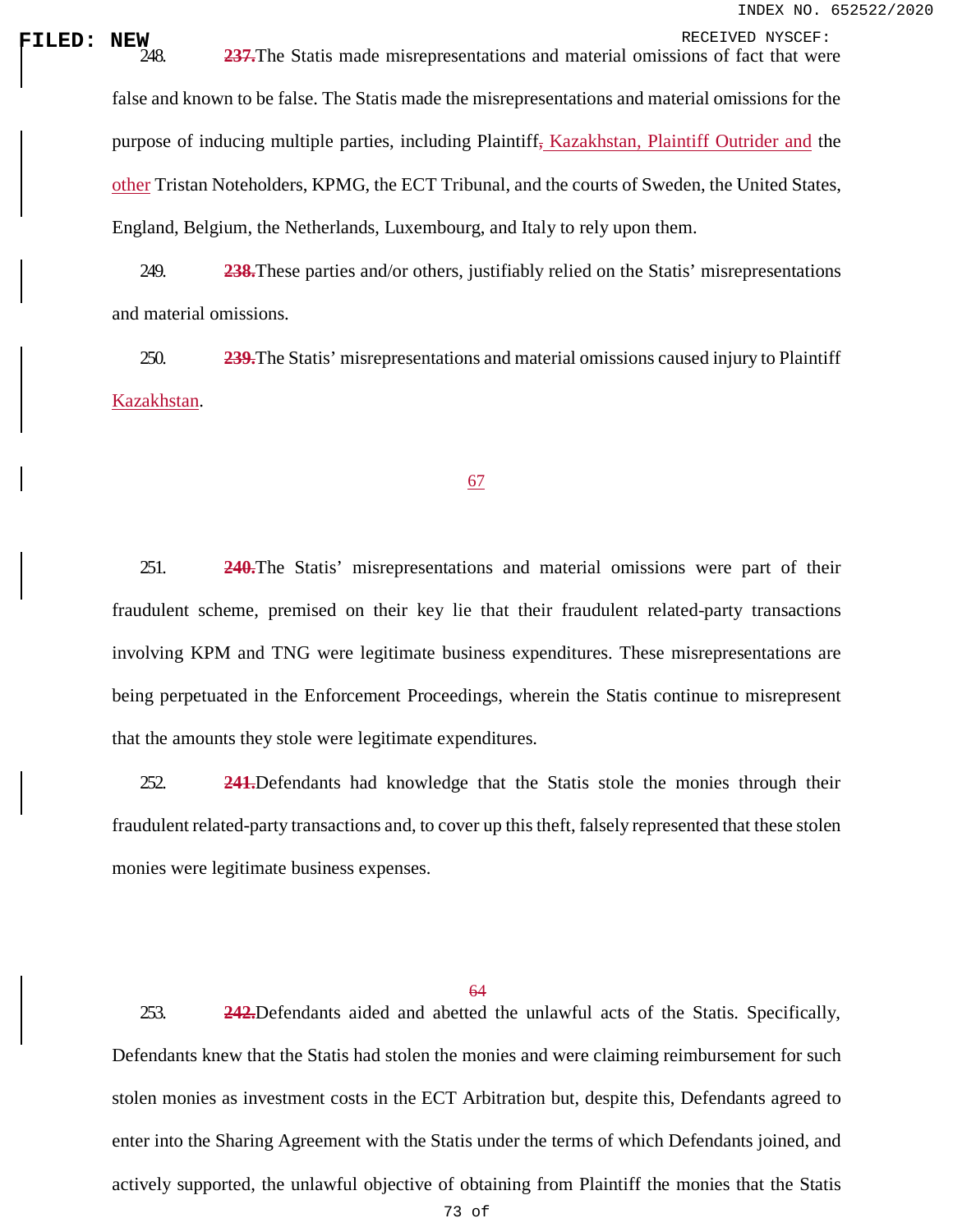248. ~~237.~~The Statis made misrepresentations and material omissions of fact that were false and known to be false. The Statis made the misrepresentations and material omissions for the purpose of inducing multiple parties, including Plaintiff~~,~~ Kazakhstan, Plaintiff Outrider and the other Tristan Noteholders, KPMG, the ECT Tribunal, and the courts of Sweden, the United States, England, Belgium, the Netherlands, Luxembourg, and Italy to rely upon them.

249. ~~238.~~These parties and/or others, justifiably relied on the Statis' misrepresentations and material omissions.

250. ~~239.~~The Statis' misrepresentations and material omissions caused injury to Plaintiff Kazakhstan.

251. ~~240.~~The Statis' misrepresentations and material omissions were part of their fraudulent scheme, premised on their key lie that their fraudulent related-party transactions involving KPM and TNG were legitimate business expenditures. These misrepresentations are being perpetuated in the Enforcement Proceedings, wherein the Statis continue to misrepresent that the amounts they stole were legitimate expenditures.

252. ~~241.~~Defendants had knowledge that the Statis stole the monies through their fraudulent related-party transactions and, to cover up this theft, falsely represented that these stolen monies were legitimate business expenses.

253. ~~242.~~Defendants aided and abetted the unlawful acts of the Statis. Specifically, Defendants knew that the Statis had stolen the monies and were claiming reimbursement for such stolen monies as investment costs in the ECT Arbitration but, despite this, Defendants agreed to enter into the Sharing Agreement with the Statis under the terms of which Defendants joined, and actively supported, the unlawful objective of obtaining from Plaintiff the monies that the Statis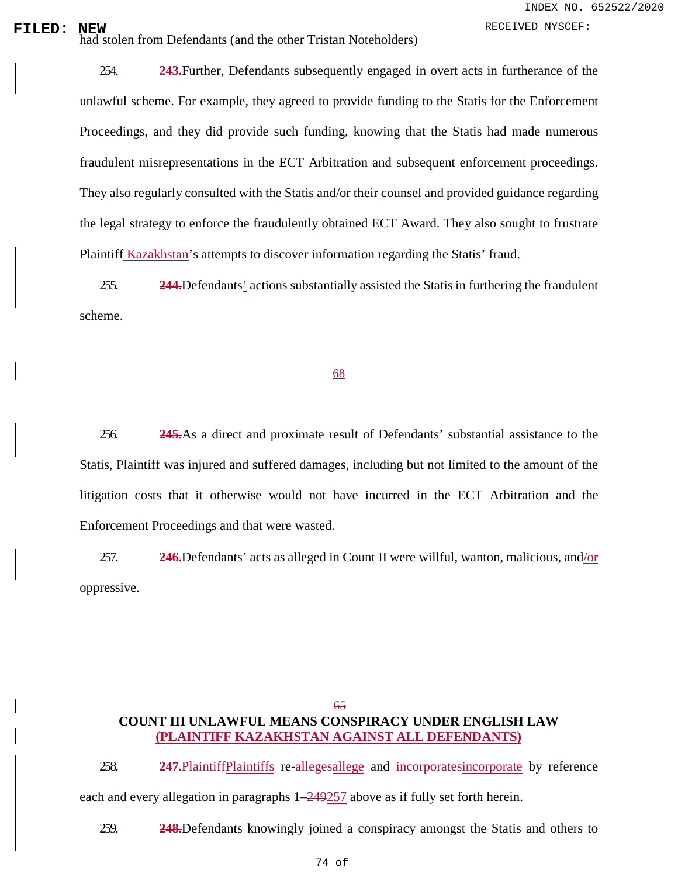had stolen from Defendants (and the other Tristan Noteholders)

254. ~~243.~~Further, Defendants subsequently engaged in overt acts in furtherance of the unlawful scheme. For example, they agreed to provide funding to the Statis for the Enforcement Proceedings, and they did provide such funding, knowing that the Statis had made numerous fraudulent misrepresentations in the ECT Arbitration and subsequent enforcement proceedings. They also regularly consulted with the Statis and/or their counsel and provided guidance regarding the legal strategy to enforce the fraudulently obtained ECT Award. They also sought to frustrate Plaintiff Kazakhstan's attempts to discover information regarding the Statis' fraud.

255. ~~244.~~Defendants' actions substantially assisted the Statis in furthering the fraudulent scheme.

256. ~~245.~~As a direct and proximate result of Defendants' substantial assistance to the Statis, Plaintiff was injured and suffered damages, including but not limited to the amount of the litigation costs that it otherwise would not have incurred in the ECT Arbitration and the Enforcement Proceedings and that were wasted.

257. ~~246.~~Defendants' acts as alleged in Count II were willful, wanton, malicious, and/or oppressive.

**COUNT III UNLAWFUL MEANS CONSPIRACY UNDER ENGLISH LAW**
**(PLAINTIFF KAZAKHSTAN AGAINST ALL DEFENDANTS)**

258. ~~247.~~~~Plaintiff~~Plaintiffs re-~~alleges~~allege and ~~incorporates~~incorporate by reference each and every allegation in paragraphs 1–~~249~~257 above as if fully set forth herein.

259. ~~248.~~Defendants knowingly joined a conspiracy amongst the Statis and others to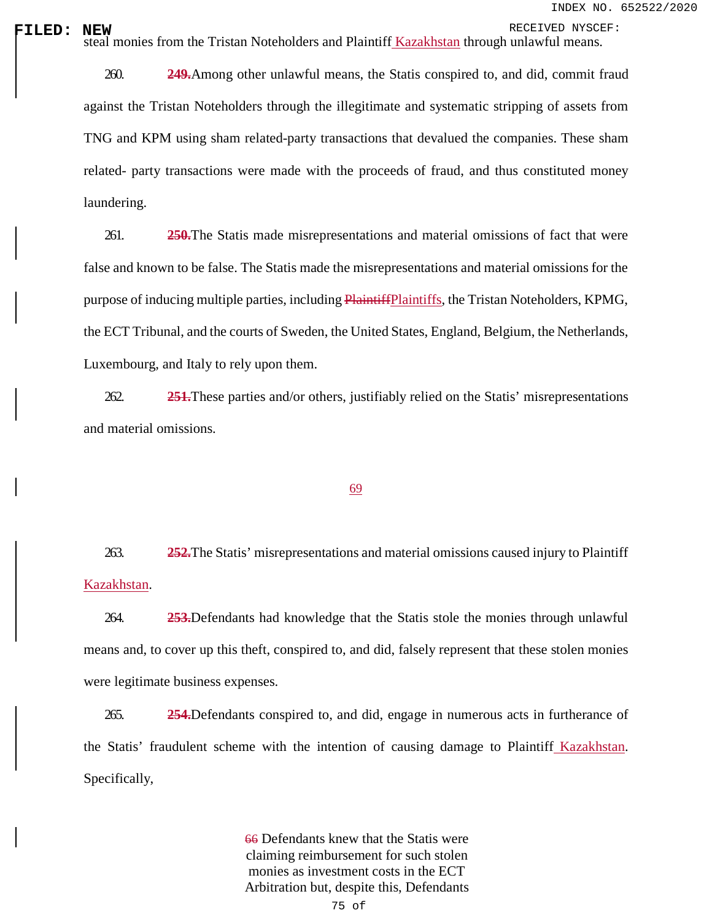steal monies from the Tristan Noteholders and Plaintiff Kazakhstan through unlawful means.

260. ~~249.~~Among other unlawful means, the Statis conspired to, and did, commit fraud against the Tristan Noteholders through the illegitimate and systematic stripping of assets from TNG and KPM using sham related-party transactions that devalued the companies. These sham related- party transactions were made with the proceeds of fraud, and thus constituted money laundering.

261. ~~250.~~The Statis made misrepresentations and material omissions of fact that were false and known to be false. The Statis made the misrepresentations and material omissions for the purpose of inducing multiple parties, including ~~Plaintiff~~Plaintiffs, the Tristan Noteholders, KPMG, the ECT Tribunal, and the courts of Sweden, the United States, England, Belgium, the Netherlands, Luxembourg, and Italy to rely upon them.

262. ~~251.~~These parties and/or others, justifiably relied on the Statis' misrepresentations and material omissions.

263. ~~252.~~The Statis' misrepresentations and material omissions caused injury to Plaintiff Kazakhstan.

264. ~~253.~~Defendants had knowledge that the Statis stole the monies through unlawful means and, to cover up this theft, conspired to, and did, falsely represent that these stolen monies were legitimate business expenses.

265. ~~254.~~Defendants conspired to, and did, engage in numerous acts in furtherance of the Statis' fraudulent scheme with the intention of causing damage to Plaintiff Kazakhstan. Specifically,

~~66~~ Defendants knew that the Statis were claiming reimbursement for such stolen monies as investment costs in the ECT Arbitration but, despite this, Defendants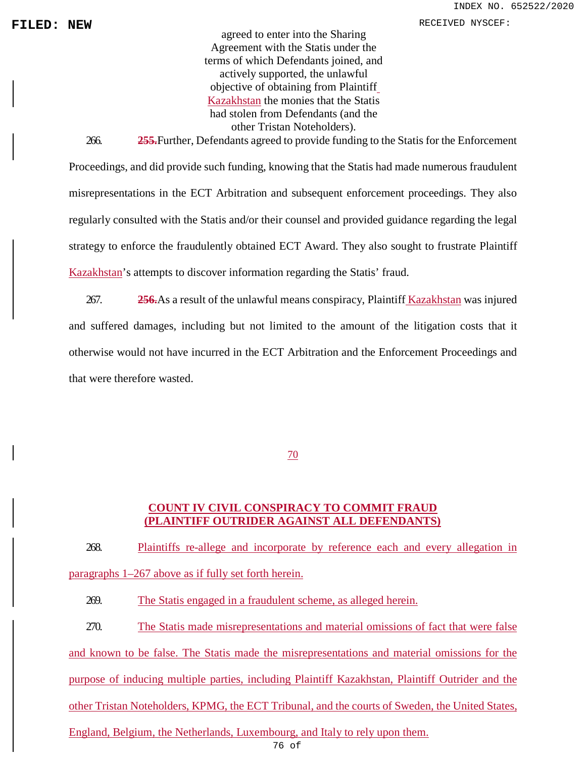agreed to enter into the Sharing Agreement with the Statis under the terms of which Defendants joined, and actively supported, the unlawful objective of obtaining from Plaintiff Kazakhstan the monies that the Statis had stolen from Defendants (and the other Tristan Noteholders).

266. ~~255.~~Further, Defendants agreed to provide funding to the Statis for the Enforcement Proceedings, and did provide such funding, knowing that the Statis had made numerous fraudulent misrepresentations in the ECT Arbitration and subsequent enforcement proceedings. They also regularly consulted with the Statis and/or their counsel and provided guidance regarding the legal strategy to enforce the fraudulently obtained ECT Award. They also sought to frustrate Plaintiff Kazakhstan's attempts to discover information regarding the Statis' fraud.

267. ~~256.~~As a result of the unlawful means conspiracy, Plaintiff Kazakhstan was injured and suffered damages, including but not limited to the amount of the litigation costs that it otherwise would not have incurred in the ECT Arbitration and the Enforcement Proceedings and that were therefore wasted.

70

**COUNT IV CIVIL CONSPIRACY TO COMMIT FRAUD**
**(PLAINTIFF OUTRIDER AGAINST ALL DEFENDANTS)**

268. Plaintiffs re-allege and incorporate by reference each and every allegation in paragraphs 1–267 above as if fully set forth herein.

269. The Statis engaged in a fraudulent scheme, as alleged herein.

270. The Statis made misrepresentations and material omissions of fact that were false and known to be false. The Statis made the misrepresentations and material omissions for the purpose of inducing multiple parties, including Plaintiff Kazakhstan, Plaintiff Outrider and the other Tristan Noteholders, KPMG, the ECT Tribunal, and the courts of Sweden, the United States, England, Belgium, the Netherlands, Luxembourg, and Italy to rely upon them.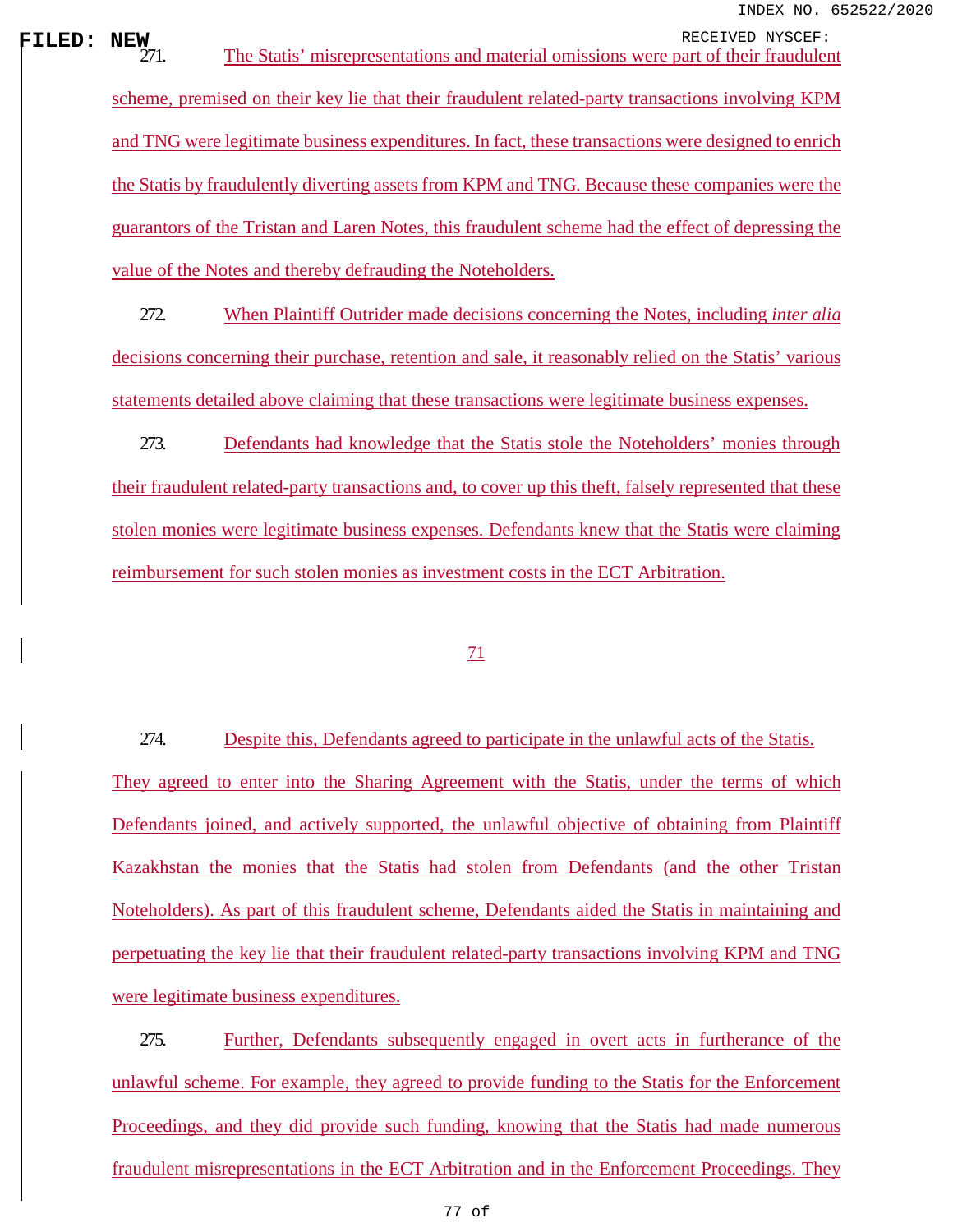271. The Statis' misrepresentations and material omissions were part of their fraudulent scheme, premised on their key lie that their fraudulent related-party transactions involving KPM and TNG were legitimate business expenditures. In fact, these transactions were designed to enrich the Statis by fraudulently diverting assets from KPM and TNG. Because these companies were the guarantors of the Tristan and Laren Notes, this fraudulent scheme had the effect of depressing the value of the Notes and thereby defrauding the Noteholders.

272. When Plaintiff Outrider made decisions concerning the Notes, including *inter alia* decisions concerning their purchase, retention and sale, it reasonably relied on the Statis' various statements detailed above claiming that these transactions were legitimate business expenses.

273. Defendants had knowledge that the Statis stole the Noteholders' monies through their fraudulent related-party transactions and, to cover up this theft, falsely represented that these stolen monies were legitimate business expenses. Defendants knew that the Statis were claiming reimbursement for such stolen monies as investment costs in the ECT Arbitration.

274. Despite this, Defendants agreed to participate in the unlawful acts of the Statis. They agreed to enter into the Sharing Agreement with the Statis, under the terms of which Defendants joined, and actively supported, the unlawful objective of obtaining from Plaintiff Kazakhstan the monies that the Statis had stolen from Defendants (and the other Tristan Noteholders). As part of this fraudulent scheme, Defendants aided the Statis in maintaining and perpetuating the key lie that their fraudulent related-party transactions involving KPM and TNG were legitimate business expenditures.

275. Further, Defendants subsequently engaged in overt acts in furtherance of the unlawful scheme. For example, they agreed to provide funding to the Statis for the Enforcement Proceedings, and they did provide such funding, knowing that the Statis had made numerous fraudulent misrepresentations in the ECT Arbitration and in the Enforcement Proceedings. They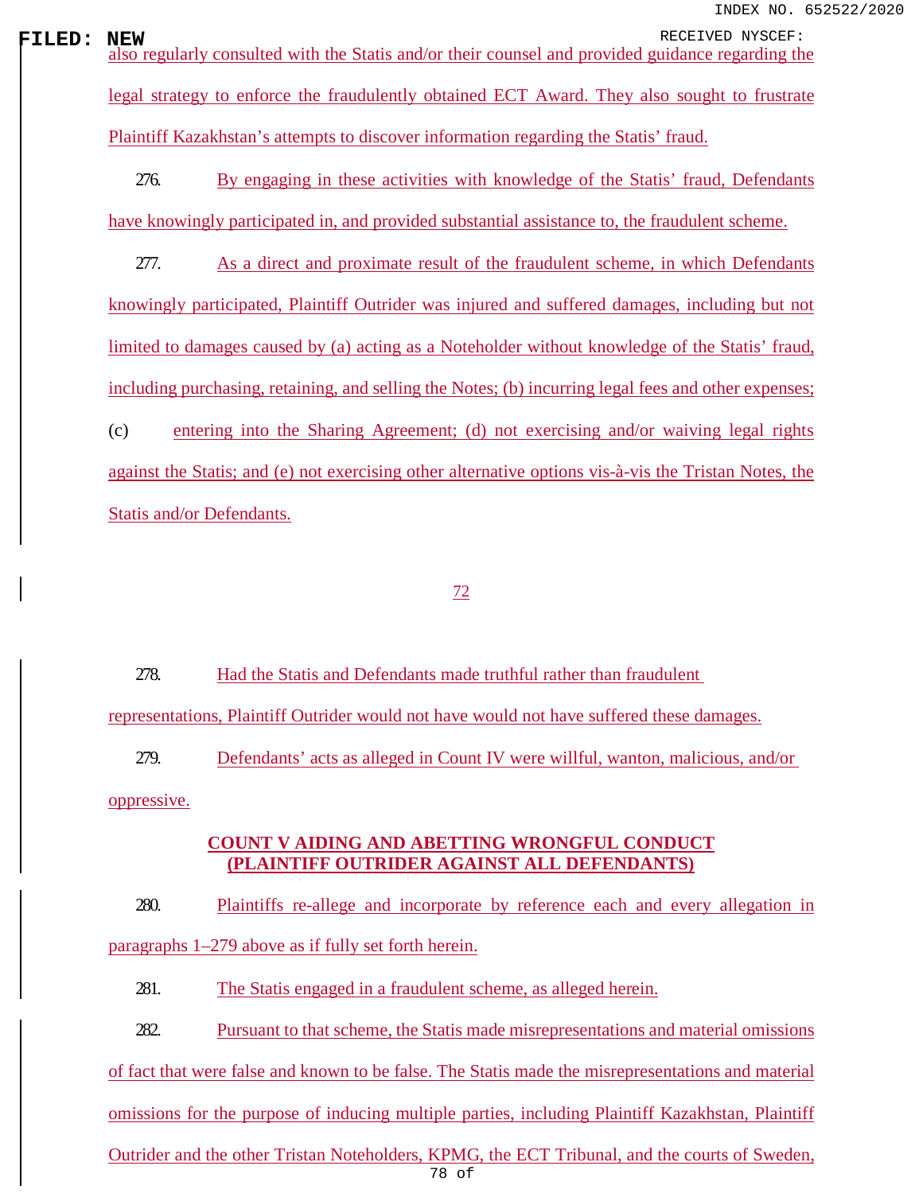also regularly consulted with the Statis and/or their counsel and provided guidance regarding the legal strategy to enforce the fraudulently obtained ECT Award. They also sought to frustrate Plaintiff Kazakhstan's attempts to discover information regarding the Statis' fraud.

276. By engaging in these activities with knowledge of the Statis' fraud, Defendants have knowingly participated in, and provided substantial assistance to, the fraudulent scheme.

277. As a direct and proximate result of the fraudulent scheme, in which Defendants knowingly participated, Plaintiff Outrider was injured and suffered damages, including but not limited to damages caused by (a) acting as a Noteholder without knowledge of the Statis' fraud, including purchasing, retaining, and selling the Notes; (b) incurring legal fees and other expenses; (c) entering into the Sharing Agreement; (d) not exercising and/or waiving legal rights against the Statis; and (e) not exercising other alternative options vis-à-vis the Tristan Notes, the Statis and/or Defendants.

278. Had the Statis and Defendants made truthful rather than fraudulent representations, Plaintiff Outrider would not have would not have suffered these damages.

279. Defendants' acts as alleged in Count IV were willful, wanton, malicious, and/or oppressive.

**COUNT V AIDING AND ABETTING WRONGFUL CONDUCT (PLAINTIFF OUTRIDER AGAINST ALL DEFENDANTS)**

280. Plaintiffs re-allege and incorporate by reference each and every allegation in paragraphs 1–279 above as if fully set forth herein.

281. The Statis engaged in a fraudulent scheme, as alleged herein.

282. Pursuant to that scheme, the Statis made misrepresentations and material omissions of fact that were false and known to be false. The Statis made the misrepresentations and material omissions for the purpose of inducing multiple parties, including Plaintiff Kazakhstan, Plaintiff Outrider and the other Tristan Noteholders, KPMG, the ECT Tribunal, and the courts of Sweden,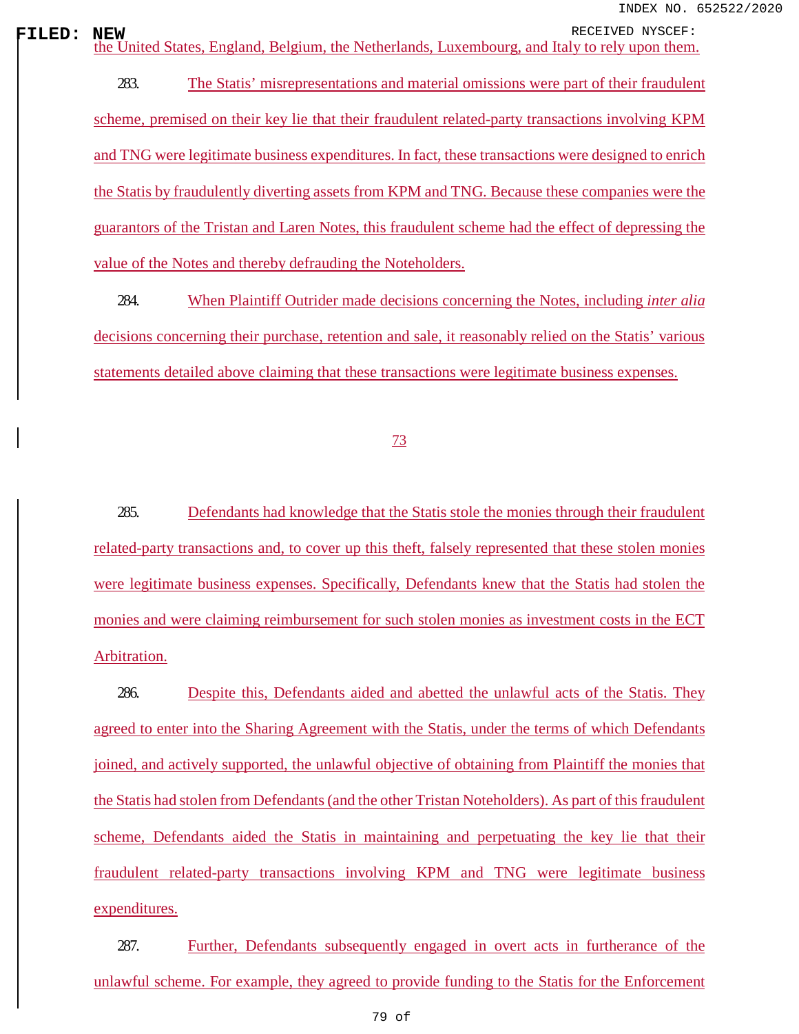the United States, England, Belgium, the Netherlands, Luxembourg, and Italy to rely upon them.

283. The Statis' misrepresentations and material omissions were part of their fraudulent scheme, premised on their key lie that their fraudulent related-party transactions involving KPM and TNG were legitimate business expenditures. In fact, these transactions were designed to enrich the Statis by fraudulently diverting assets from KPM and TNG. Because these companies were the guarantors of the Tristan and Laren Notes, this fraudulent scheme had the effect of depressing the value of the Notes and thereby defrauding the Noteholders.

284. When Plaintiff Outrider made decisions concerning the Notes, including *inter alia* decisions concerning their purchase, retention and sale, it reasonably relied on the Statis' various statements detailed above claiming that these transactions were legitimate business expenses.

285. Defendants had knowledge that the Statis stole the monies through their fraudulent related-party transactions and, to cover up this theft, falsely represented that these stolen monies were legitimate business expenses. Specifically, Defendants knew that the Statis had stolen the monies and were claiming reimbursement for such stolen monies as investment costs in the ECT Arbitration.

286. Despite this, Defendants aided and abetted the unlawful acts of the Statis. They agreed to enter into the Sharing Agreement with the Statis, under the terms of which Defendants joined, and actively supported, the unlawful objective of obtaining from Plaintiff the monies that the Statis had stolen from Defendants (and the other Tristan Noteholders). As part of this fraudulent scheme, Defendants aided the Statis in maintaining and perpetuating the key lie that their fraudulent related-party transactions involving KPM and TNG were legitimate business expenditures.

287. Further, Defendants subsequently engaged in overt acts in furtherance of the unlawful scheme. For example, they agreed to provide funding to the Statis for the Enforcement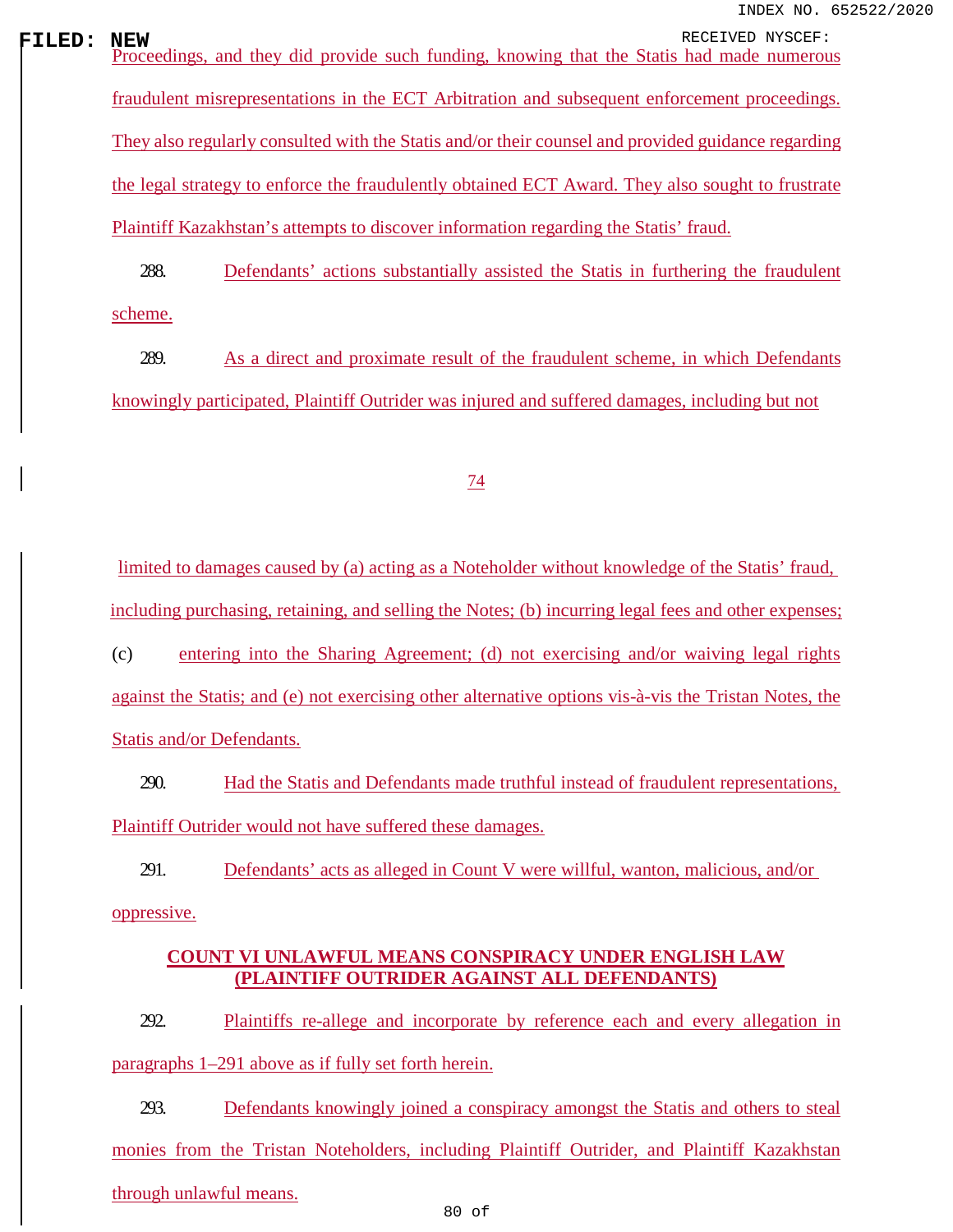Proceedings, and they did provide such funding, knowing that the Statis had made numerous fraudulent misrepresentations in the ECT Arbitration and subsequent enforcement proceedings. They also regularly consulted with the Statis and/or their counsel and provided guidance regarding the legal strategy to enforce the fraudulently obtained ECT Award. They also sought to frustrate Plaintiff Kazakhstan's attempts to discover information regarding the Statis' fraud.

288. Defendants' actions substantially assisted the Statis in furthering the fraudulent scheme.

289. As a direct and proximate result of the fraudulent scheme, in which Defendants knowingly participated, Plaintiff Outrider was injured and suffered damages, including but not limited to damages caused by (a) acting as a Noteholder without knowledge of the Statis' fraud, including purchasing, retaining, and selling the Notes; (b) incurring legal fees and other expenses; (c) entering into the Sharing Agreement; (d) not exercising and/or waiving legal rights against the Statis; and (e) not exercising other alternative options vis-à-vis the Tristan Notes, the Statis and/or Defendants.

290. Had the Statis and Defendants made truthful instead of fraudulent representations, Plaintiff Outrider would not have suffered these damages.

291. Defendants' acts as alleged in Count V were willful, wanton, malicious, and/or oppressive.

**COUNT VI UNLAWFUL MEANS CONSPIRACY UNDER ENGLISH LAW (PLAINTIFF OUTRIDER AGAINST ALL DEFENDANTS)**

292. Plaintiffs re-allege and incorporate by reference each and every allegation in paragraphs 1–291 above as if fully set forth herein.

293. Defendants knowingly joined a conspiracy amongst the Statis and others to steal monies from the Tristan Noteholders, including Plaintiff Outrider, and Plaintiff Kazakhstan through unlawful means.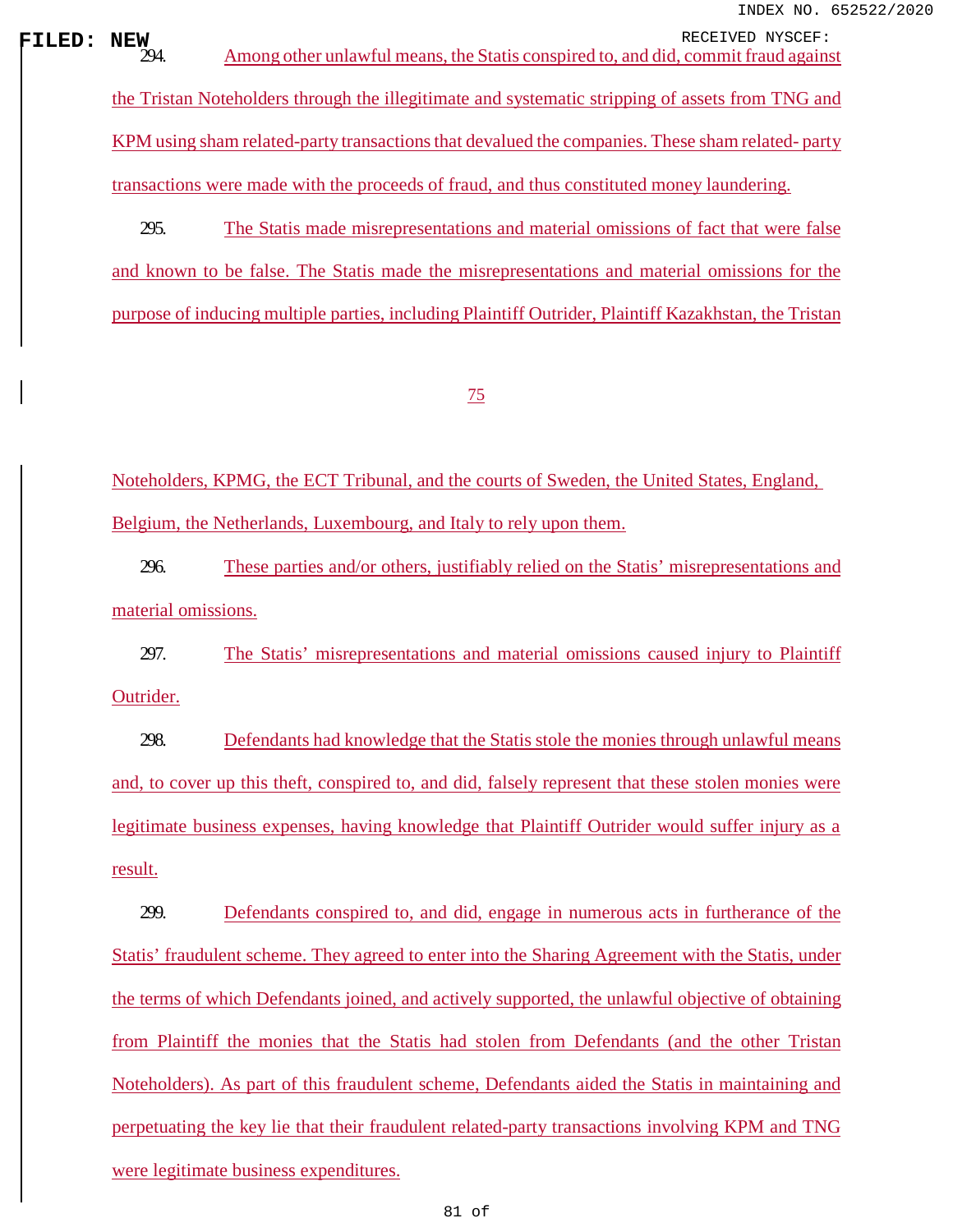294. Among other unlawful means, the Statis conspired to, and did, commit fraud against the Tristan Noteholders through the illegitimate and systematic stripping of assets from TNG and KPM using sham related-party transactions that devalued the companies. These sham related- party transactions were made with the proceeds of fraud, and thus constituted money laundering.

295. The Statis made misrepresentations and material omissions of fact that were false and known to be false. The Statis made the misrepresentations and material omissions for the purpose of inducing multiple parties, including Plaintiff Outrider, Plaintiff Kazakhstan, the Tristan Noteholders, KPMG, the ECT Tribunal, and the courts of Sweden, the United States, England, Belgium, the Netherlands, Luxembourg, and Italy to rely upon them.

296. These parties and/or others, justifiably relied on the Statis' misrepresentations and material omissions.

297. The Statis' misrepresentations and material omissions caused injury to Plaintiff Outrider.

298. Defendants had knowledge that the Statis stole the monies through unlawful means and, to cover up this theft, conspired to, and did, falsely represent that these stolen monies were legitimate business expenses, having knowledge that Plaintiff Outrider would suffer injury as a result.

299. Defendants conspired to, and did, engage in numerous acts in furtherance of the Statis' fraudulent scheme. They agreed to enter into the Sharing Agreement with the Statis, under the terms of which Defendants joined, and actively supported, the unlawful objective of obtaining from Plaintiff the monies that the Statis had stolen from Defendants (and the other Tristan Noteholders). As part of this fraudulent scheme, Defendants aided the Statis in maintaining and perpetuating the key lie that their fraudulent related-party transactions involving KPM and TNG were legitimate business expenditures.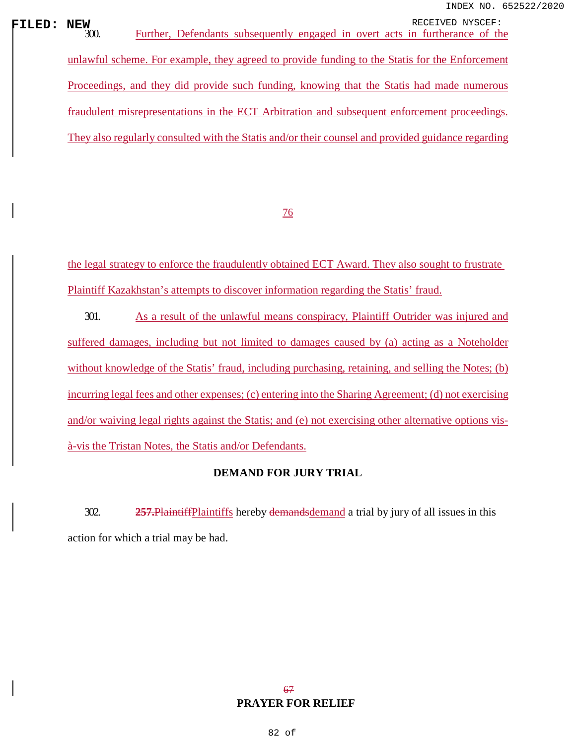300. Further, Defendants subsequently engaged in overt acts in furtherance of the unlawful scheme. For example, they agreed to provide funding to the Statis for the Enforcement Proceedings, and they did provide such funding, knowing that the Statis had made numerous fraudulent misrepresentations in the ECT Arbitration and subsequent enforcement proceedings. They also regularly consulted with the Statis and/or their counsel and provided guidance regarding the legal strategy to enforce the fraudulently obtained ECT Award. They also sought to frustrate Plaintiff Kazakhstan's attempts to discover information regarding the Statis' fraud.

301. As a result of the unlawful means conspiracy, Plaintiff Outrider was injured and suffered damages, including but not limited to damages caused by (a) acting as a Noteholder without knowledge of the Statis' fraud, including purchasing, retaining, and selling the Notes; (b) incurring legal fees and other expenses; (c) entering into the Sharing Agreement; (d) not exercising and/or waiving legal rights against the Statis; and (e) not exercising other alternative options vis-à-vis the Tristan Notes, the Statis and/or Defendants.

## DEMAND FOR JURY TRIAL

302. ~~257.Plaintiff~~Plaintiffs hereby ~~demands~~demand a trial by jury of all issues in this action for which a trial may be had.

## PRAYER FOR RELIEF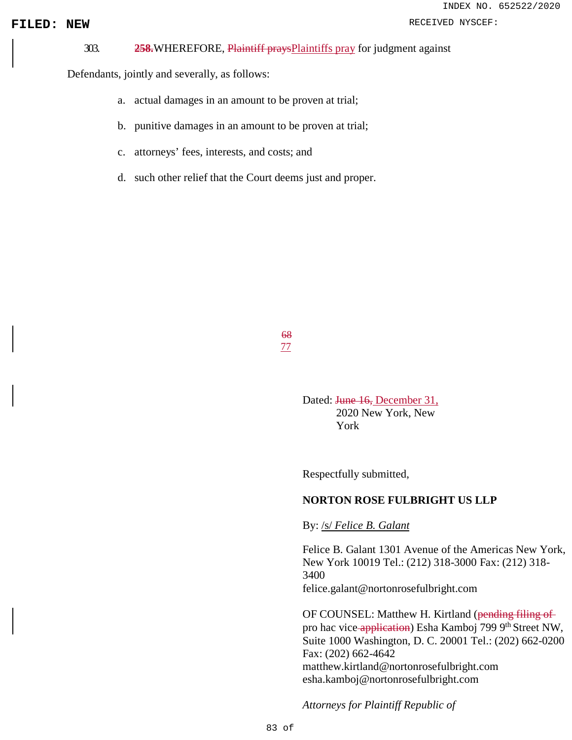303. ~~258.~~WHEREFORE, ~~Plaintiff prays~~Plaintiffs pray for judgment against Defendants, jointly and severally, as follows:

a. actual damages in an amount to be proven at trial;

b. punitive damages in an amount to be proven at trial;

c. attorneys' fees, interests, and costs; and

d. such other relief that the Court deems just and proper.

Dated: ~~June 16,~~ December 31, 2020 New York, New York

Respectfully submitted,

**NORTON ROSE FULBRIGHT US LLP**

By: /s/ *Felice B. Galant*

Felice B. Galant 1301 Avenue of the Americas New York, New York 10019 Tel.: (212) 318-3000 Fax: (212) 318-3400
felice.galant@nortonrosefulbright.com

OF COUNSEL: Matthew H. Kirtland (~~pending filing of~~ pro hac vice ~~application~~) Esha Kamboj 799 9th Street NW, Suite 1000 Washington, D. C. 20001 Tel.: (202) 662-0200 Fax: (202) 662-4642
matthew.kirtland@nortonrosefulbright.com
esha.kamboj@nortonrosefulbright.com

*Attorneys for Plaintiff Republic of*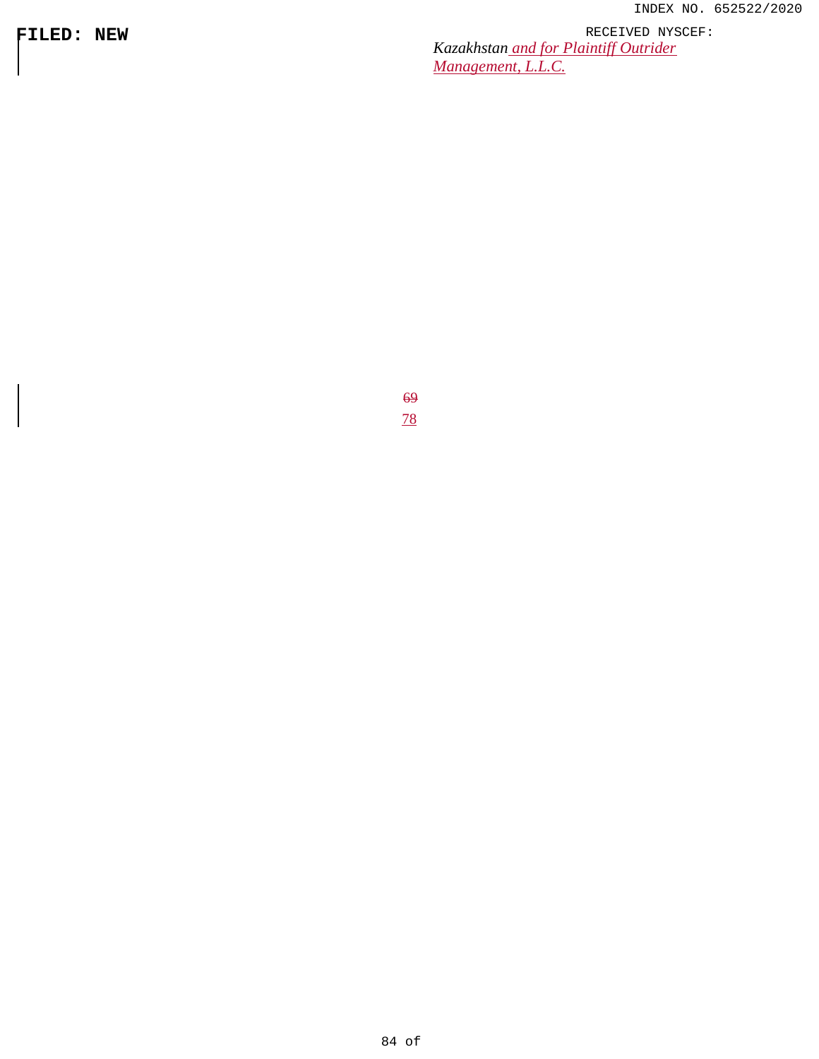*Kazakhstan* *and for Plaintiff Outrider Management, L.L.C.*

~~69~~

78